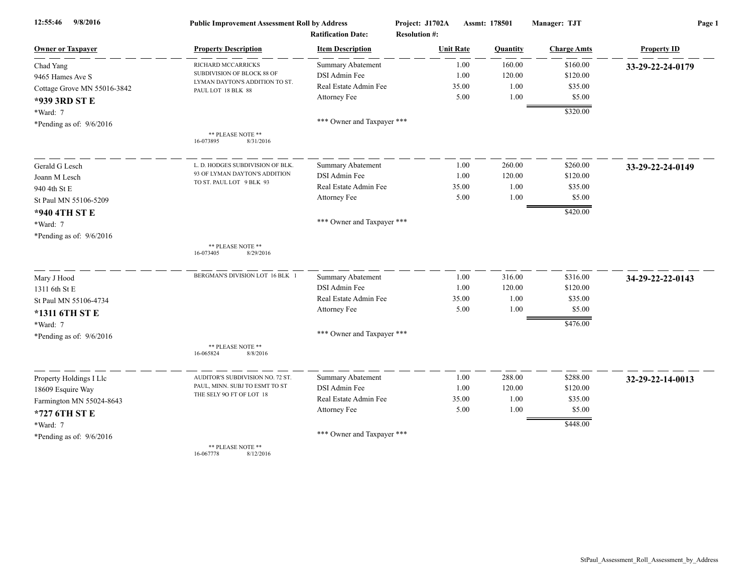12:55:46 9/8/2016 **Public Improvement Assessment Roll by Address** **Project: J1702A** **Assmt: 178501** **Manager: TJT**

**Ratification Date:** **Resolution #:**

| Owner or Taxpayer | Property Description | Item Description | Unit Rate | Quantity | Charge Amts | Property ID |
|---|---|---|---|---|---|---|
| Chad Yang<br>9465 Hames Ave S<br>Cottage Grove MN 55016-3842<br>**\*939 3RD ST E**<br>\*Ward: 7<br>\*Pending as of: 9/6/2016 | RICHARD MCCARRICKS SUBDIVISION OF BLOCK 88 OF LYMAN DAYTON'S ADDITION TO ST. PAUL LOT 18 BLK 88<br><br>\*\* PLEASE NOTE \*\*<br>16-073895 8/31/2016 | Summary Abatement<br>DSI Admin Fee<br>Real Estate Admin Fee<br>Attorney Fee<br><br>\*\*\* Owner and Taxpayer \*\*\* | 1.00<br>1.00<br>35.00<br>5.00 | 160.00<br>120.00<br>1.00<br>1.00 | $160.00<br>$120.00<br>$35.00<br>$5.00<br>$320.00 | **33-29-22-24-0179** |
| Gerald G Lesch<br>Joann M Lesch<br>940 4th St E<br>St Paul MN 55106-5209<br>**\*940 4TH ST E**<br>\*Ward: 7<br>\*Pending as of: 9/6/2016 | L. D. HODGES SUBDIVISION OF BLK. 93 OF LYMAN DAYTON'S ADDITION TO ST. PAUL LOT 9 BLK 93<br><br>\*\* PLEASE NOTE \*\*<br>16-073405 8/29/2016 | Summary Abatement<br>DSI Admin Fee<br>Real Estate Admin Fee<br>Attorney Fee<br><br>\*\*\* Owner and Taxpayer \*\*\* | 1.00<br>1.00<br>35.00<br>5.00 | 260.00<br>120.00<br>1.00<br>1.00 | $260.00<br>$120.00<br>$35.00<br>$5.00<br>$420.00 | **33-29-22-24-0149** |
| Mary J Hood<br>1311 6th St E<br>St Paul MN 55106-4734<br>**\*1311 6TH ST E**<br>\*Ward: 7<br>\*Pending as of: 9/6/2016 | BERGMAN'S DIVISION LOT 16 BLK 1<br><br>\*\* PLEASE NOTE \*\*<br>16-065824 8/8/2016 | Summary Abatement<br>DSI Admin Fee<br>Real Estate Admin Fee<br>Attorney Fee<br><br>\*\*\* Owner and Taxpayer \*\*\* | 1.00<br>1.00<br>35.00<br>5.00 | 316.00<br>120.00<br>1.00<br>1.00 | $316.00<br>$120.00<br>$35.00<br>$5.00<br>$476.00 | **34-29-22-22-0143** |
| Property Holdings I Llc<br>18609 Esquire Way<br>Farmington MN 55024-8643<br>**\*727 6TH ST E**<br>\*Ward: 7<br>\*Pending as of: 9/6/2016 | AUDITOR'S SUBDIVISION NO. 72 ST. PAUL, MINN. SUBJ TO ESMT TO ST THE SELY 9O FT OF LOT 18<br><br>\*\* PLEASE NOTE \*\*<br>16-067778 8/12/2016 | Summary Abatement<br>DSI Admin Fee<br>Real Estate Admin Fee<br>Attorney Fee<br><br>\*\*\* Owner and Taxpayer \*\*\* | 1.00<br>1.00<br>35.00<br>5.00 | 288.00<br>120.00<br>1.00<br>1.00 | $288.00<br>$120.00<br>$35.00<br>$5.00<br>$448.00 | **32-29-22-14-0013** |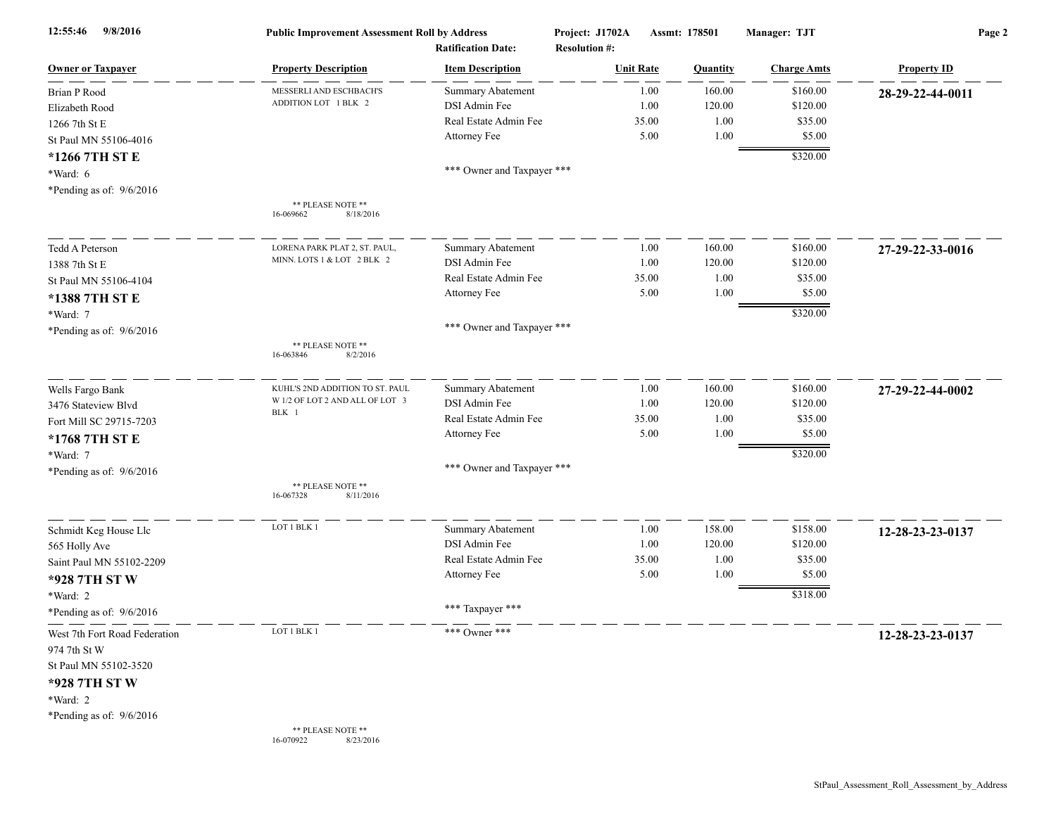**12:55:46 9/8/2016** **Public Improvement Assessment Roll by Address** **Project: J1702A** **Assmt: 178501** **Manager: TJT**

**Ratification Date:** **Resolution #:**

| Owner or Taxpayer | Property Description | Item Description | Unit Rate | Quantity | Charge Amts | Property ID |
|---|---|---|---|---|---|---|
| Brian P Rood<br>Elizabeth Rood<br>1266 7th St E<br>St Paul MN 55106-4016<br>**\*1266 7TH ST E**<br>\*Ward: 6<br>\*Pending as of: 9/6/2016 | MESSERLI AND ESCHBACH'S ADDITION LOT 1 BLK 2<br><br>\*\* PLEASE NOTE \*\*<br>16-069662 8/18/2016 | Summary Abatement<br>DSI Admin Fee<br>Real Estate Admin Fee<br>Attorney Fee<br><br>\*\*\* Owner and Taxpayer \*\*\* | 1.00<br>1.00<br>35.00<br>5.00 | 160.00<br>120.00<br>1.00<br>1.00 | $160.00<br>$120.00<br>$35.00<br>$5.00<br>$320.00 | **28-29-22-44-0011** |
| Tedd A Peterson<br>1388 7th St E<br>St Paul MN 55106-4104<br>**\*1388 7TH ST E**<br>\*Ward: 7<br>\*Pending as of: 9/6/2016 | LORENA PARK PLAT 2, ST. PAUL, MINN. LOTS 1 & LOT 2 BLK 2<br><br>\*\* PLEASE NOTE \*\*<br>16-063846 8/2/2016 | Summary Abatement<br>DSI Admin Fee<br>Real Estate Admin Fee<br>Attorney Fee<br><br>\*\*\* Owner and Taxpayer \*\*\* | 1.00<br>1.00<br>35.00<br>5.00 | 160.00<br>120.00<br>1.00<br>1.00 | $160.00<br>$120.00<br>$35.00<br>$5.00<br>$320.00 | **27-29-22-33-0016** |
| Wells Fargo Bank<br>3476 Stateview Blvd<br>Fort Mill SC 29715-7203<br>**\*1768 7TH ST E**<br>\*Ward: 7<br>\*Pending as of: 9/6/2016 | KUHL'S 2ND ADDITION TO ST. PAUL W 1/2 OF LOT 2 AND ALL OF LOT 3 BLK 1<br><br>\*\* PLEASE NOTE \*\*<br>16-067328 8/11/2016 | Summary Abatement<br>DSI Admin Fee<br>Real Estate Admin Fee<br>Attorney Fee<br><br>\*\*\* Owner and Taxpayer \*\*\* | 1.00<br>1.00<br>35.00<br>5.00 | 160.00<br>120.00<br>1.00<br>1.00 | $160.00<br>$120.00<br>$35.00<br>$5.00<br>$320.00 | **27-29-22-44-0002** |
| Schmidt Keg House Llc<br>565 Holly Ave<br>Saint Paul MN 55102-2209<br>**\*928 7TH ST W**<br>\*Ward: 2<br>\*Pending as of: 9/6/2016 | LOT 1 BLK 1 | Summary Abatement<br>DSI Admin Fee<br>Real Estate Admin Fee<br>Attorney Fee<br><br>\*\*\* Taxpayer \*\*\* | 1.00<br>1.00<br>35.00<br>5.00 | 158.00<br>120.00<br>1.00<br>1.00 | $158.00<br>$120.00<br>$35.00<br>$5.00<br>$318.00 | **12-28-23-23-0137** |
| West 7th Fort Road Federation<br>974 7th St W<br>St Paul MN 55102-3520<br>**\*928 7TH ST W**<br>\*Ward: 2<br>\*Pending as of: 9/6/2016 | LOT 1 BLK 1<br><br>\*\* PLEASE NOTE \*\*<br>16-070922 8/23/2016 | \*\*\* Owner \*\*\* | | | | **12-28-23-23-0137** |

StPaul_Assessment_Roll_Assessment_by_Address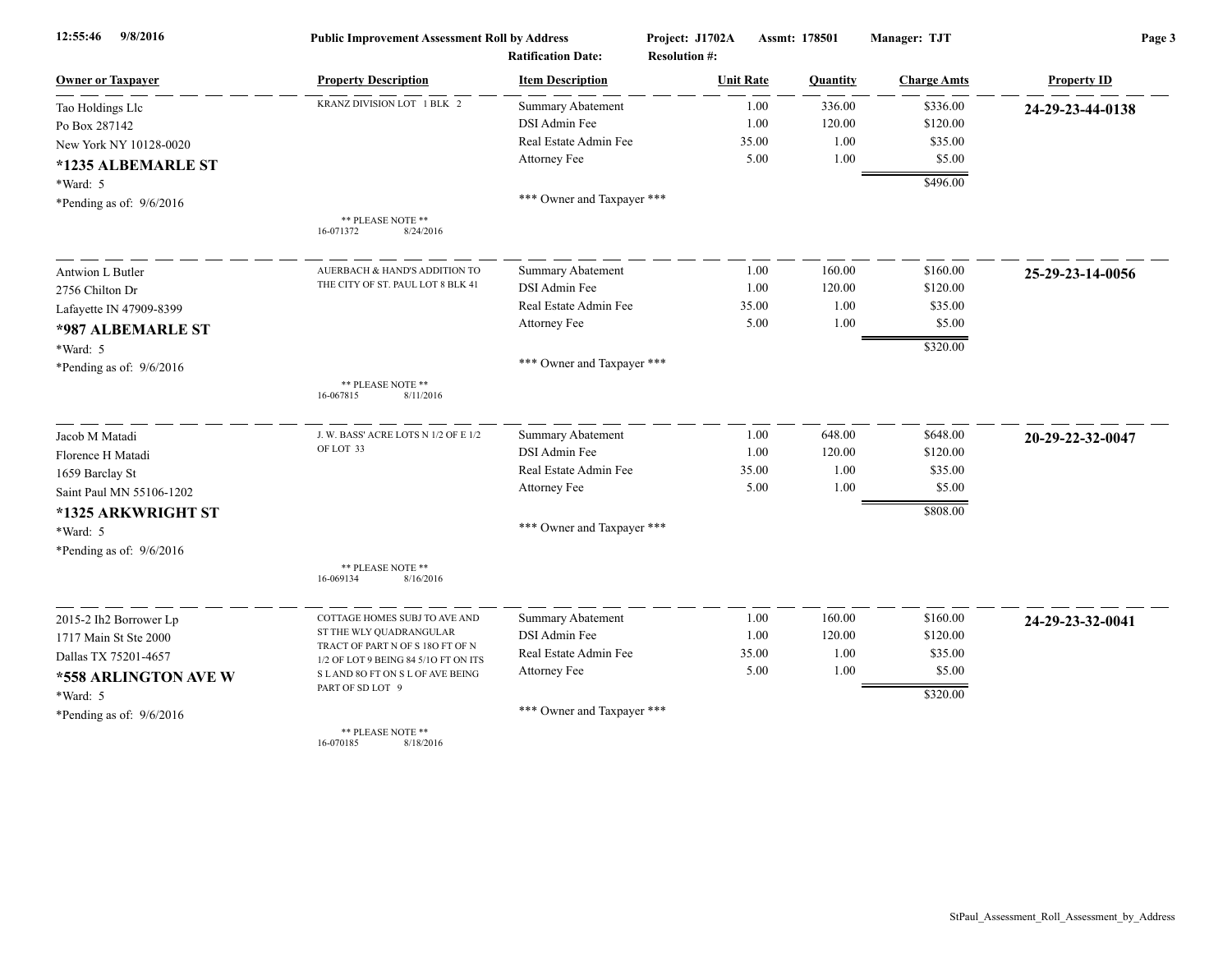**Public Improvement Assessment Roll by Address** | **Project: J1702A** | **Assmt: 178501** | **Manager: TJT**

**Ratification Date:** | **Resolution #:**

| Owner or Taxpayer | Property Description | Item Description | Unit Rate | Quantity | Charge Amts | Property ID |
|---|---|---|---|---|---|---|
| Tao Holdings Llc<br>Po Box 287142<br>New York NY 10128-0020<br>**\*1235 ALBEMARLE ST**<br>\*Ward: 5<br>\*Pending as of: 9/6/2016 | KRANZ DIVISION LOT 1 BLK 2<br><br>** PLEASE NOTE **<br>16-071372 8/24/2016 | Summary Abatement<br>DSI Admin Fee<br>Real Estate Admin Fee<br>Attorney Fee<br><br>*** Owner and Taxpayer *** | 1.00<br>1.00<br>35.00<br>5.00 | 336.00<br>120.00<br>1.00<br>1.00 | $336.00<br>$120.00<br>$35.00<br>$5.00<br>$496.00 | **24-29-23-44-0138** |
| Antwion L Butler<br>2756 Chilton Dr<br>Lafayette IN 47909-8399<br>**\*987 ALBEMARLE ST**<br>\*Ward: 5<br>\*Pending as of: 9/6/2016 | AUERBACH & HAND'S ADDITION TO THE CITY OF ST. PAUL LOT 8 BLK 41<br><br>** PLEASE NOTE **<br>16-067815 8/11/2016 | Summary Abatement<br>DSI Admin Fee<br>Real Estate Admin Fee<br>Attorney Fee<br><br>*** Owner and Taxpayer *** | 1.00<br>1.00<br>35.00<br>5.00 | 160.00<br>120.00<br>1.00<br>1.00 | $160.00<br>$120.00<br>$35.00<br>$5.00<br>$320.00 | **25-29-23-14-0056** |
| Jacob M Matadi<br>Florence H Matadi<br>1659 Barclay St<br>Saint Paul MN 55106-1202<br>**\*1325 ARKWRIGHT ST**<br>\*Ward: 5<br>\*Pending as of: 9/6/2016 | J. W. BASS' ACRE LOTS N 1/2 OF E 1/2 OF LOT 33<br><br>** PLEASE NOTE **<br>16-069134 8/16/2016 | Summary Abatement<br>DSI Admin Fee<br>Real Estate Admin Fee<br>Attorney Fee<br><br>*** Owner and Taxpayer *** | 1.00<br>1.00<br>35.00<br>5.00 | 648.00<br>120.00<br>1.00<br>1.00 | $648.00<br>$120.00<br>$35.00<br>$5.00<br>$808.00 | **20-29-22-32-0047** |
| 2015-2 Ih2 Borrower Lp<br>1717 Main St Ste 2000<br>Dallas TX 75201-4657<br>**\*558 ARLINGTON AVE W**<br>\*Ward: 5<br>\*Pending as of: 9/6/2016 | COTTAGE HOMES SUBJ TO AVE AND ST THE WLY QUADRANGULAR TRACT OF PART N OF S 18O FT OF N 1/2 OF LOT 9 BEING 84 5/1O FT ON ITS S L AND 8O FT ON S L OF AVE BEING PART OF SD LOT 9<br><br>** PLEASE NOTE **<br>16-070185 8/18/2016 | Summary Abatement<br>DSI Admin Fee<br>Real Estate Admin Fee<br>Attorney Fee<br><br>*** Owner and Taxpayer *** | 1.00<br>1.00<br>35.00<br>5.00 | 160.00<br>120.00<br>1.00<br>1.00 | $160.00<br>$120.00<br>$35.00<br>$5.00<br>$320.00 | **24-29-23-32-0041** |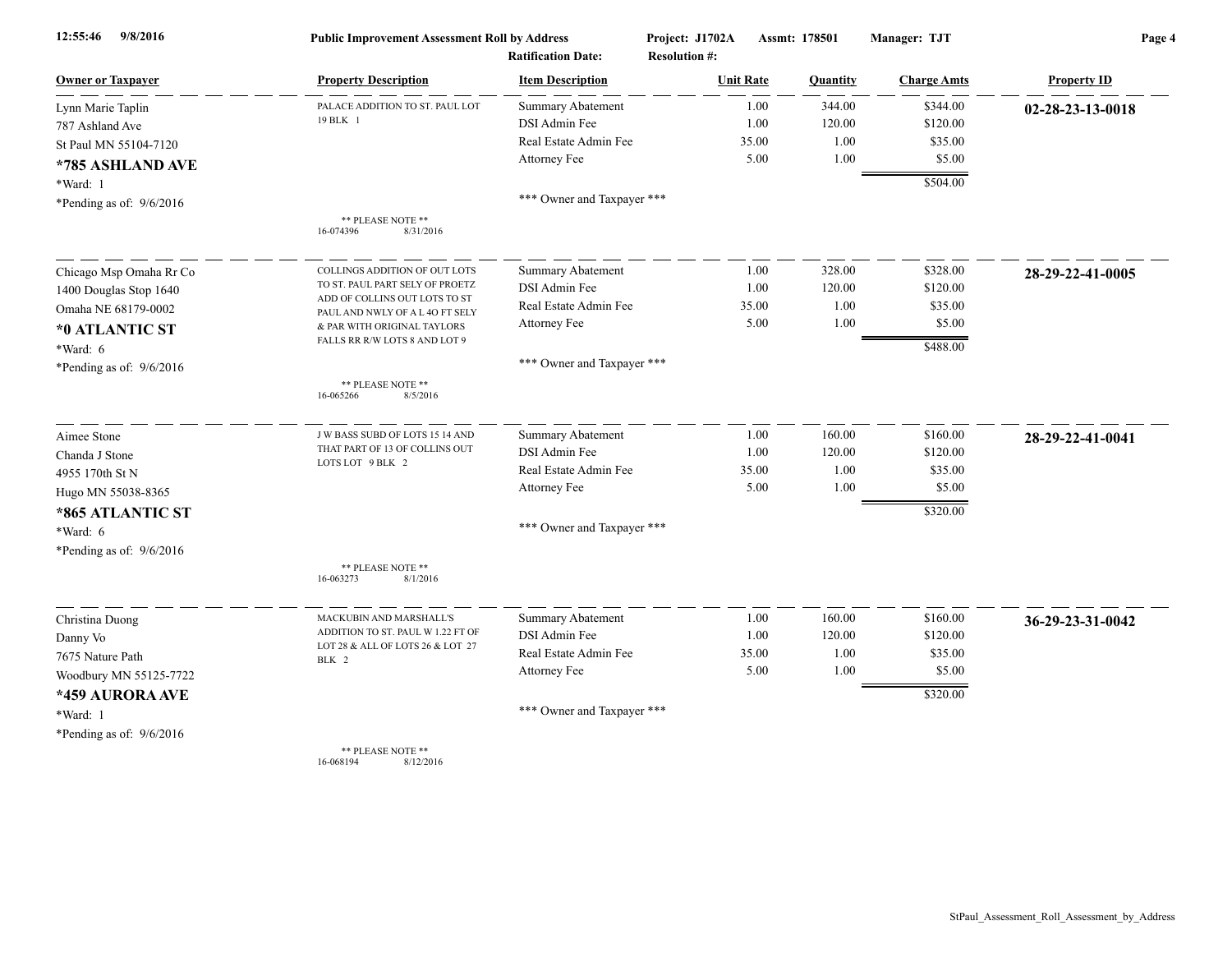**Public Improvement Assessment Roll by Address** | **Project: J1702A** | **Assmt: 178501** | **Manager: TJT**

**Ratification Date:** | **Resolution #:**

| Owner or Taxpayer | Property Description | Item Description | Unit Rate | Quantity | Charge Amts | Property ID |
|---|---|---|---|---|---|---|
| Lynn Marie Taplin<br>787 Ashland Ave<br>St Paul MN 55104-7120<br>**\*785 ASHLAND AVE**<br>\*Ward: 1<br>\*Pending as of: 9/6/2016 | PALACE ADDITION TO ST. PAUL LOT 19 BLK 1<br><br>\*\* PLEASE NOTE \*\*<br>16-074396 8/31/2016 | Summary Abatement<br>DSI Admin Fee<br>Real Estate Admin Fee<br>Attorney Fee<br><br>\*\*\* Owner and Taxpayer \*\*\* | 1.00<br>1.00<br>35.00<br>5.00 | 344.00<br>120.00<br>1.00<br>1.00 | $344.00<br>$120.00<br>$35.00<br>$5.00<br>**$504.00** | **02-28-23-13-0018** |
| Chicago Msp Omaha Rr Co<br>1400 Douglas Stop 1640<br>Omaha NE 68179-0002<br>**\*0 ATLANTIC ST**<br>\*Ward: 6<br>\*Pending as of: 9/6/2016 | COLLINGS ADDITION OF OUT LOTS TO ST. PAUL PART SELY OF PROETZ ADD OF COLLINS OUT LOTS TO ST PAUL AND NWLY OF A L 4O FT SELY & PAR WITH ORIGINAL TAYLORS FALLS RR R/W LOTS 8 AND LOT 9<br><br>\*\* PLEASE NOTE \*\*<br>16-065266 8/5/2016 | Summary Abatement<br>DSI Admin Fee<br>Real Estate Admin Fee<br>Attorney Fee<br><br>\*\*\* Owner and Taxpayer \*\*\* | 1.00<br>1.00<br>35.00<br>5.00 | 328.00<br>120.00<br>1.00<br>1.00 | $328.00<br>$120.00<br>$35.00<br>$5.00<br>**$488.00** | **28-29-22-41-0005** |
| Aimee Stone<br>Chanda J Stone<br>4955 170th St N<br>Hugo MN 55038-8365<br>**\*865 ATLANTIC ST**<br>\*Ward: 6<br>\*Pending as of: 9/6/2016 | J W BASS SUBD OF LOTS 15 14 AND THAT PART OF 13 OF COLLINS OUT LOTS LOT 9 BLK 2<br><br>\*\* PLEASE NOTE \*\*<br>16-063273 8/1/2016 | Summary Abatement<br>DSI Admin Fee<br>Real Estate Admin Fee<br>Attorney Fee<br><br>\*\*\* Owner and Taxpayer \*\*\* | 1.00<br>1.00<br>35.00<br>5.00 | 160.00<br>120.00<br>1.00<br>1.00 | $160.00<br>$120.00<br>$35.00<br>$5.00<br>**$320.00** | **28-29-22-41-0041** |
| Christina Duong<br>Danny Vo<br>7675 Nature Path<br>Woodbury MN 55125-7722<br>**\*459 AURORA AVE**<br>\*Ward: 1<br>\*Pending as of: 9/6/2016 | MACKUBIN AND MARSHALL'S ADDITION TO ST. PAUL W 1.22 FT OF LOT 28 & ALL OF LOTS 26 & LOT 27 BLK 2<br><br>\*\* PLEASE NOTE \*\*<br>16-068194 8/12/2016 | Summary Abatement<br>DSI Admin Fee<br>Real Estate Admin Fee<br>Attorney Fee<br><br>\*\*\* Owner and Taxpayer \*\*\* | 1.00<br>1.00<br>35.00<br>5.00 | 160.00<br>120.00<br>1.00<br>1.00 | $160.00<br>$120.00<br>$35.00<br>$5.00<br>**$320.00** | **36-29-23-31-0042** |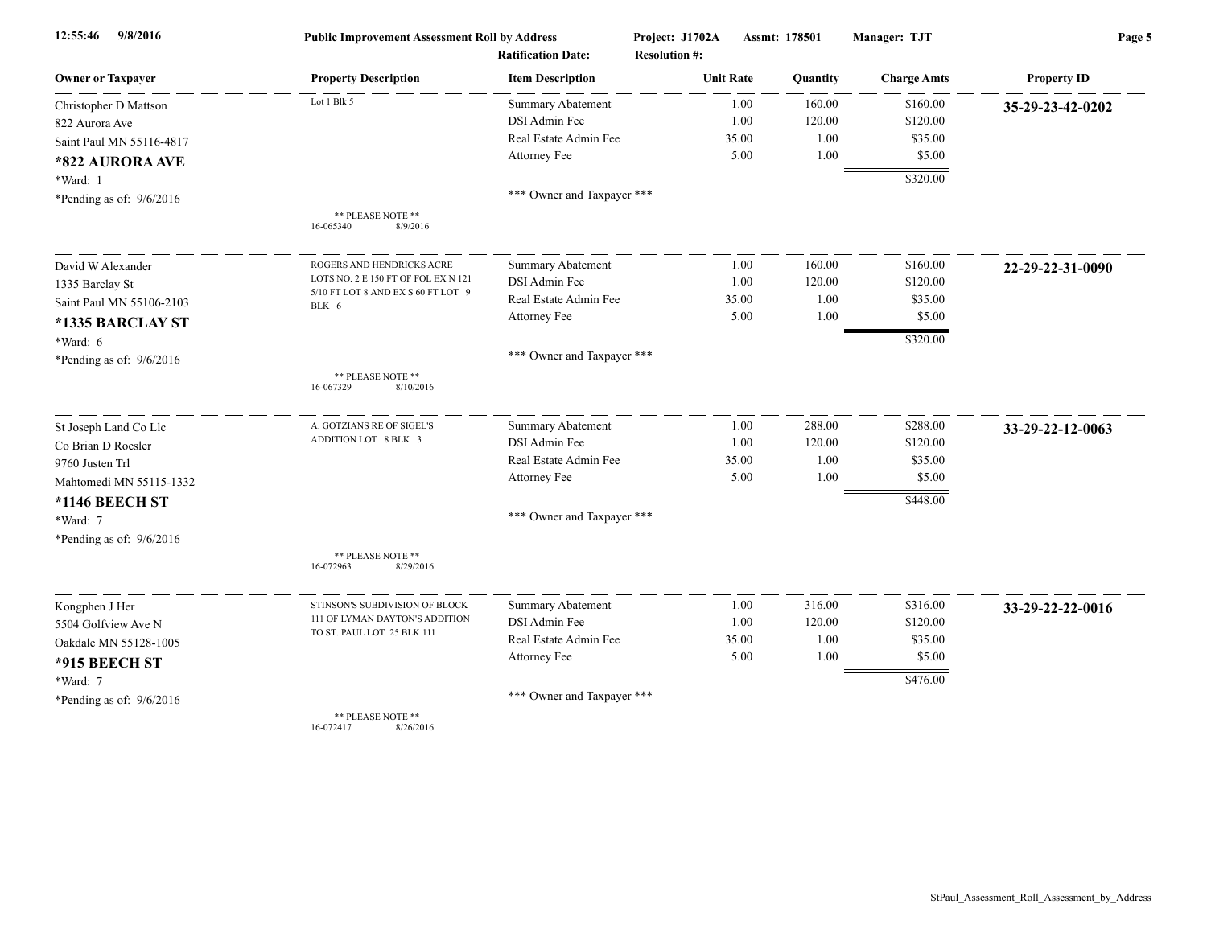**Public Improvement Assessment Roll by Address** — Project: J1702A — Assmt: 178501 — Manager: TJT

Ratification Date: — Resolution #:

| Owner or Taxpayer | Property Description | Item Description | Unit Rate | Quantity | Charge Amts | Property ID |
|---|---|---|---|---|---|---|
| Christopher D Mattson<br>822 Aurora Ave<br>Saint Paul MN 55116-4817<br>**\*822 AURORA AVE**<br>\*Ward: 1<br>\*Pending as of: 9/6/2016 | Lot 1 Blk 5<br>** PLEASE NOTE **<br>16-065340 8/9/2016 | Summary Abatement | 1.00 | 160.00 | $160.00 | **35-29-23-42-0202** |
| | | DSI Admin Fee | 1.00 | 120.00 | $120.00 | |
| | | Real Estate Admin Fee | 35.00 | 1.00 | $35.00 | |
| | | Attorney Fee | 5.00 | 1.00 | $5.00 | |
| | | | | | $320.00 | |
| | | \*\*\* Owner and Taxpayer \*\*\* | | | | |
| David W Alexander<br>1335 Barclay St<br>Saint Paul MN 55106-2103<br>**\*1335 BARCLAY ST**<br>\*Ward: 6<br>\*Pending as of: 9/6/2016 | ROGERS AND HENDRICKS ACRE LOTS NO. 2 E 150 FT OF FOL EX N 121 5/10 FT LOT 8 AND EX S 60 FT LOT 9 BLK 6<br>** PLEASE NOTE **<br>16-067329 8/10/2016 | Summary Abatement | 1.00 | 160.00 | $160.00 | **22-29-22-31-0090** |
| | | DSI Admin Fee | 1.00 | 120.00 | $120.00 | |
| | | Real Estate Admin Fee | 35.00 | 1.00 | $35.00 | |
| | | Attorney Fee | 5.00 | 1.00 | $5.00 | |
| | | | | | $320.00 | |
| | | \*\*\* Owner and Taxpayer \*\*\* | | | | |
| St Joseph Land Co Llc<br>Co Brian D Roesler<br>9760 Justen Trl<br>Mahtomedi MN 55115-1332<br>**\*1146 BEECH ST**<br>\*Ward: 7<br>\*Pending as of: 9/6/2016 | A. GOTZIANS RE OF SIGEL'S ADDITION LOT 8 BLK 3<br>** PLEASE NOTE **<br>16-072963 8/29/2016 | Summary Abatement | 1.00 | 288.00 | $288.00 | **33-29-22-12-0063** |
| | | DSI Admin Fee | 1.00 | 120.00 | $120.00 | |
| | | Real Estate Admin Fee | 35.00 | 1.00 | $35.00 | |
| | | Attorney Fee | 5.00 | 1.00 | $5.00 | |
| | | | | | $448.00 | |
| | | \*\*\* Owner and Taxpayer \*\*\* | | | | |
| Kongphen J Her<br>5504 Golfview Ave N<br>Oakdale MN 55128-1005<br>**\*915 BEECH ST**<br>\*Ward: 7<br>\*Pending as of: 9/6/2016 | STINSON'S SUBDIVISION OF BLOCK 111 OF LYMAN DAYTON'S ADDITION TO ST. PAUL LOT 25 BLK 111<br>** PLEASE NOTE **<br>16-072417 8/26/2016 | Summary Abatement | 1.00 | 316.00 | $316.00 | **33-29-22-22-0016** |
| | | DSI Admin Fee | 1.00 | 120.00 | $120.00 | |
| | | Real Estate Admin Fee | 35.00 | 1.00 | $35.00 | |
| | | Attorney Fee | 5.00 | 1.00 | $5.00 | |
| | | | | | $476.00 | |
| | | \*\*\* Owner and Taxpayer \*\*\* | | | | |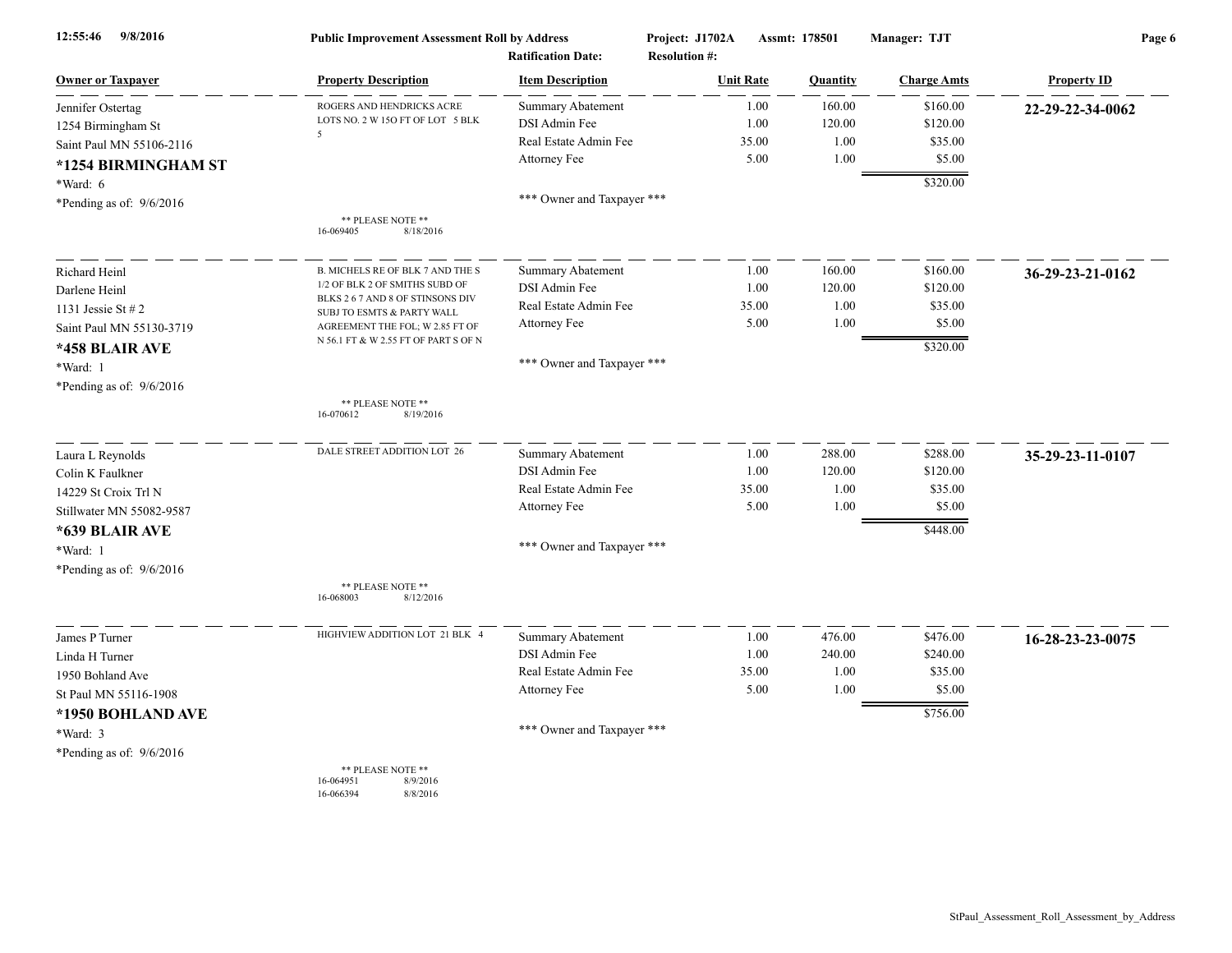12:55:46 9/8/2016 **Public Improvement Assessment Roll by Address** Project: J1702A Assmt: 178501 Manager: TJT

Ratification Date: Resolution #:

| Owner or Taxpayer | Property Description | Item Description | Unit Rate | Quantity | Charge Amts | Property ID |
|---|---|---|---|---|---|---|
| Jennifer Ostertag<br>1254 Birmingham St<br>Saint Paul MN 55106-2116<br>**\*1254 BIRMINGHAM ST**<br>\*Ward: 6<br>\*Pending as of: 9/6/2016 | ROGERS AND HENDRICKS ACRE LOTS NO. 2 W 15O FT OF LOT 5 BLK 5<br>** PLEASE NOTE **<br>16-069405 8/18/2016 | Summary Abatement<br>DSI Admin Fee<br>Real Estate Admin Fee<br>Attorney Fee<br>*** Owner and Taxpayer *** | 1.00<br>1.00<br>35.00<br>5.00 | 160.00<br>120.00<br>1.00<br>1.00 | $160.00<br>$120.00<br>$35.00<br>$5.00<br>$320.00 | **22-29-22-34-0062** |
| Richard Heinl<br>Darlene Heinl<br>1131 Jessie St # 2<br>Saint Paul MN 55130-3719<br>**\*458 BLAIR AVE**<br>\*Ward: 1<br>\*Pending as of: 9/6/2016 | B. MICHELS RE OF BLK 7 AND THE S 1/2 OF BLK 2 OF SMITHS SUBD OF BLKS 2 6 7 AND 8 OF STINSONS DIV SUBJ TO ESMTS & PARTY WALL AGREEMENT THE FOL; W 2.85 FT OF N 56.1 FT & W 2.55 FT OF PART S OF N<br>** PLEASE NOTE **<br>16-070612 8/19/2016 | Summary Abatement<br>DSI Admin Fee<br>Real Estate Admin Fee<br>Attorney Fee<br>*** Owner and Taxpayer *** | 1.00<br>1.00<br>35.00<br>5.00 | 160.00<br>120.00<br>1.00<br>1.00 | $160.00<br>$120.00<br>$35.00<br>$5.00<br>$320.00 | **36-29-23-21-0162** |
| Laura L Reynolds<br>Colin K Faulkner<br>14229 St Croix Trl N<br>Stillwater MN 55082-9587<br>**\*639 BLAIR AVE**<br>\*Ward: 1<br>\*Pending as of: 9/6/2016 | DALE STREET ADDITION LOT 26<br>** PLEASE NOTE **<br>16-068003 8/12/2016 | Summary Abatement<br>DSI Admin Fee<br>Real Estate Admin Fee<br>Attorney Fee<br>*** Owner and Taxpayer *** | 1.00<br>1.00<br>35.00<br>5.00 | 288.00<br>120.00<br>1.00<br>1.00 | $288.00<br>$120.00<br>$35.00<br>$5.00<br>$448.00 | **35-29-23-11-0107** |
| James P Turner<br>Linda H Turner<br>1950 Bohland Ave<br>St Paul MN 55116-1908<br>**\*1950 BOHLAND AVE**<br>\*Ward: 3<br>\*Pending as of: 9/6/2016 | HIGHVIEW ADDITION LOT 21 BLK 4<br>** PLEASE NOTE **<br>16-064951 8/9/2016<br>16-066394 8/8/2016 | Summary Abatement<br>DSI Admin Fee<br>Real Estate Admin Fee<br>Attorney Fee<br>*** Owner and Taxpayer *** | 1.00<br>1.00<br>35.00<br>5.00 | 476.00<br>240.00<br>1.00<br>1.00 | $476.00<br>$240.00<br>$35.00<br>$5.00<br>$756.00 | **16-28-23-23-0075** |

StPaul_Assessment_Roll_Assessment_by_Address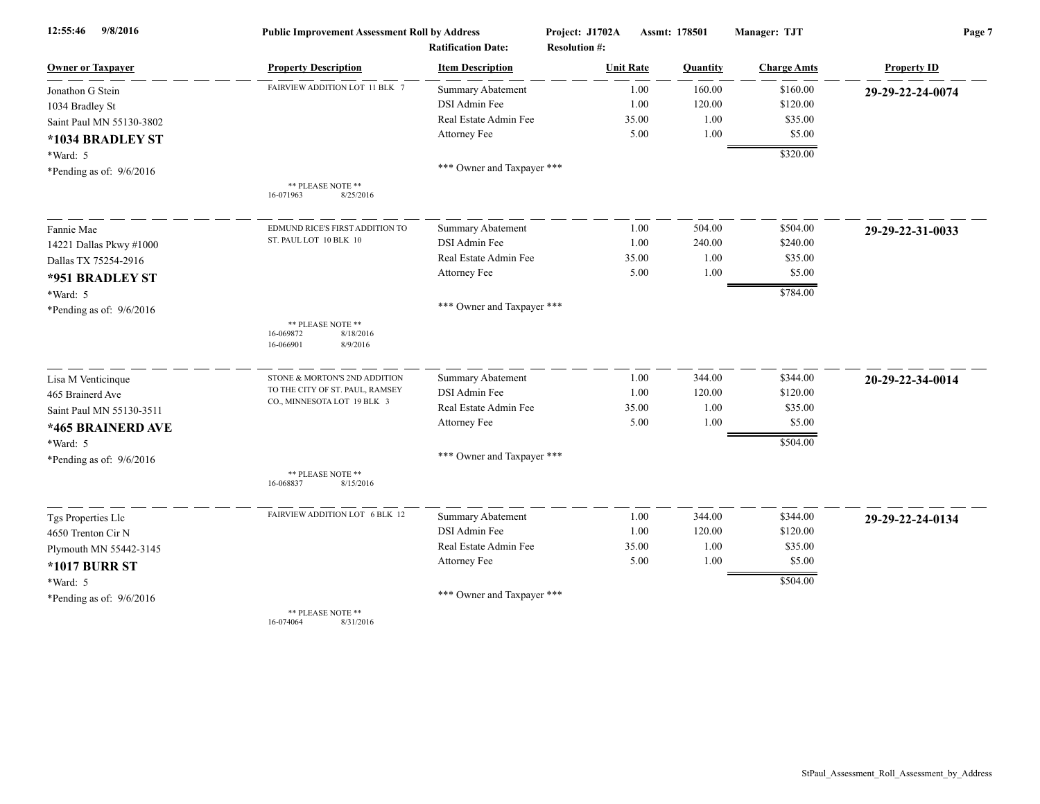**Public Improvement Assessment Roll by Address** — Project: J1702A — Assmt: 178501 — Manager: TJT

Ratification Date: — Resolution #:

| Owner or Taxpayer | Property Description | Item Description | Unit Rate | Quantity | Charge Amts | Property ID |
|---|---|---|---|---|---|---|
| Jonathon G Stein | FAIRVIEW ADDITION LOT 11 BLK 7 | Summary Abatement | 1.00 | 160.00 | $160.00 | **29-29-22-24-0074** |
| 1034 Bradley St | | DSI Admin Fee | 1.00 | 120.00 | $120.00 | |
| Saint Paul MN 55130-3802 | | Real Estate Admin Fee | 35.00 | 1.00 | $35.00 | |
| **\*1034 BRADLEY ST** | | Attorney Fee | 5.00 | 1.00 | $5.00 | |
| \*Ward: 5 | | | | | $320.00 | |
| \*Pending as of: 9/6/2016 | \*\* PLEASE NOTE \*\* 16-071963 8/25/2016 | \*\*\* Owner and Taxpayer \*\*\* | | | | |
| Fannie Mae | EDMUND RICE'S FIRST ADDITION TO ST. PAUL LOT 10 BLK 10 | Summary Abatement | 1.00 | 504.00 | $504.00 | **29-29-22-31-0033** |
| 14221 Dallas Pkwy #1000 | | DSI Admin Fee | 1.00 | 240.00 | $240.00 | |
| Dallas TX 75254-2916 | | Real Estate Admin Fee | 35.00 | 1.00 | $35.00 | |
| **\*951 BRADLEY ST** | | Attorney Fee | 5.00 | 1.00 | $5.00 | |
| \*Ward: 5 | | | | | $784.00 | |
| \*Pending as of: 9/6/2016 | \*\* PLEASE NOTE \*\* 16-069872 8/18/2016; 16-066901 8/9/2016 | \*\*\* Owner and Taxpayer \*\*\* | | | | |
| Lisa M Venticinque | STONE & MORTON'S 2ND ADDITION TO THE CITY OF ST. PAUL, RAMSEY CO., MINNESOTA LOT 19 BLK 3 | Summary Abatement | 1.00 | 344.00 | $344.00 | **20-29-22-34-0014** |
| 465 Brainerd Ave | | DSI Admin Fee | 1.00 | 120.00 | $120.00 | |
| Saint Paul MN 55130-3511 | | Real Estate Admin Fee | 35.00 | 1.00 | $35.00 | |
| **\*465 BRAINERD AVE** | | Attorney Fee | 5.00 | 1.00 | $5.00 | |
| \*Ward: 5 | | | | | $504.00 | |
| \*Pending as of: 9/6/2016 | \*\* PLEASE NOTE \*\* 16-068837 8/15/2016 | \*\*\* Owner and Taxpayer \*\*\* | | | | |
| Tgs Properties Llc | FAIRVIEW ADDITION LOT 6 BLK 12 | Summary Abatement | 1.00 | 344.00 | $344.00 | **29-29-22-24-0134** |
| 4650 Trenton Cir N | | DSI Admin Fee | 1.00 | 120.00 | $120.00 | |
| Plymouth MN 55442-3145 | | Real Estate Admin Fee | 35.00 | 1.00 | $35.00 | |
| **\*1017 BURR ST** | | Attorney Fee | 5.00 | 1.00 | $5.00 | |
| \*Ward: 5 | | | | | $504.00 | |
| \*Pending as of: 9/6/2016 | \*\* PLEASE NOTE \*\* 16-074064 8/31/2016 | \*\*\* Owner and Taxpayer \*\*\* | | | | |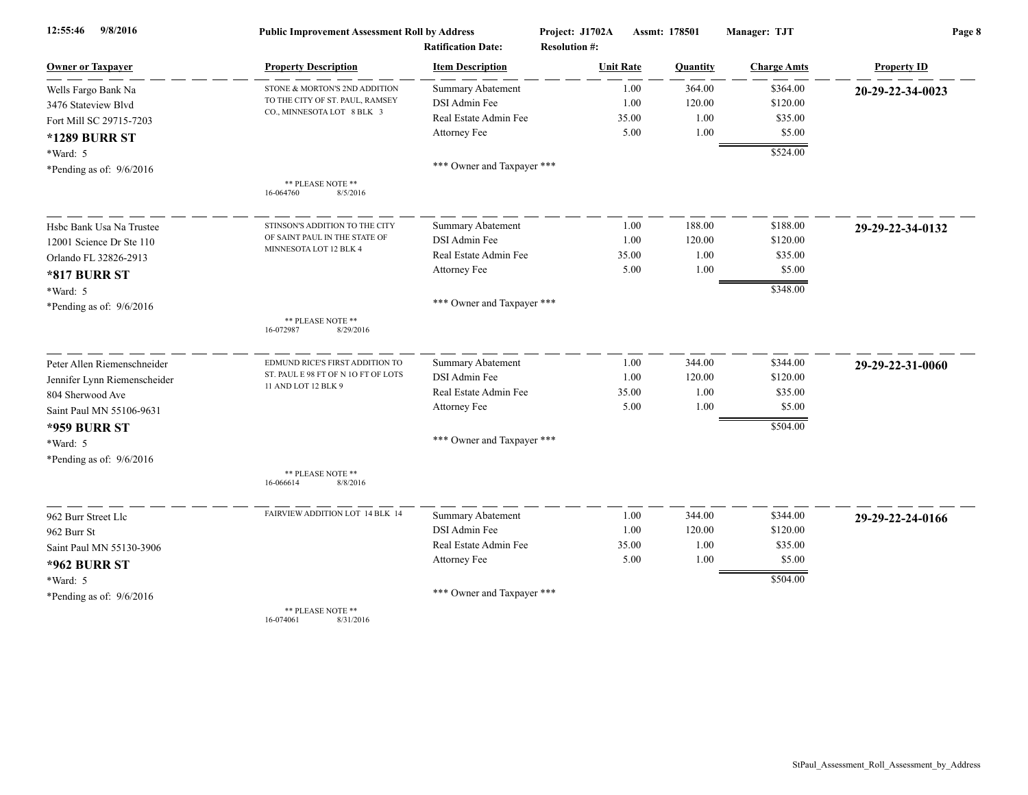| Owner or Taxpayer | Property Description | Item Description | Unit Rate | Quantity | Charge Amts | Property ID |
|---|---|---|---|---|---|---|
| Wells Fargo Bank Na<br>3476 Stateview Blvd<br>Fort Mill SC 29715-7203<br>**\*1289 BURR ST**<br>\*Ward: 5<br>\*Pending as of: 9/6/2016 | STONE & MORTON'S 2ND ADDITION TO THE CITY OF ST. PAUL, RAMSEY CO., MINNESOTA LOT 8 BLK 3<br>** PLEASE NOTE **<br>16-064760 8/5/2016 | Summary Abatement | 1.00 | 364.00 | $364.00 | **20-29-22-34-0023** |
| | | DSI Admin Fee | 1.00 | 120.00 | $120.00 | |
| | | Real Estate Admin Fee | 35.00 | 1.00 | $35.00 | |
| | | Attorney Fee | 5.00 | 1.00 | $5.00 | |
| | | | | | $524.00 | |
| | | *** Owner and Taxpayer *** | | | | |
| Hsbc Bank Usa Na Trustee<br>12001 Science Dr Ste 110<br>Orlando FL 32826-2913<br>**\*817 BURR ST**<br>\*Ward: 5<br>\*Pending as of: 9/6/2016 | STINSON'S ADDITION TO THE CITY OF SAINT PAUL IN THE STATE OF MINNESOTA LOT 12 BLK 4<br>** PLEASE NOTE **<br>16-072987 8/29/2016 | Summary Abatement | 1.00 | 188.00 | $188.00 | **29-29-22-34-0132** |
| | | DSI Admin Fee | 1.00 | 120.00 | $120.00 | |
| | | Real Estate Admin Fee | 35.00 | 1.00 | $35.00 | |
| | | Attorney Fee | 5.00 | 1.00 | $5.00 | |
| | | | | | $348.00 | |
| | | *** Owner and Taxpayer *** | | | | |
| Peter Allen Riemenschneider<br>Jennifer Lynn Riemenscheider<br>804 Sherwood Ave<br>Saint Paul MN 55106-9631<br>**\*959 BURR ST**<br>\*Ward: 5<br>\*Pending as of: 9/6/2016 | EDMUND RICE'S FIRST ADDITION TO ST. PAUL E 98 FT OF N 1O FT OF LOTS 11 AND LOT 12 BLK 9<br>** PLEASE NOTE **<br>16-066614 8/8/2016 | Summary Abatement | 1.00 | 344.00 | $344.00 | **29-29-22-31-0060** |
| | | DSI Admin Fee | 1.00 | 120.00 | $120.00 | |
| | | Real Estate Admin Fee | 35.00 | 1.00 | $35.00 | |
| | | Attorney Fee | 5.00 | 1.00 | $5.00 | |
| | | | | | $504.00 | |
| | | *** Owner and Taxpayer *** | | | | |
| 962 Burr Street Llc<br>962 Burr St<br>Saint Paul MN 55130-3906<br>**\*962 BURR ST**<br>\*Ward: 5<br>\*Pending as of: 9/6/2016 | FAIRVIEW ADDITION LOT 14 BLK 14<br>** PLEASE NOTE **<br>16-074061 8/31/2016 | Summary Abatement | 1.00 | 344.00 | $344.00 | **29-29-22-24-0166** |
| | | DSI Admin Fee | 1.00 | 120.00 | $120.00 | |
| | | Real Estate Admin Fee | 35.00 | 1.00 | $35.00 | |
| | | Attorney Fee | 5.00 | 1.00 | $5.00 | |
| | | | | | $504.00 | |
| | | *** Owner and Taxpayer *** | | | | |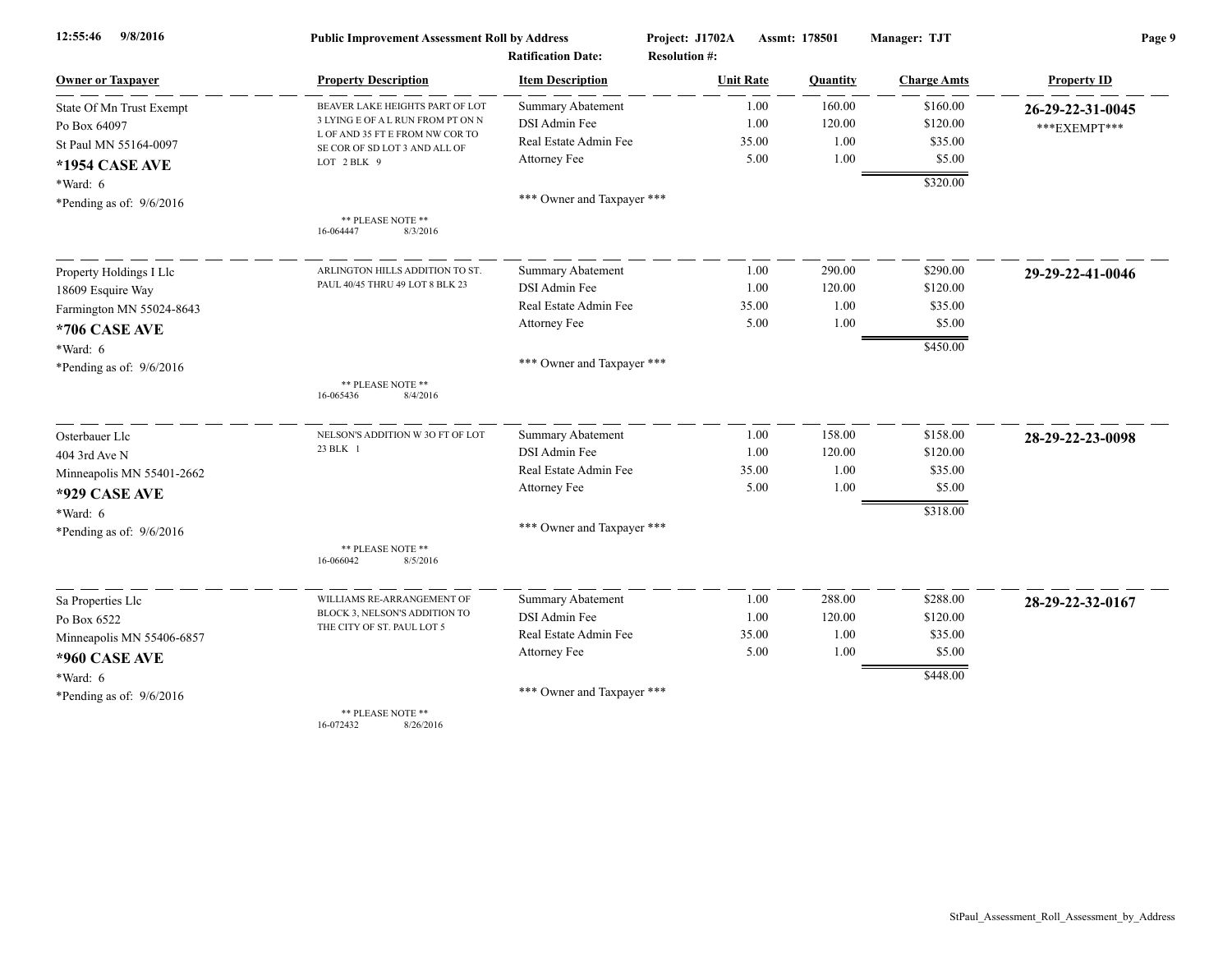12:55:46 9/8/2016 **Public Improvement Assessment Roll by Address** **Project: J1702A** **Assmt: 178501** **Manager: TJT**

**Ratification Date:** **Resolution #:**

| Owner or Taxpayer | Property Description | Item Description | Unit Rate | Quantity | Charge Amts | Property ID |
|---|---|---|---|---|---|---|
| State Of Mn Trust Exempt<br>Po Box 64097<br>St Paul MN 55164-0097<br>**\*1954 CASE AVE**<br>\*Ward: 6<br>\*Pending as of: 9/6/2016 | BEAVER LAKE HEIGHTS PART OF LOT 3 LYING E OF A L RUN FROM PT ON N L OF AND 35 FT E FROM NW COR TO SE COR OF SD LOT 3 AND ALL OF LOT 2 BLK 9<br><br>\*\* PLEASE NOTE \*\*<br>16-064447 8/3/2016 | Summary Abatement<br>DSI Admin Fee<br>Real Estate Admin Fee<br>Attorney Fee<br><br>\*\*\* Owner and Taxpayer \*\*\* | 1.00<br>1.00<br>35.00<br>5.00 | 160.00<br>120.00<br>1.00<br>1.00 | $160.00<br>$120.00<br>$35.00<br>$5.00<br>$320.00 | **26-29-22-31-0045**<br>\*\*\*EXEMPT\*\*\* |
| Property Holdings I Llc<br>18609 Esquire Way<br>Farmington MN 55024-8643<br>**\*706 CASE AVE**<br>\*Ward: 6<br>\*Pending as of: 9/6/2016 | ARLINGTON HILLS ADDITION TO ST. PAUL 40/45 THRU 49 LOT 8 BLK 23<br><br>\*\* PLEASE NOTE \*\*<br>16-065436 8/4/2016 | Summary Abatement<br>DSI Admin Fee<br>Real Estate Admin Fee<br>Attorney Fee<br><br>\*\*\* Owner and Taxpayer \*\*\* | 1.00<br>1.00<br>35.00<br>5.00 | 290.00<br>120.00<br>1.00<br>1.00 | $290.00<br>$120.00<br>$35.00<br>$5.00<br>$450.00 | **29-29-22-41-0046** |
| Osterbauer Llc<br>404 3rd Ave N<br>Minneapolis MN 55401-2662<br>**\*929 CASE AVE**<br>\*Ward: 6<br>\*Pending as of: 9/6/2016 | NELSON'S ADDITION W 3O FT OF LOT 23 BLK 1<br><br>\*\* PLEASE NOTE \*\*<br>16-066042 8/5/2016 | Summary Abatement<br>DSI Admin Fee<br>Real Estate Admin Fee<br>Attorney Fee<br><br>\*\*\* Owner and Taxpayer \*\*\* | 1.00<br>1.00<br>35.00<br>5.00 | 158.00<br>120.00<br>1.00<br>1.00 | $158.00<br>$120.00<br>$35.00<br>$5.00<br>$318.00 | **28-29-22-23-0098** |
| Sa Properties Llc<br>Po Box 6522<br>Minneapolis MN 55406-6857<br>**\*960 CASE AVE**<br>\*Ward: 6<br>\*Pending as of: 9/6/2016 | WILLIAMS RE-ARRANGEMENT OF BLOCK 3, NELSON'S ADDITION TO THE CITY OF ST. PAUL LOT 5<br><br>\*\* PLEASE NOTE \*\*<br>16-072432 8/26/2016 | Summary Abatement<br>DSI Admin Fee<br>Real Estate Admin Fee<br>Attorney Fee<br><br>\*\*\* Owner and Taxpayer \*\*\* | 1.00<br>1.00<br>35.00<br>5.00 | 288.00<br>120.00<br>1.00<br>1.00 | $288.00<br>$120.00<br>$35.00<br>$5.00<br>$448.00 | **28-29-22-32-0167** |

StPaul_Assessment_Roll_Assessment_by_Address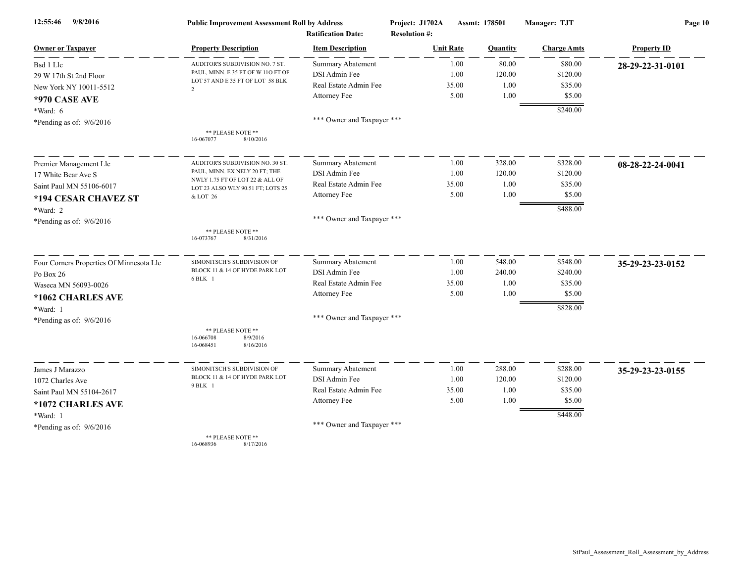12:55:46 9/8/2016 **Public Improvement Assessment Roll by Address** Project: J1702A Assmt: 178501 Manager: TJT

Ratification Date: Resolution #:

| Owner or Taxpayer | Property Description | Item Description | Unit Rate | Quantity | Charge Amts | Property ID |
|---|---|---|---|---|---|---|
| Bsd 1 Llc<br>29 W 17th St 2nd Floor<br>New York NY 10011-5512<br>**\*970 CASE AVE**<br>*Ward: 6<br>*Pending as of: 9/6/2016 | AUDITOR'S SUBDIVISION NO. 7 ST. PAUL, MINN. E 35 FT OF W 11O FT OF LOT 57 AND E 35 FT OF LOT 58 BLK 2<br><br>** PLEASE NOTE **<br>16-067077 8/10/2016 | Summary Abatement<br>DSI Admin Fee<br>Real Estate Admin Fee<br>Attorney Fee<br><br>*** Owner and Taxpayer *** | 1.00<br>1.00<br>35.00<br>5.00 | 80.00<br>120.00<br>1.00<br>1.00 | $80.00<br>$120.00<br>$35.00<br>$5.00<br>$240.00 | **28-29-22-31-0101** |
| Premier Management Llc<br>17 White Bear Ave S<br>Saint Paul MN 55106-6017<br>**\*194 CESAR CHAVEZ ST**<br>*Ward: 2<br>*Pending as of: 9/6/2016 | AUDITOR'S SUBDIVISION NO. 30 ST. PAUL, MINN. EX NELY 20 FT; THE NWLY 1.75 FT OF LOT 22 & ALL OF LOT 23 ALSO WLY 90.51 FT; LOTS 25 & LOT 26<br><br>** PLEASE NOTE **<br>16-073767 8/31/2016 | Summary Abatement<br>DSI Admin Fee<br>Real Estate Admin Fee<br>Attorney Fee<br><br>*** Owner and Taxpayer *** | 1.00<br>1.00<br>35.00<br>5.00 | 328.00<br>120.00<br>1.00<br>1.00 | $328.00<br>$120.00<br>$35.00<br>$5.00<br>$488.00 | **08-28-22-24-0041** |
| Four Corners Properties Of Minnesota Llc<br>Po Box 26<br>Waseca MN 56093-0026<br>**\*1062 CHARLES AVE**<br>*Ward: 1<br>*Pending as of: 9/6/2016 | SIMONITSCH'S SUBDIVISION OF BLOCK 11 & 14 OF HYDE PARK LOT 6 BLK 1<br><br>** PLEASE NOTE **<br>16-066708 8/9/2016<br>16-068451 8/16/2016 | Summary Abatement<br>DSI Admin Fee<br>Real Estate Admin Fee<br>Attorney Fee<br><br>*** Owner and Taxpayer *** | 1.00<br>1.00<br>35.00<br>5.00 | 548.00<br>240.00<br>1.00<br>1.00 | $548.00<br>$240.00<br>$35.00<br>$5.00<br>$828.00 | **35-29-23-23-0152** |
| James J Marazzo<br>1072 Charles Ave<br>Saint Paul MN 55104-2617<br>**\*1072 CHARLES AVE**<br>*Ward: 1<br>*Pending as of: 9/6/2016 | SIMONITSCH'S SUBDIVISION OF BLOCK 11 & 14 OF HYDE PARK LOT 9 BLK 1<br><br>** PLEASE NOTE **<br>16-068936 8/17/2016 | Summary Abatement<br>DSI Admin Fee<br>Real Estate Admin Fee<br>Attorney Fee<br><br>*** Owner and Taxpayer *** | 1.00<br>1.00<br>35.00<br>5.00 | 288.00<br>120.00<br>1.00<br>1.00 | $288.00<br>$120.00<br>$35.00<br>$5.00<br>$448.00 | **35-29-23-23-0155** |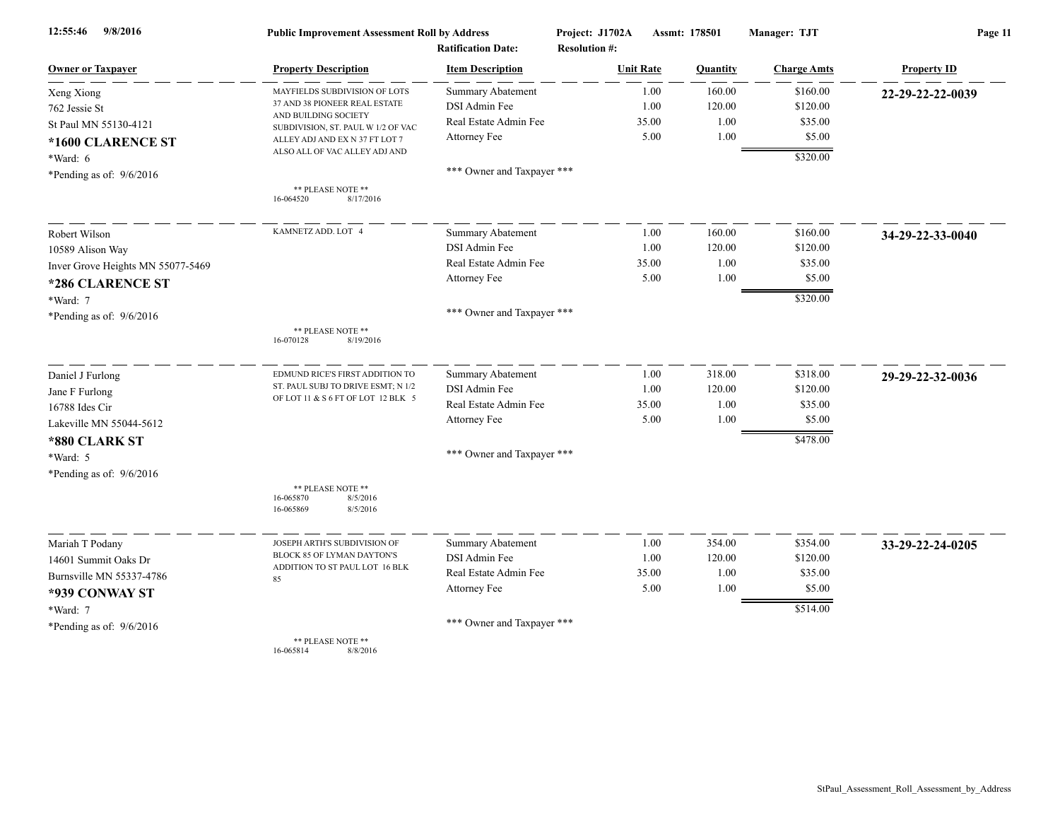12:55:46 9/8/2016 **Public Improvement Assessment Roll by Address** Project: J1702A Assmt: 178501 Manager: TJT

Ratification Date: Resolution #:

| Owner or Taxpayer | Property Description | Item Description | Unit Rate | Quantity | Charge Amts | Property ID |
|---|---|---|---|---|---|---|
| Xeng Xiong<br>762 Jessie St<br>St Paul MN 55130-4121<br>**\*1600 CLARENCE ST**<br>\*Ward: 6<br>\*Pending as of: 9/6/2016 | MAYFIELDS SUBDIVISION OF LOTS 37 AND 38 PIONEER REAL ESTATE AND BUILDING SOCIETY SUBDIVISION, ST. PAUL W 1/2 OF VAC ALLEY ADJ AND EX N 37 FT LOT 7 ALSO ALL OF VAC ALLEY ADJ AND<br><br>\*\* PLEASE NOTE \*\*<br>16-064520 8/17/2016 | Summary Abatement<br>DSI Admin Fee<br>Real Estate Admin Fee<br>Attorney Fee<br><br>\*\*\* Owner and Taxpayer \*\*\* | 1.00<br>1.00<br>35.00<br>5.00 | 160.00<br>120.00<br>1.00<br>1.00 | $160.00<br>$120.00<br>$35.00<br>$5.00<br>$320.00 | **22-29-22-22-0039** |
| Robert Wilson<br>10589 Alison Way<br>Inver Grove Heights MN 55077-5469<br>**\*286 CLARENCE ST**<br>\*Ward: 7<br>\*Pending as of: 9/6/2016 | KAMNETZ ADD. LOT 4<br><br>\*\* PLEASE NOTE \*\*<br>16-070128 8/19/2016 | Summary Abatement<br>DSI Admin Fee<br>Real Estate Admin Fee<br>Attorney Fee<br><br>\*\*\* Owner and Taxpayer \*\*\* | 1.00<br>1.00<br>35.00<br>5.00 | 160.00<br>120.00<br>1.00<br>1.00 | $160.00<br>$120.00<br>$35.00<br>$5.00<br>$320.00 | **34-29-22-33-0040** |
| Daniel J Furlong<br>Jane F Furlong<br>16788 Ides Cir<br>Lakeville MN 55044-5612<br>**\*880 CLARK ST**<br>\*Ward: 5<br>\*Pending as of: 9/6/2016 | EDMUND RICE'S FIRST ADDITION TO ST. PAUL SUBJ TO DRIVE ESMT; N 1/2 OF LOT 11 & S 6 FT OF LOT 12 BLK 5<br><br>\*\* PLEASE NOTE \*\*<br>16-065870 8/5/2016<br>16-065869 8/5/2016 | Summary Abatement<br>DSI Admin Fee<br>Real Estate Admin Fee<br>Attorney Fee<br><br>\*\*\* Owner and Taxpayer \*\*\* | 1.00<br>1.00<br>35.00<br>5.00 | 318.00<br>120.00<br>1.00<br>1.00 | $318.00<br>$120.00<br>$35.00<br>$5.00<br>$478.00 | **29-29-22-32-0036** |
| Mariah T Podany<br>14601 Summit Oaks Dr<br>Burnsville MN 55337-4786<br>**\*939 CONWAY ST**<br>\*Ward: 7<br>\*Pending as of: 9/6/2016 | JOSEPH ARTH'S SUBDIVISION OF BLOCK 85 OF LYMAN DAYTON'S ADDITION TO ST PAUL LOT 16 BLK 85<br><br>\*\* PLEASE NOTE \*\*<br>16-065814 8/8/2016 | Summary Abatement<br>DSI Admin Fee<br>Real Estate Admin Fee<br>Attorney Fee<br><br>\*\*\* Owner and Taxpayer \*\*\* | 1.00<br>1.00<br>35.00<br>5.00 | 354.00<br>120.00<br>1.00<br>1.00 | $354.00<br>$120.00<br>$35.00<br>$5.00<br>$514.00 | **33-29-22-24-0205** |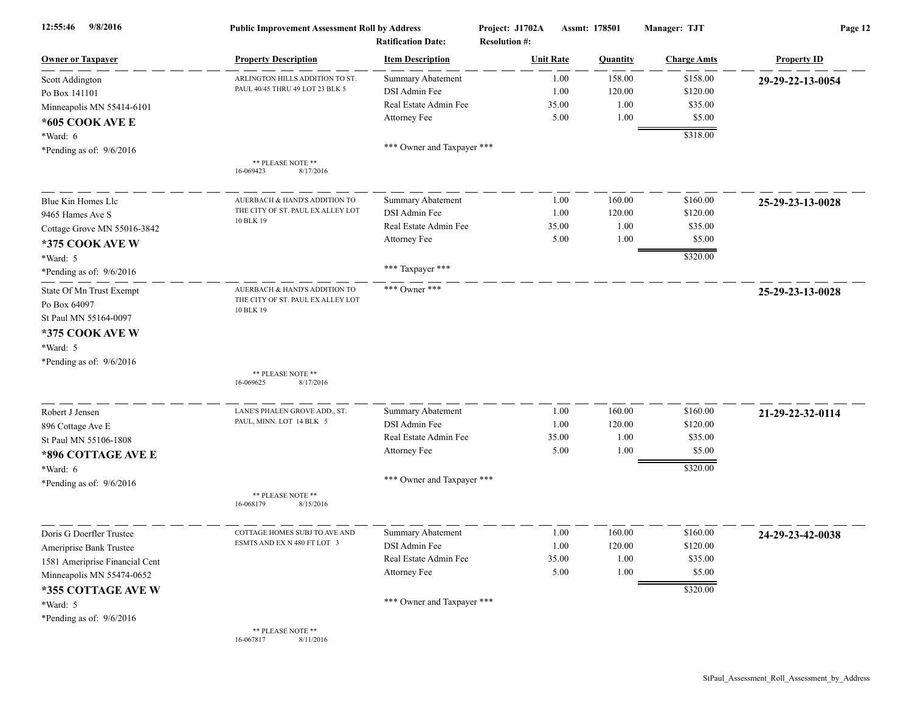12:55:46 9/8/2016 **Public Improvement Assessment Roll by Address** Project: J1702A Assmt: 178501 Manager: TJT

Ratification Date: Resolution #:

| Owner or Taxpayer | Property Description | Item Description | Unit Rate | Quantity | Charge Amts | Property ID |
|---|---|---|---|---|---|---|
| Scott Addington<br>Po Box 141101<br>Minneapolis MN 55414-6101<br>**\*605 COOK AVE E**<br>\*Ward: 6<br>\*Pending as of: 9/6/2016 | ARLINGTON HILLS ADDITION TO ST. PAUL 40/45 THRU 49 LOT 23 BLK 5<br><br>** PLEASE NOTE **<br>16-069423 8/17/2016 | Summary Abatement<br>DSI Admin Fee<br>Real Estate Admin Fee<br>Attorney Fee<br><br>\*\*\* Owner and Taxpayer \*\*\* | 1.00<br>1.00<br>35.00<br>5.00 | 158.00<br>120.00<br>1.00<br>1.00 | $158.00<br>$120.00<br>$35.00<br>$5.00<br>$318.00 | **29-29-22-13-0054** |
| Blue Kin Homes Llc<br>9465 Hames Ave S<br>Cottage Grove MN 55016-3842<br>**\*375 COOK AVE W**<br>\*Ward: 5<br>\*Pending as of: 9/6/2016 | AUERBACH & HAND'S ADDITION TO THE CITY OF ST. PAUL EX ALLEY LOT 10 BLK 19 | Summary Abatement<br>DSI Admin Fee<br>Real Estate Admin Fee<br>Attorney Fee<br><br>\*\*\* Taxpayer \*\*\* | 1.00<br>1.00<br>35.00<br>5.00 | 160.00<br>120.00<br>1.00<br>1.00 | $160.00<br>$120.00<br>$35.00<br>$5.00<br>$320.00 | **25-29-23-13-0028** |
| State Of Mn Trust Exempt<br>Po Box 64097<br>St Paul MN 55164-0097<br>**\*375 COOK AVE W**<br>\*Ward: 5<br>\*Pending as of: 9/6/2016 | AUERBACH & HAND'S ADDITION TO THE CITY OF ST. PAUL EX ALLEY LOT 10 BLK 19<br><br>** PLEASE NOTE **<br>16-069625 8/17/2016 | \*\*\* Owner \*\*\* | | | | **25-29-23-13-0028** |
| Robert J Jensen<br>896 Cottage Ave E<br>St Paul MN 55106-1808<br>**\*896 COTTAGE AVE E**<br>\*Ward: 6<br>\*Pending as of: 9/6/2016 | LANE'S PHALEN GROVE ADD., ST. PAUL, MINN. LOT 14 BLK 5<br><br>** PLEASE NOTE **<br>16-068179 8/15/2016 | Summary Abatement<br>DSI Admin Fee<br>Real Estate Admin Fee<br>Attorney Fee<br><br>\*\*\* Owner and Taxpayer \*\*\* | 1.00<br>1.00<br>35.00<br>5.00 | 160.00<br>120.00<br>1.00<br>1.00 | $160.00<br>$120.00<br>$35.00<br>$5.00<br>$320.00 | **21-29-22-32-0114** |
| Doris G Doerfler Trustee<br>Ameriprise Bank Trustee<br>1581 Ameriprise Financial Cent<br>Minneapolis MN 55474-0652<br>**\*355 COTTAGE AVE W**<br>\*Ward: 5<br>\*Pending as of: 9/6/2016 | COTTAGE HOMES SUBJ TO AVE AND ESMTS AND EX N 480 FT LOT 3<br><br>** PLEASE NOTE **<br>16-067817 8/11/2016 | Summary Abatement<br>DSI Admin Fee<br>Real Estate Admin Fee<br>Attorney Fee<br><br>\*\*\* Owner and Taxpayer \*\*\* | 1.00<br>1.00<br>35.00<br>5.00 | 160.00<br>120.00<br>1.00<br>1.00 | $160.00<br>$120.00<br>$35.00<br>$5.00<br>$320.00 | **24-29-23-42-0038** |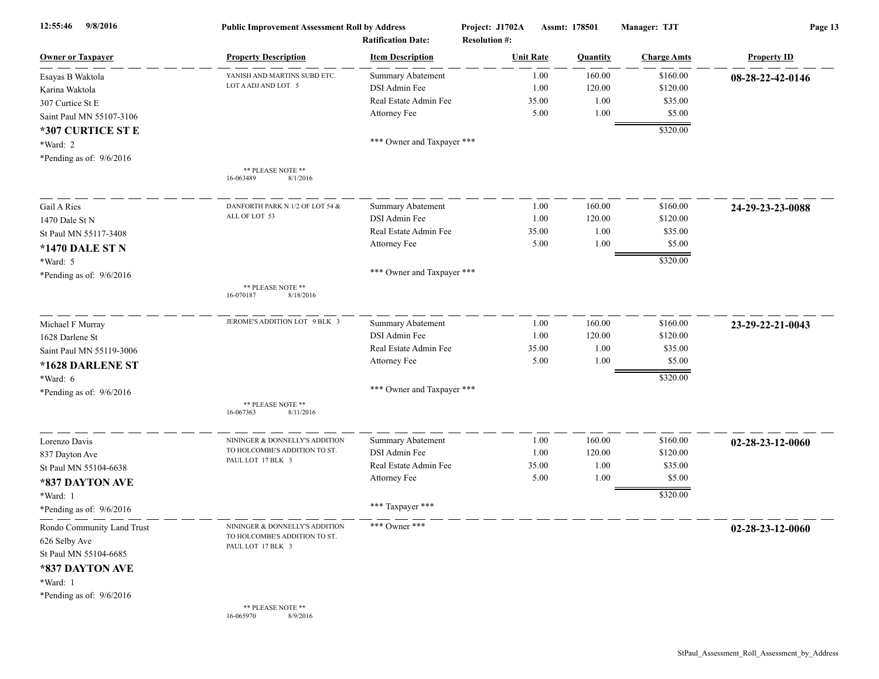12:55:46 9/8/2016 **Public Improvement Assessment Roll by Address** Project: J1702A Assmt: 178501 Manager: TJT

Ratification Date: Resolution #:

| Owner or Taxpayer | Property Description | Item Description | Unit Rate | Quantity | Charge Amts | Property ID |
|---|---|---|---|---|---|---|
| Esayas B Waktola | YANISH AND MARTINS SUBD ETC. | Summary Abatement | 1.00 | 160.00 | $160.00 | **08-28-22-42-0146** |
| Karina Waktola | LOT A ADJ AND LOT 5 | DSI Admin Fee | 1.00 | 120.00 | $120.00 | |
| 307 Curtice St E | | Real Estate Admin Fee | 35.00 | 1.00 | $35.00 | |
| Saint Paul MN 55107-3106 | | Attorney Fee | 5.00 | 1.00 | $5.00 | |
| **\*307 CURTICE ST E** | | | | | $320.00 | |
| *Ward: 2 | | *** Owner and Taxpayer *** | | | | |
| *Pending as of: 9/6/2016 | ** PLEASE NOTE ** 16-063489 8/1/2016 | | | | | |
| Gail A Ries | DANFORTH PARK N 1/2 OF LOT 54 & | Summary Abatement | 1.00 | 160.00 | $160.00 | **24-29-23-23-0088** |
| 1470 Dale St N | ALL OF LOT 53 | DSI Admin Fee | 1.00 | 120.00 | $120.00 | |
| St Paul MN 55117-3408 | | Real Estate Admin Fee | 35.00 | 1.00 | $35.00 | |
| **\*1470 DALE ST N** | | Attorney Fee | 5.00 | 1.00 | $5.00 | |
| *Ward: 5 | | | | | $320.00 | |
| *Pending as of: 9/6/2016 | ** PLEASE NOTE ** 16-070187 8/18/2016 | *** Owner and Taxpayer *** | | | | |
| Michael F Murray | JEROME'S ADDITION LOT 9 BLK 3 | Summary Abatement | 1.00 | 160.00 | $160.00 | **23-29-22-21-0043** |
| 1628 Darlene St | | DSI Admin Fee | 1.00 | 120.00 | $120.00 | |
| Saint Paul MN 55119-3006 | | Real Estate Admin Fee | 35.00 | 1.00 | $35.00 | |
| **\*1628 DARLENE ST** | | Attorney Fee | 5.00 | 1.00 | $5.00 | |
| *Ward: 6 | | | | | $320.00 | |
| *Pending as of: 9/6/2016 | ** PLEASE NOTE ** 16-067363 8/11/2016 | *** Owner and Taxpayer *** | | | | |
| Lorenzo Davis | NININGER & DONNELLY'S ADDITION | Summary Abatement | 1.00 | 160.00 | $160.00 | **02-28-23-12-0060** |
| 837 Dayton Ave | TO HOLCOMBE'S ADDITION TO ST. | DSI Admin Fee | 1.00 | 120.00 | $120.00 | |
| St Paul MN 55104-6638 | PAUL LOT 17 BLK 3 | Real Estate Admin Fee | 35.00 | 1.00 | $35.00 | |
| **\*837 DAYTON AVE** | | Attorney Fee | 5.00 | 1.00 | $5.00 | |
| *Ward: 1 | | | | | $320.00 | |
| *Pending as of: 9/6/2016 | | *** Taxpayer *** | | | | |
| Rondo Community Land Trust | NININGER & DONNELLY'S ADDITION | *** Owner *** | | | | **02-28-23-12-0060** |
| 626 Selby Ave | TO HOLCOMBE'S ADDITION TO ST. | | | | | |
| St Paul MN 55104-6685 | PAUL LOT 17 BLK 3 | | | | | |
| **\*837 DAYTON AVE** | | | | | | |
| *Ward: 1 | | | | | | |
| *Pending as of: 9/6/2016 | ** PLEASE NOTE ** 16-065970 8/9/2016 | | | | | |

StPaul_Assessment_Roll_Assessment_by_Address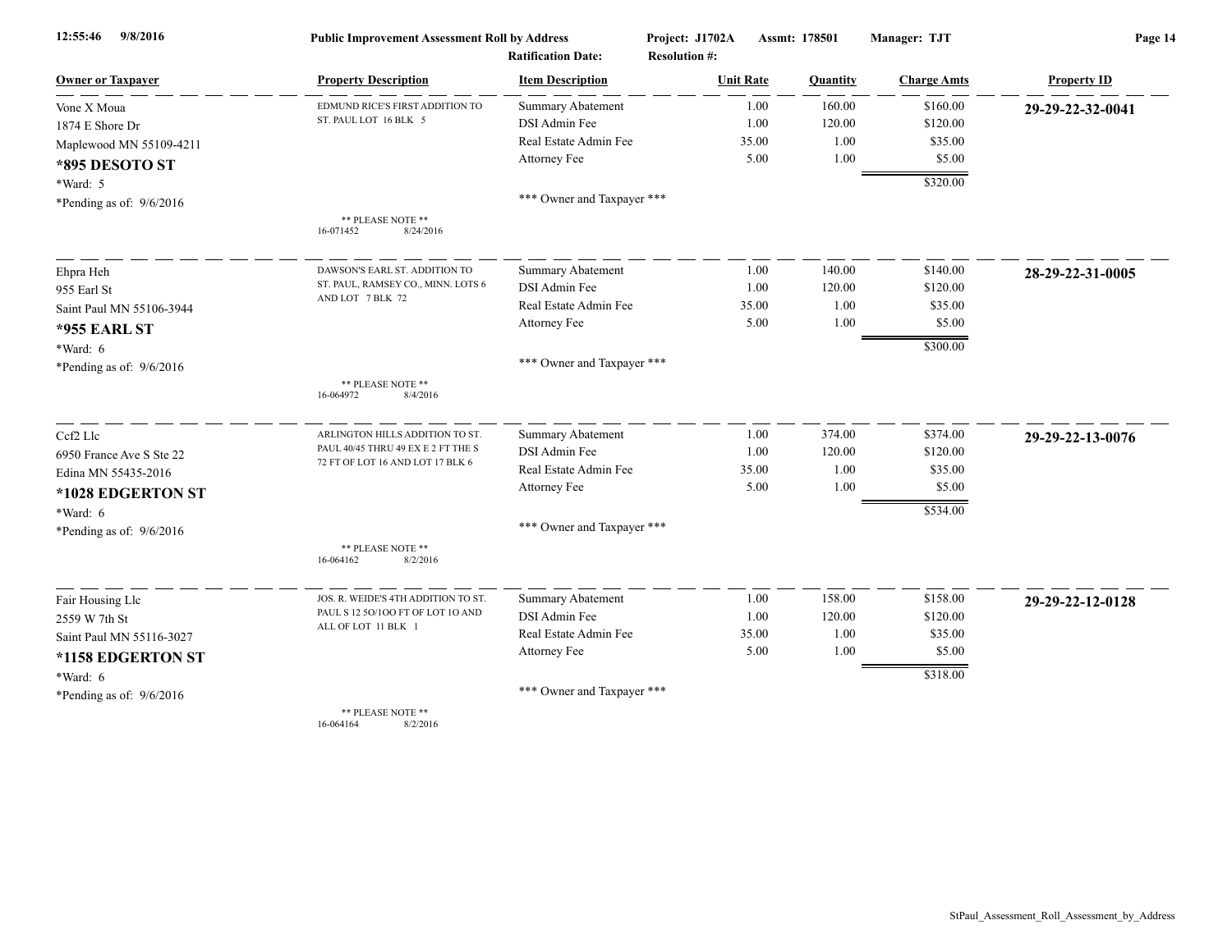**Public Improvement Assessment Roll by Address**

Project: J1702A Assmt: 178501 Manager: TJT

Ratification Date: Resolution #:

| Owner or Taxpayer | Property Description | Item Description | Unit Rate | Quantity | Charge Amts | Property ID |
|---|---|---|---|---|---|---|
| Vone X Moua<br>1874 E Shore Dr<br>Maplewood MN 55109-4211<br>**\*895 DESOTO ST**<br>\*Ward: 5<br>\*Pending as of: 9/6/2016 | EDMUND RICE'S FIRST ADDITION TO ST. PAUL LOT 16 BLK 5<br>** PLEASE NOTE **<br>16-071452 8/24/2016 | Summary Abatement | 1.00 | 160.00 | $160.00 | **29-29-22-32-0041** |
| | | DSI Admin Fee | 1.00 | 120.00 | $120.00 | |
| | | Real Estate Admin Fee | 35.00 | 1.00 | $35.00 | |
| | | Attorney Fee | 5.00 | 1.00 | $5.00 | |
| | | | | | $320.00 | |
| | | \*\*\* Owner and Taxpayer \*\*\* | | | | |
| Ehpra Heh<br>955 Earl St<br>Saint Paul MN 55106-3944<br>**\*955 EARL ST**<br>\*Ward: 6<br>\*Pending as of: 9/6/2016 | DAWSON'S EARL ST. ADDITION TO ST. PAUL, RAMSEY CO., MINN. LOTS 6 AND LOT 7 BLK 72<br>** PLEASE NOTE **<br>16-064972 8/4/2016 | Summary Abatement | 1.00 | 140.00 | $140.00 | **28-29-22-31-0005** |
| | | DSI Admin Fee | 1.00 | 120.00 | $120.00 | |
| | | Real Estate Admin Fee | 35.00 | 1.00 | $35.00 | |
| | | Attorney Fee | 5.00 | 1.00 | $5.00 | |
| | | | | | $300.00 | |
| | | \*\*\* Owner and Taxpayer \*\*\* | | | | |
| Ccf2 Llc<br>6950 France Ave S Ste 22<br>Edina MN 55435-2016<br>**\*1028 EDGERTON ST**<br>\*Ward: 6<br>\*Pending as of: 9/6/2016 | ARLINGTON HILLS ADDITION TO ST. PAUL 40/45 THRU 49 EX E 2 FT THE S 72 FT OF LOT 16 AND LOT 17 BLK 6<br>** PLEASE NOTE **<br>16-064162 8/2/2016 | Summary Abatement | 1.00 | 374.00 | $374.00 | **29-29-22-13-0076** |
| | | DSI Admin Fee | 1.00 | 120.00 | $120.00 | |
| | | Real Estate Admin Fee | 35.00 | 1.00 | $35.00 | |
| | | Attorney Fee | 5.00 | 1.00 | $5.00 | |
| | | | | | $534.00 | |
| | | \*\*\* Owner and Taxpayer \*\*\* | | | | |
| Fair Housing Llc<br>2559 W 7th St<br>Saint Paul MN 55116-3027<br>**\*1158 EDGERTON ST**<br>\*Ward: 6<br>\*Pending as of: 9/6/2016 | JOS. R. WEIDE'S 4TH ADDITION TO ST. PAUL S 12 5O/1OO FT OF LOT 1O AND ALL OF LOT 11 BLK 1<br>** PLEASE NOTE **<br>16-064164 8/2/2016 | Summary Abatement | 1.00 | 158.00 | $158.00 | **29-29-22-12-0128** |
| | | DSI Admin Fee | 1.00 | 120.00 | $120.00 | |
| | | Real Estate Admin Fee | 35.00 | 1.00 | $35.00 | |
| | | Attorney Fee | 5.00 | 1.00 | $5.00 | |
| | | | | | $318.00 | |
| | | \*\*\* Owner and Taxpayer \*\*\* | | | | |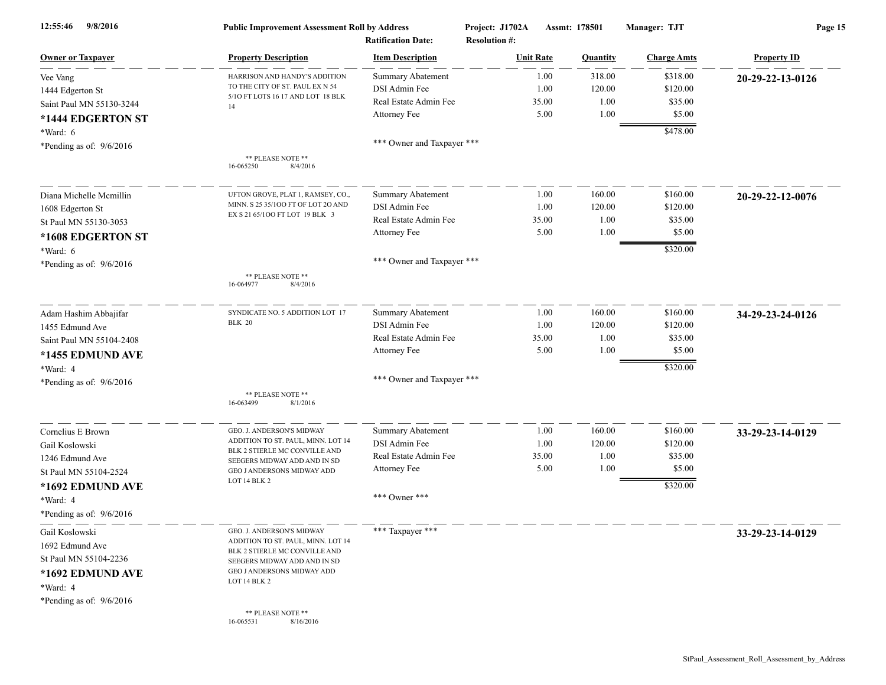**Public Improvement Assessment Roll by Address** — Project: J1702A — Assmt: 178501 — Manager: TJT
Ratification Date: — Resolution #:

| Owner or Taxpayer | Property Description | Item Description | Unit Rate | Quantity | Charge Amts | Property ID |
|---|---|---|---|---|---|---|
| Vee Vang<br>1444 Edgerton St<br>Saint Paul MN 55130-3244<br>**\*1444 EDGERTON ST**<br>\*Ward: 6<br>\*Pending as of: 9/6/2016 | HARRISON AND HANDY'S ADDITION TO THE CITY OF ST. PAUL EX N 54 5/10 FT LOTS 16 17 AND LOT 18 BLK 14<br>** PLEASE NOTE **<br>16-065250 8/4/2016 | Summary Abatement<br>DSI Admin Fee<br>Real Estate Admin Fee<br>Attorney Fee<br>*** Owner and Taxpayer *** | 1.00<br>1.00<br>35.00<br>5.00 | 318.00<br>120.00<br>1.00<br>1.00 | $318.00<br>$120.00<br>$35.00<br>$5.00<br>$478.00 | **20-29-22-13-0126** |
| Diana Michelle Mcmillin<br>1608 Edgerton St<br>St Paul MN 55130-3053<br>**\*1608 EDGERTON ST**<br>\*Ward: 6<br>\*Pending as of: 9/6/2016 | UFTON GROVE, PLAT 1, RAMSEY, CO., MINN. S 25 35/100 FT OF LOT 20 AND EX S 21 65/100 FT LOT 19 BLK 3<br>** PLEASE NOTE **<br>16-064977 8/4/2016 | Summary Abatement<br>DSI Admin Fee<br>Real Estate Admin Fee<br>Attorney Fee<br>*** Owner and Taxpayer *** | 1.00<br>1.00<br>35.00<br>5.00 | 160.00<br>120.00<br>1.00<br>1.00 | $160.00<br>$120.00<br>$35.00<br>$5.00<br>$320.00 | **20-29-22-12-0076** |
| Adam Hashim Abbajifar<br>1455 Edmund Ave<br>Saint Paul MN 55104-2408<br>**\*1455 EDMUND AVE**<br>\*Ward: 4<br>\*Pending as of: 9/6/2016 | SYNDICATE NO. 5 ADDITION LOT 17 BLK 20<br>** PLEASE NOTE **<br>16-063499 8/1/2016 | Summary Abatement<br>DSI Admin Fee<br>Real Estate Admin Fee<br>Attorney Fee<br>*** Owner and Taxpayer *** | 1.00<br>1.00<br>35.00<br>5.00 | 160.00<br>120.00<br>1.00<br>1.00 | $160.00<br>$120.00<br>$35.00<br>$5.00<br>$320.00 | **34-29-23-24-0126** |
| Cornelius E Brown<br>Gail Koslowski<br>1246 Edmund Ave<br>St Paul MN 55104-2524<br>**\*1692 EDMUND AVE**<br>\*Ward: 4<br>\*Pending as of: 9/6/2016 | GEO. J. ANDERSON'S MIDWAY ADDITION TO ST. PAUL, MINN. LOT 14 BLK 2 STIERLE MC CONVILLE AND SEEGERS MIDWAY ADD AND IN SD GEO J ANDERSONS MIDWAY ADD LOT 14 BLK 2 | Summary Abatement<br>DSI Admin Fee<br>Real Estate Admin Fee<br>Attorney Fee<br>*** Owner *** | 1.00<br>1.00<br>35.00<br>5.00 | 160.00<br>120.00<br>1.00<br>1.00 | $160.00<br>$120.00<br>$35.00<br>$5.00<br>$320.00 | **33-29-23-14-0129** |
| Gail Koslowski<br>1692 Edmund Ave<br>St Paul MN 55104-2236<br>**\*1692 EDMUND AVE**<br>\*Ward: 4<br>\*Pending as of: 9/6/2016 | GEO. J. ANDERSON'S MIDWAY ADDITION TO ST. PAUL, MINN. LOT 14 BLK 2 STIERLE MC CONVILLE AND SEEGERS MIDWAY ADD AND IN SD GEO J ANDERSONS MIDWAY ADD LOT 14 BLK 2<br>** PLEASE NOTE **<br>16-065531 8/16/2016 | *** Taxpayer *** | | | | **33-29-23-14-0129** |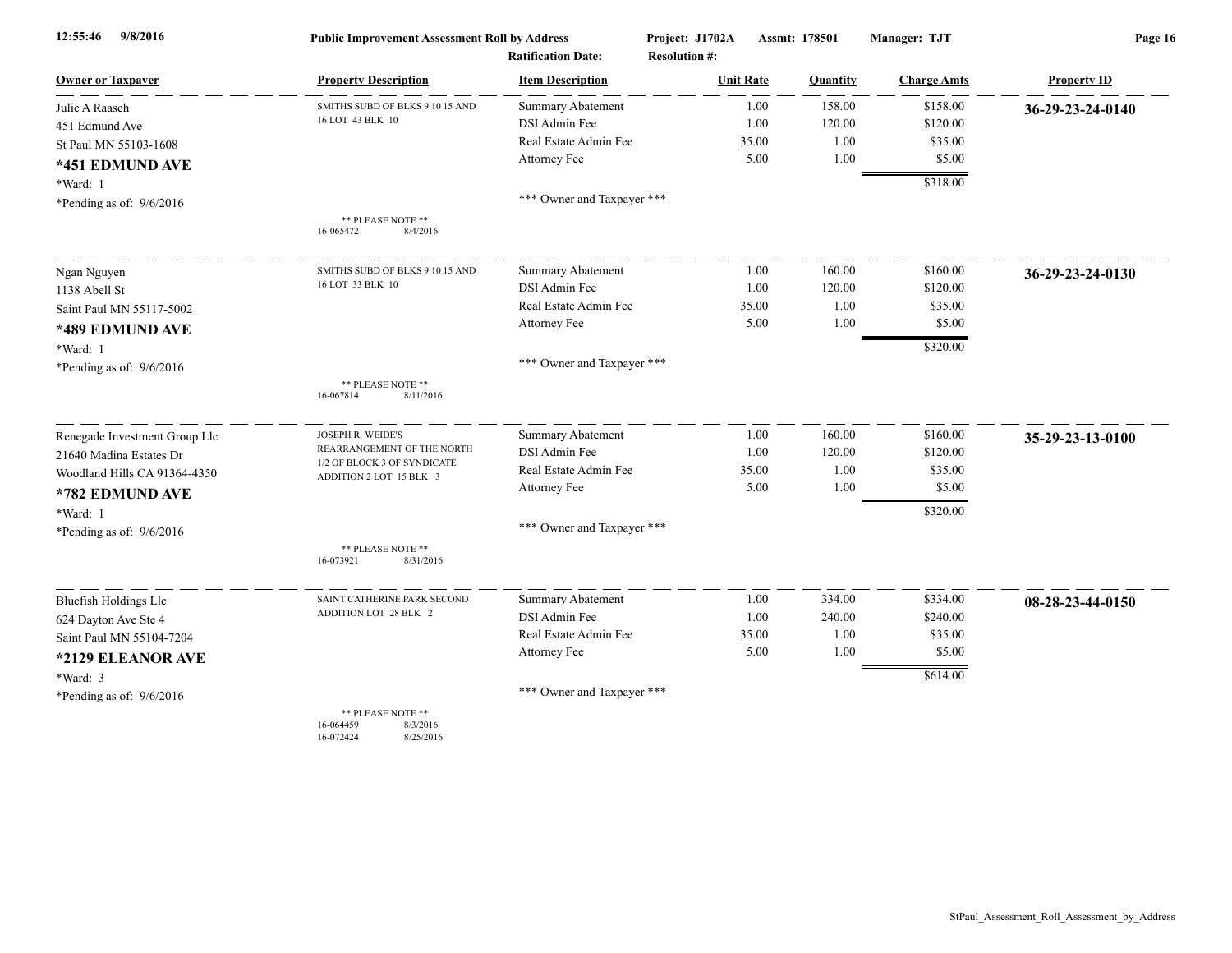12:55:46 9/8/2016 **Public Improvement Assessment Roll by Address** Project: J1702A Assmt: 178501 Manager: TJT

Ratification Date: Resolution #:

| Owner or Taxpayer | Property Description | Item Description | Unit Rate | Quantity | Charge Amts | Property ID |
|---|---|---|---|---|---|---|
| Julie A Raasch<br>451 Edmund Ave<br>St Paul MN 55103-1608<br>**\*451 EDMUND AVE**<br>\*Ward: 1<br>\*Pending as of: 9/6/2016 | SMITHS SUBD OF BLKS 9 10 15 AND 16 LOT 43 BLK 10<br>\*\* PLEASE NOTE \*\*<br>16-065472 8/4/2016 | Summary Abatement<br>DSI Admin Fee<br>Real Estate Admin Fee<br>Attorney Fee<br>\*\*\* Owner and Taxpayer \*\*\* | 1.00<br>1.00<br>35.00<br>5.00 | 158.00<br>120.00<br>1.00<br>1.00 | $158.00<br>$120.00<br>$35.00<br>$5.00<br>$318.00 | **36-29-23-24-0140** |
| Ngan Nguyen<br>1138 Abell St<br>Saint Paul MN 55117-5002<br>**\*489 EDMUND AVE**<br>\*Ward: 1<br>\*Pending as of: 9/6/2016 | SMITHS SUBD OF BLKS 9 10 15 AND 16 LOT 33 BLK 10<br>\*\* PLEASE NOTE \*\*<br>16-067814 8/11/2016 | Summary Abatement<br>DSI Admin Fee<br>Real Estate Admin Fee<br>Attorney Fee<br>\*\*\* Owner and Taxpayer \*\*\* | 1.00<br>1.00<br>35.00<br>5.00 | 160.00<br>120.00<br>1.00<br>1.00 | $160.00<br>$120.00<br>$35.00<br>$5.00<br>$320.00 | **36-29-23-24-0130** |
| Renegade Investment Group Llc<br>21640 Madina Estates Dr<br>Woodland Hills CA 91364-4350<br>**\*782 EDMUND AVE**<br>\*Ward: 1<br>\*Pending as of: 9/6/2016 | JOSEPH R. WEIDE'S REARRANGEMENT OF THE NORTH 1/2 OF BLOCK 3 OF SYNDICATE ADDITION 2 LOT 15 BLK 3<br>\*\* PLEASE NOTE \*\*<br>16-073921 8/31/2016 | Summary Abatement<br>DSI Admin Fee<br>Real Estate Admin Fee<br>Attorney Fee<br>\*\*\* Owner and Taxpayer \*\*\* | 1.00<br>1.00<br>35.00<br>5.00 | 160.00<br>120.00<br>1.00<br>1.00 | $160.00<br>$120.00<br>$35.00<br>$5.00<br>$320.00 | **35-29-23-13-0100** |
| Bluefish Holdings Llc<br>624 Dayton Ave Ste 4<br>Saint Paul MN 55104-7204<br>**\*2129 ELEANOR AVE**<br>\*Ward: 3<br>\*Pending as of: 9/6/2016 | SAINT CATHERINE PARK SECOND ADDITION LOT 28 BLK 2<br>\*\* PLEASE NOTE \*\*<br>16-064459 8/3/2016<br>16-072424 8/25/2016 | Summary Abatement<br>DSI Admin Fee<br>Real Estate Admin Fee<br>Attorney Fee<br>\*\*\* Owner and Taxpayer \*\*\* | 1.00<br>1.00<br>35.00<br>5.00 | 334.00<br>240.00<br>1.00<br>1.00 | $334.00<br>$240.00<br>$35.00<br>$5.00<br>$614.00 | **08-28-23-44-0150** |

StPaul_Assessment_Roll_Assessment_by_Address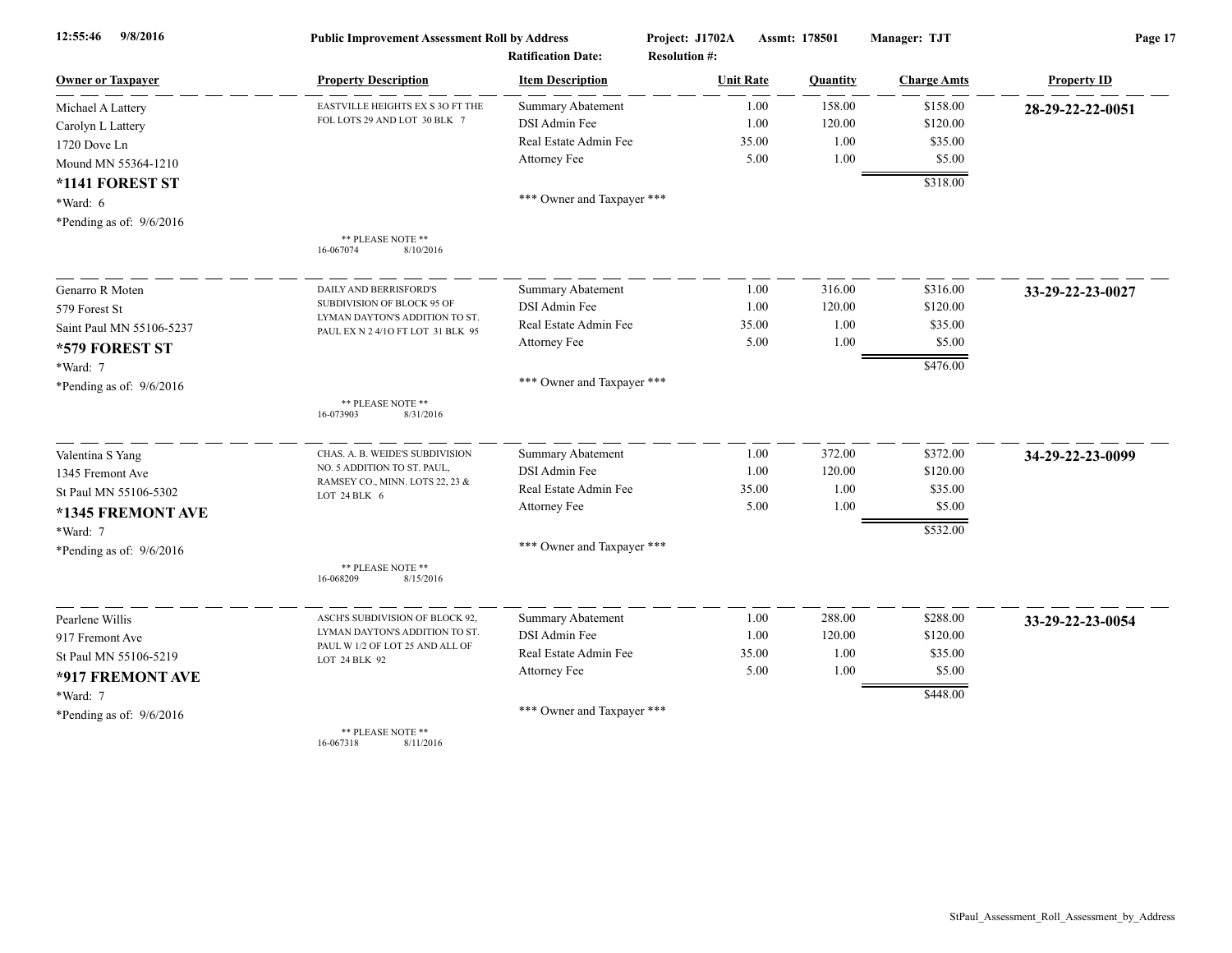**Public Improvement Assessment Roll by Address**

**Project: J1702A** **Assmt: 178501** **Manager: TJT**

**Ratification Date:** **Resolution #:**

| Owner or Taxpayer | Property Description | Item Description | Unit Rate | Quantity | Charge Amts | Property ID |
|---|---|---|---|---|---|---|
| Michael A Lattery<br>Carolyn L Lattery<br>1720 Dove Ln<br>Mound MN 55364-1210<br>**\*1141 FOREST ST**<br>\*Ward: 6<br>\*Pending as of: 9/6/2016 | EASTVILLE HEIGHTS EX S 3O FT THE FOL LOTS 29 AND LOT 30 BLK 7<br><br>\*\* PLEASE NOTE \*\*<br>16-067074 8/10/2016 | Summary Abatement<br>DSI Admin Fee<br>Real Estate Admin Fee<br>Attorney Fee<br><br>\*\*\* Owner and Taxpayer \*\*\* | 1.00<br>1.00<br>35.00<br>5.00 | 158.00<br>120.00<br>1.00<br>1.00 | $158.00<br>$120.00<br>$35.00<br>$5.00<br>$318.00 | **28-29-22-22-0051** |
| Genarro R Moten<br>579 Forest St<br>Saint Paul MN 55106-5237<br>**\*579 FOREST ST**<br>\*Ward: 7<br>\*Pending as of: 9/6/2016 | DAILY AND BERRISFORD'S SUBDIVISION OF BLOCK 95 OF LYMAN DAYTON'S ADDITION TO ST. PAUL EX N 2 4/1O FT LOT 31 BLK 95<br><br>\*\* PLEASE NOTE \*\*<br>16-073903 8/31/2016 | Summary Abatement<br>DSI Admin Fee<br>Real Estate Admin Fee<br>Attorney Fee<br><br>\*\*\* Owner and Taxpayer \*\*\* | 1.00<br>1.00<br>35.00<br>5.00 | 316.00<br>120.00<br>1.00<br>1.00 | $316.00<br>$120.00<br>$35.00<br>$5.00<br>$476.00 | **33-29-22-23-0027** |
| Valentina S Yang<br>1345 Fremont Ave<br>St Paul MN 55106-5302<br>**\*1345 FREMONT AVE**<br>\*Ward: 7<br>\*Pending as of: 9/6/2016 | CHAS. A. B. WEIDE'S SUBDIVISION NO. 5 ADDITION TO ST. PAUL, RAMSEY CO., MINN. LOTS 22, 23 & LOT 24 BLK 6<br><br>\*\* PLEASE NOTE \*\*<br>16-068209 8/15/2016 | Summary Abatement<br>DSI Admin Fee<br>Real Estate Admin Fee<br>Attorney Fee<br><br>\*\*\* Owner and Taxpayer \*\*\* | 1.00<br>1.00<br>35.00<br>5.00 | 372.00<br>120.00<br>1.00<br>1.00 | $372.00<br>$120.00<br>$35.00<br>$5.00<br>$532.00 | **34-29-22-23-0099** |
| Pearlene Willis<br>917 Fremont Ave<br>St Paul MN 55106-5219<br>**\*917 FREMONT AVE**<br>\*Ward: 7<br>\*Pending as of: 9/6/2016 | ASCH'S SUBDIVISION OF BLOCK 92, LYMAN DAYTON'S ADDITION TO ST. PAUL W 1/2 OF LOT 25 AND ALL OF LOT 24 BLK 92<br><br>\*\* PLEASE NOTE \*\*<br>16-067318 8/11/2016 | Summary Abatement<br>DSI Admin Fee<br>Real Estate Admin Fee<br>Attorney Fee<br><br>\*\*\* Owner and Taxpayer \*\*\* | 1.00<br>1.00<br>35.00<br>5.00 | 288.00<br>120.00<br>1.00<br>1.00 | $288.00<br>$120.00<br>$35.00<br>$5.00<br>$448.00 | **33-29-22-23-0054** |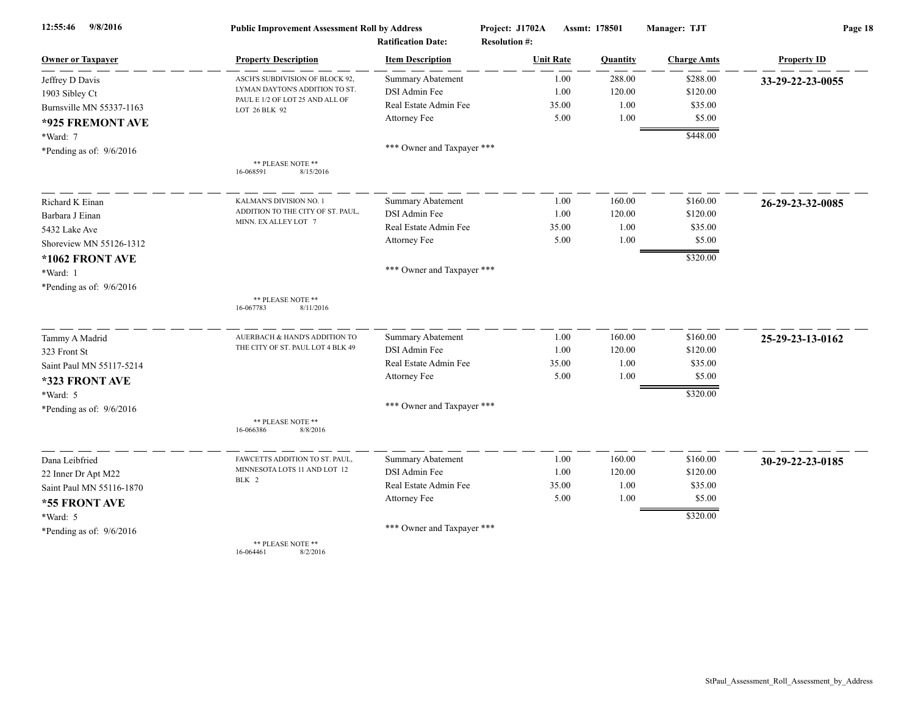**Public Improvement Assessment Roll by Address** | Project: J1702A | Assmt: 178501 | Manager: TJT

Ratification Date: | Resolution #:

| Owner or Taxpayer | Property Description | Item Description | Unit Rate | Quantity | Charge Amts | Property ID |
|---|---|---|---|---|---|---|
| Jeffrey D Davis<br>1903 Sibley Ct<br>Burnsville MN 55337-1163<br>**\*925 FREMONT AVE**<br>\*Ward: 7<br>\*Pending as of: 9/6/2016 | ASCH'S SUBDIVISION OF BLOCK 92, LYMAN DAYTON'S ADDITION TO ST. PAUL E 1/2 OF LOT 25 AND ALL OF LOT 26 BLK 92<br>\*\* PLEASE NOTE \*\*<br>16-068591 8/15/2016 | Summary Abatement<br>DSI Admin Fee<br>Real Estate Admin Fee<br>Attorney Fee<br>\*\*\* Owner and Taxpayer \*\*\* | 1.00<br>1.00<br>35.00<br>5.00 | 288.00<br>120.00<br>1.00<br>1.00 | $288.00<br>$120.00<br>$35.00<br>$5.00<br>$448.00 | **33-29-22-23-0055** |
| Richard K Einan<br>Barbara J Einan<br>5432 Lake Ave<br>Shoreview MN 55126-1312<br>**\*1062 FRONT AVE**<br>\*Ward: 1<br>\*Pending as of: 9/6/2016 | KALMAN'S DIVISION NO. 1 ADDITION TO THE CITY OF ST. PAUL, MINN. EX ALLEY LOT 7<br>\*\* PLEASE NOTE \*\*<br>16-067783 8/11/2016 | Summary Abatement<br>DSI Admin Fee<br>Real Estate Admin Fee<br>Attorney Fee<br>\*\*\* Owner and Taxpayer \*\*\* | 1.00<br>1.00<br>35.00<br>5.00 | 160.00<br>120.00<br>1.00<br>1.00 | $160.00<br>$120.00<br>$35.00<br>$5.00<br>$320.00 | **26-29-23-32-0085** |
| Tammy A Madrid<br>323 Front St<br>Saint Paul MN 55117-5214<br>**\*323 FRONT AVE**<br>\*Ward: 5<br>\*Pending as of: 9/6/2016 | AUERBACH & HAND'S ADDITION TO THE CITY OF ST. PAUL LOT 4 BLK 49<br>\*\* PLEASE NOTE \*\*<br>16-066386 8/8/2016 | Summary Abatement<br>DSI Admin Fee<br>Real Estate Admin Fee<br>Attorney Fee<br>\*\*\* Owner and Taxpayer \*\*\* | 1.00<br>1.00<br>35.00<br>5.00 | 160.00<br>120.00<br>1.00<br>1.00 | $160.00<br>$120.00<br>$35.00<br>$5.00<br>$320.00 | **25-29-23-13-0162** |
| Dana Leibfried<br>22 Inner Dr Apt M22<br>Saint Paul MN 55116-1870<br>**\*55 FRONT AVE**<br>\*Ward: 5<br>\*Pending as of: 9/6/2016 | FAWCETTS ADDITION TO ST. PAUL, MINNESOTA LOTS 11 AND LOT 12 BLK 2<br>\*\* PLEASE NOTE \*\*<br>16-064461 8/2/2016 | Summary Abatement<br>DSI Admin Fee<br>Real Estate Admin Fee<br>Attorney Fee<br>\*\*\* Owner and Taxpayer \*\*\* | 1.00<br>1.00<br>35.00<br>5.00 | 160.00<br>120.00<br>1.00<br>1.00 | $160.00<br>$120.00<br>$35.00<br>$5.00<br>$320.00 | **30-29-22-23-0185** |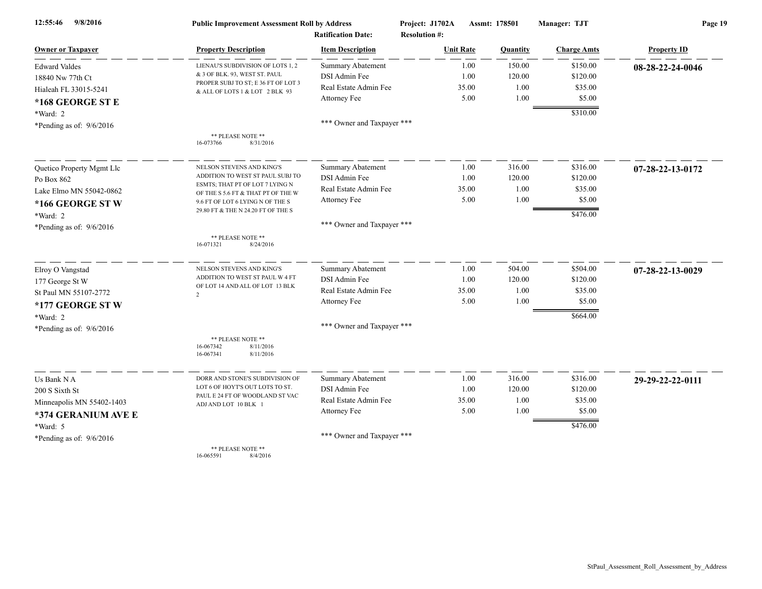Public Improvement Assessment Roll by Address

Project: J1702A Assmt: 178501 Manager: TJT

Ratification Date: Resolution #:

| Owner or Taxpayer | Property Description | Item Description | Unit Rate | Quantity | Charge Amts | Property ID |
|---|---|---|---|---|---|---|
| Edward Valdes<br>18840 Nw 77th Ct<br>Hialeah FL 33015-5241<br>**\*168 GEORGE ST E**<br>\*Ward: 2<br>\*Pending as of: 9/6/2016 | LIENAU'S SUBDIVISION OF LOTS 1, 2 & 3 OF BLK. 93, WEST ST. PAUL PROPER SUBJ TO ST; E 36 FT OF LOT 3 & ALL OF LOTS 1 & LOT 2 BLK 93<br>\*\* PLEASE NOTE \*\*<br>16-073766 8/31/2016 | Summary Abatement<br>DSI Admin Fee<br>Real Estate Admin Fee<br>Attorney Fee<br>\*\*\* Owner and Taxpayer \*\*\* | 1.00<br>1.00<br>35.00<br>5.00 | 150.00<br>120.00<br>1.00<br>1.00 | $150.00<br>$120.00<br>$35.00<br>$5.00<br>$310.00 | **08-28-22-24-0046** |
| Quetico Property Mgmt Llc<br>Po Box 862<br>Lake Elmo MN 55042-0862<br>**\*166 GEORGE ST W**<br>\*Ward: 2<br>\*Pending as of: 9/6/2016 | NELSON STEVENS AND KING'S ADDITION TO WEST ST PAUL SUBJ TO ESMTS; THAT PT OF LOT 7 LYING N OF THE S 5.6 FT & THAT PT OF THE W 9.6 FT OF LOT 6 LYING N OF THE S 29.80 FT & THE N 24.20 FT OF THE S<br>\*\* PLEASE NOTE \*\*<br>16-071321 8/24/2016 | Summary Abatement<br>DSI Admin Fee<br>Real Estate Admin Fee<br>Attorney Fee<br>\*\*\* Owner and Taxpayer \*\*\* | 1.00<br>1.00<br>35.00<br>5.00 | 316.00<br>120.00<br>1.00<br>1.00 | $316.00<br>$120.00<br>$35.00<br>$5.00<br>$476.00 | **07-28-22-13-0172** |
| Elroy O Vangstad<br>177 George St W<br>St Paul MN 55107-2772<br>**\*177 GEORGE ST W**<br>\*Ward: 2<br>\*Pending as of: 9/6/2016 | NELSON STEVENS AND KING'S ADDITION TO WEST ST PAUL W 4 FT OF LOT 14 AND ALL OF LOT 13 BLK 2<br>\*\* PLEASE NOTE \*\*<br>16-067342 8/11/2016<br>16-067341 8/11/2016 | Summary Abatement<br>DSI Admin Fee<br>Real Estate Admin Fee<br>Attorney Fee<br>\*\*\* Owner and Taxpayer \*\*\* | 1.00<br>1.00<br>35.00<br>5.00 | 504.00<br>120.00<br>1.00<br>1.00 | $504.00<br>$120.00<br>$35.00<br>$5.00<br>$664.00 | **07-28-22-13-0029** |
| Us Bank N A<br>200 S Sixth St<br>Minneapolis MN 55402-1403<br>**\*374 GERANIUM AVE E**<br>\*Ward: 5<br>\*Pending as of: 9/6/2016 | DORR AND STONE'S SUBDIVISION OF LOT 6 OF HOYT'S OUT LOTS TO ST. PAUL E 24 FT OF WOODLAND ST VAC ADJ AND LOT 10 BLK 1<br>\*\* PLEASE NOTE \*\*<br>16-065591 8/4/2016 | Summary Abatement<br>DSI Admin Fee<br>Real Estate Admin Fee<br>Attorney Fee<br>\*\*\* Owner and Taxpayer \*\*\* | 1.00<br>1.00<br>35.00<br>5.00 | 316.00<br>120.00<br>1.00<br>1.00 | $316.00<br>$120.00<br>$35.00<br>$5.00<br>$476.00 | **29-29-22-22-0111** |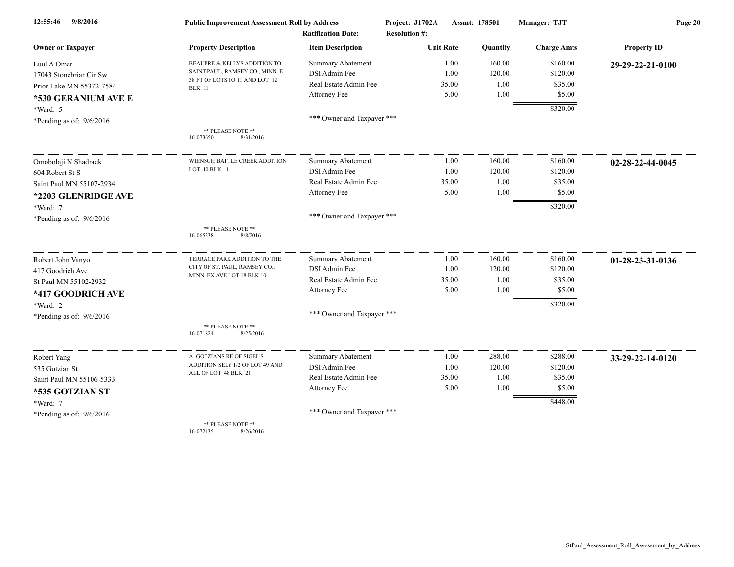**Public Improvement Assessment Roll by Address**

Project: J1702A Assmt: 178501 Manager: TJT

Ratification Date: Resolution #:

| Owner or Taxpayer | Property Description | Item Description | Unit Rate | Quantity | Charge Amts | Property ID |
|---|---|---|---|---|---|---|
| Luul A Omar<br>17043 Stonebriar Cir Sw<br>Prior Lake MN 55372-7584<br>**\*530 GERANIUM AVE E**<br>\*Ward: 5<br>\*Pending as of: 9/6/2016 | BEAUPRE & KELLYS ADDITION TO SAINT PAUL, RAMSEY CO., MINN. E 38 FT OF LOTS 1O 11 AND LOT 12 BLK 11<br>** PLEASE NOTE **<br>16-073650 8/31/2016 | Summary Abatement<br>DSI Admin Fee<br>Real Estate Admin Fee<br>Attorney Fee<br>*** Owner and Taxpayer *** | 1.00<br>1.00<br>35.00<br>5.00 | 160.00<br>120.00<br>1.00<br>1.00 | $160.00<br>$120.00<br>$35.00<br>$5.00<br>$320.00 | **29-29-22-21-0100** |
| Omobolaji N Shadrack<br>604 Robert St S<br>Saint Paul MN 55107-2934<br>**\*2203 GLENRIDGE AVE**<br>\*Ward: 7<br>\*Pending as of: 9/6/2016 | WIENSCH BATTLE CREEK ADDITION LOT 10 BLK 1<br>** PLEASE NOTE **<br>16-065238 8/8/2016 | Summary Abatement<br>DSI Admin Fee<br>Real Estate Admin Fee<br>Attorney Fee<br>*** Owner and Taxpayer *** | 1.00<br>1.00<br>35.00<br>5.00 | 160.00<br>120.00<br>1.00<br>1.00 | $160.00<br>$120.00<br>$35.00<br>$5.00<br>$320.00 | **02-28-22-44-0045** |
| Robert John Vanyo<br>417 Goodrich Ave<br>St Paul MN 55102-2932<br>**\*417 GOODRICH AVE**<br>\*Ward: 2<br>\*Pending as of: 9/6/2016 | TERRACE PARK ADDITION TO THE CITY OF ST. PAUL, RAMSEY CO., MINN. EX AVE LOT 18 BLK 10<br>** PLEASE NOTE **<br>16-071824 8/25/2016 | Summary Abatement<br>DSI Admin Fee<br>Real Estate Admin Fee<br>Attorney Fee<br>*** Owner and Taxpayer *** | 1.00<br>1.00<br>35.00<br>5.00 | 160.00<br>120.00<br>1.00<br>1.00 | $160.00<br>$120.00<br>$35.00<br>$5.00<br>$320.00 | **01-28-23-31-0136** |
| Robert Yang<br>535 Gotzian St<br>Saint Paul MN 55106-5333<br>**\*535 GOTZIAN ST**<br>\*Ward: 7<br>\*Pending as of: 9/6/2016 | A. GOTZIANS RE OF SIGEL'S ADDITION SELY 1/2 OF LOT 49 AND ALL OF LOT 48 BLK 21<br>** PLEASE NOTE **<br>16-072435 8/26/2016 | Summary Abatement<br>DSI Admin Fee<br>Real Estate Admin Fee<br>Attorney Fee<br>*** Owner and Taxpayer *** | 1.00<br>1.00<br>35.00<br>5.00 | 288.00<br>120.00<br>1.00<br>1.00 | $288.00<br>$120.00<br>$35.00<br>$5.00<br>$448.00 | **33-29-22-14-0120** |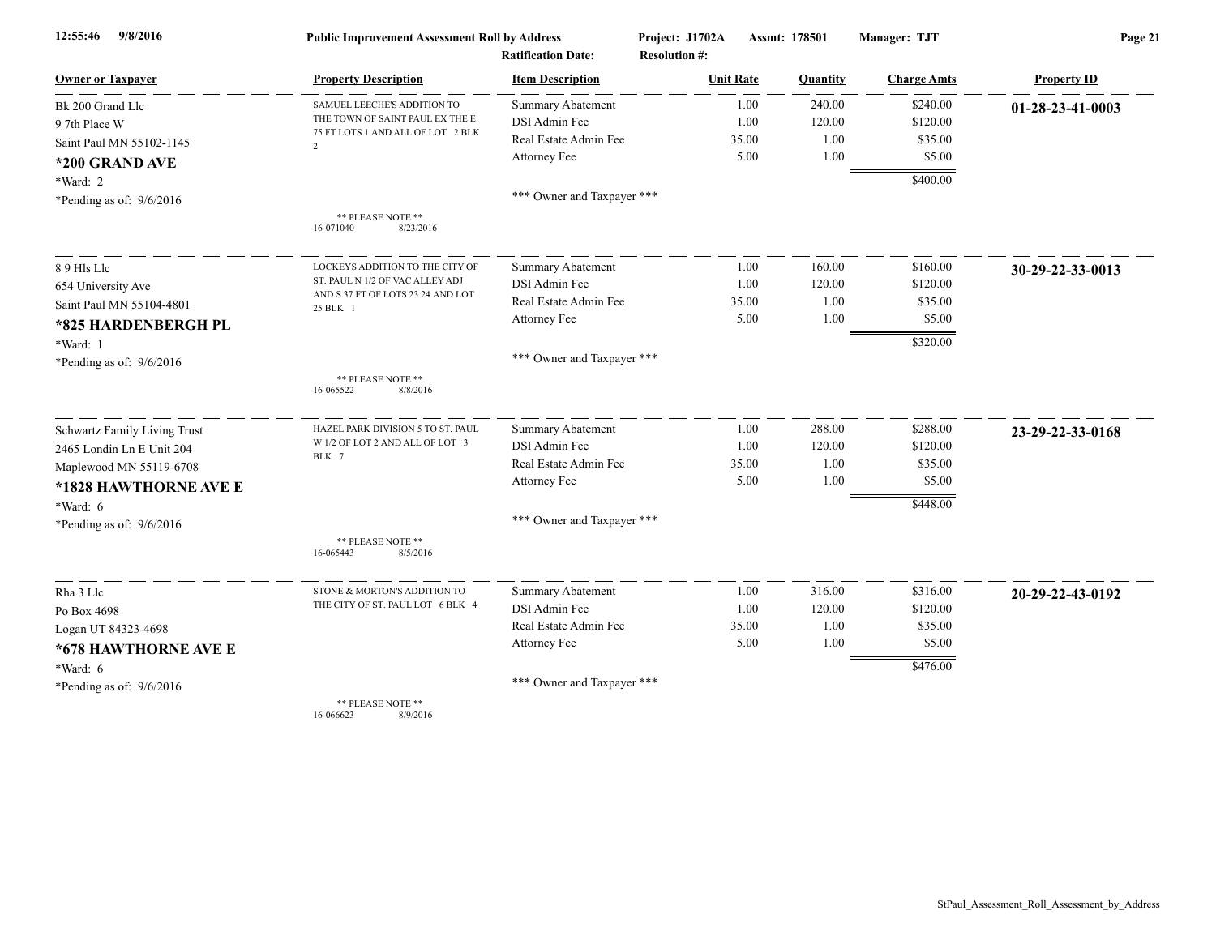**Public Improvement Assessment Roll by Address**

Project: J1702A Assmt: 178501 Manager: TJT

Ratification Date: Resolution #:

| Owner or Taxpayer | Property Description | Item Description | Unit Rate | Quantity | Charge Amts | Property ID |
|---|---|---|---|---|---|---|
| Bk 200 Grand Llc<br>9 7th Place W<br>Saint Paul MN 55102-1145<br>**\*200 GRAND AVE**<br>\*Ward: 2<br>\*Pending as of: 9/6/2016 | SAMUEL LEECHE'S ADDITION TO THE TOWN OF SAINT PAUL EX THE E 75 FT LOTS 1 AND ALL OF LOT 2 BLK 2<br>\*\* PLEASE NOTE \*\*<br>16-071040 8/23/2016 | Summary Abatement<br>DSI Admin Fee<br>Real Estate Admin Fee<br>Attorney Fee<br>\*\*\* Owner and Taxpayer \*\*\* | 1.00<br>1.00<br>35.00<br>5.00 | 240.00<br>120.00<br>1.00<br>1.00 | $240.00<br>$120.00<br>$35.00<br>$5.00<br>$400.00 | **01-28-23-41-0003** |
| 8 9 Hls Llc<br>654 University Ave<br>Saint Paul MN 55104-4801<br>**\*825 HARDENBERGH PL**<br>\*Ward: 1<br>\*Pending as of: 9/6/2016 | LOCKEYS ADDITION TO THE CITY OF ST. PAUL N 1/2 OF VAC ALLEY ADJ AND S 37 FT OF LOTS 23 24 AND LOT 25 BLK 1<br>\*\* PLEASE NOTE \*\*<br>16-065522 8/8/2016 | Summary Abatement<br>DSI Admin Fee<br>Real Estate Admin Fee<br>Attorney Fee<br>\*\*\* Owner and Taxpayer \*\*\* | 1.00<br>1.00<br>35.00<br>5.00 | 160.00<br>120.00<br>1.00<br>1.00 | $160.00<br>$120.00<br>$35.00<br>$5.00<br>$320.00 | **30-29-22-33-0013** |
| Schwartz Family Living Trust<br>2465 Londin Ln E Unit 204<br>Maplewood MN 55119-6708<br>**\*1828 HAWTHORNE AVE E**<br>\*Ward: 6<br>\*Pending as of: 9/6/2016 | HAZEL PARK DIVISION 5 TO ST. PAUL W 1/2 OF LOT 2 AND ALL OF LOT 3 BLK 7<br>\*\* PLEASE NOTE \*\*<br>16-065443 8/5/2016 | Summary Abatement<br>DSI Admin Fee<br>Real Estate Admin Fee<br>Attorney Fee<br>\*\*\* Owner and Taxpayer \*\*\* | 1.00<br>1.00<br>35.00<br>5.00 | 288.00<br>120.00<br>1.00<br>1.00 | $288.00<br>$120.00<br>$35.00<br>$5.00<br>$448.00 | **23-29-22-33-0168** |
| Rha 3 Llc<br>Po Box 4698<br>Logan UT 84323-4698<br>**\*678 HAWTHORNE AVE E**<br>\*Ward: 6<br>\*Pending as of: 9/6/2016 | STONE & MORTON'S ADDITION TO THE CITY OF ST. PAUL LOT 6 BLK 4<br>\*\* PLEASE NOTE \*\*<br>16-066623 8/9/2016 | Summary Abatement<br>DSI Admin Fee<br>Real Estate Admin Fee<br>Attorney Fee<br>\*\*\* Owner and Taxpayer \*\*\* | 1.00<br>1.00<br>35.00<br>5.00 | 316.00<br>120.00<br>1.00<br>1.00 | $316.00<br>$120.00<br>$35.00<br>$5.00<br>$476.00 | **20-29-22-43-0192** |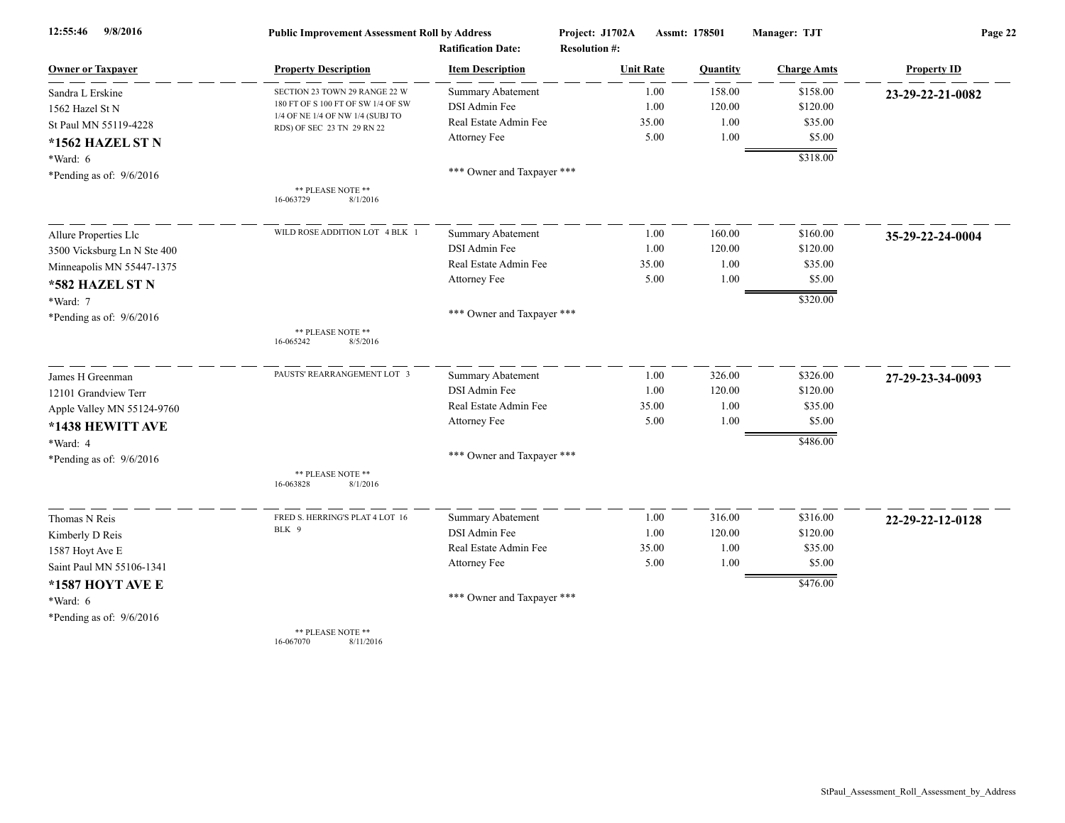| Owner or Taxpayer | Property Description | Item Description | Unit Rate | Quantity | Charge Amts | Property ID |
|---|---|---|---|---|---|---|
| Sandra L Erskine<br>1562 Hazel St N<br>St Paul MN 55119-4228<br>**\*1562 HAZEL ST N**<br>\*Ward: 6<br>\*Pending as of: 9/6/2016 | SECTION 23 TOWN 29 RANGE 22 W 180 FT OF S 100 FT OF SW 1/4 OF SW 1/4 OF NE 1/4 OF NW 1/4 (SUBJ TO RDS) OF SEC 23 TN 29 RN 22<br>\*\* PLEASE NOTE \*\*<br>16-063729 8/1/2016 | Summary Abatement | 1.00 | 158.00 | $158.00 | **23-29-22-21-0082** |
| | | DSI Admin Fee | 1.00 | 120.00 | $120.00 | |
| | | Real Estate Admin Fee | 35.00 | 1.00 | $35.00 | |
| | | Attorney Fee | 5.00 | 1.00 | $5.00 | |
| | | | | | $318.00 | |
| | | \*\*\* Owner and Taxpayer \*\*\* | | | | |
| Allure Properties Llc<br>3500 Vicksburg Ln N Ste 400<br>Minneapolis MN 55447-1375<br>**\*582 HAZEL ST N**<br>\*Ward: 7<br>\*Pending as of: 9/6/2016 | WILD ROSE ADDITION LOT 4 BLK 1<br>\*\* PLEASE NOTE \*\*<br>16-065242 8/5/2016 | Summary Abatement | 1.00 | 160.00 | $160.00 | **35-29-22-24-0004** |
| | | DSI Admin Fee | 1.00 | 120.00 | $120.00 | |
| | | Real Estate Admin Fee | 35.00 | 1.00 | $35.00 | |
| | | Attorney Fee | 5.00 | 1.00 | $5.00 | |
| | | | | | $320.00 | |
| | | \*\*\* Owner and Taxpayer \*\*\* | | | | |
| James H Greenman<br>12101 Grandview Terr<br>Apple Valley MN 55124-9760<br>**\*1438 HEWITT AVE**<br>\*Ward: 4<br>\*Pending as of: 9/6/2016 | PAUSTS' REARRANGEMENT LOT 3<br>\*\* PLEASE NOTE \*\*<br>16-063828 8/1/2016 | Summary Abatement | 1.00 | 326.00 | $326.00 | **27-29-23-34-0093** |
| | | DSI Admin Fee | 1.00 | 120.00 | $120.00 | |
| | | Real Estate Admin Fee | 35.00 | 1.00 | $35.00 | |
| | | Attorney Fee | 5.00 | 1.00 | $5.00 | |
| | | | | | $486.00 | |
| | | \*\*\* Owner and Taxpayer \*\*\* | | | | |
| Thomas N Reis<br>Kimberly D Reis<br>1587 Hoyt Ave E<br>Saint Paul MN 55106-1341<br>**\*1587 HOYT AVE E**<br>\*Ward: 6<br>\*Pending as of: 9/6/2016 | FRED S. HERRING'S PLAT 4 LOT 16 BLK 9<br>\*\* PLEASE NOTE \*\*<br>16-067070 8/11/2016 | Summary Abatement | 1.00 | 316.00 | $316.00 | **22-29-22-12-0128** |
| | | DSI Admin Fee | 1.00 | 120.00 | $120.00 | |
| | | Real Estate Admin Fee | 35.00 | 1.00 | $35.00 | |
| | | Attorney Fee | 5.00 | 1.00 | $5.00 | |
| | | | | | $476.00 | |
| | | \*\*\* Owner and Taxpayer \*\*\* | | | | |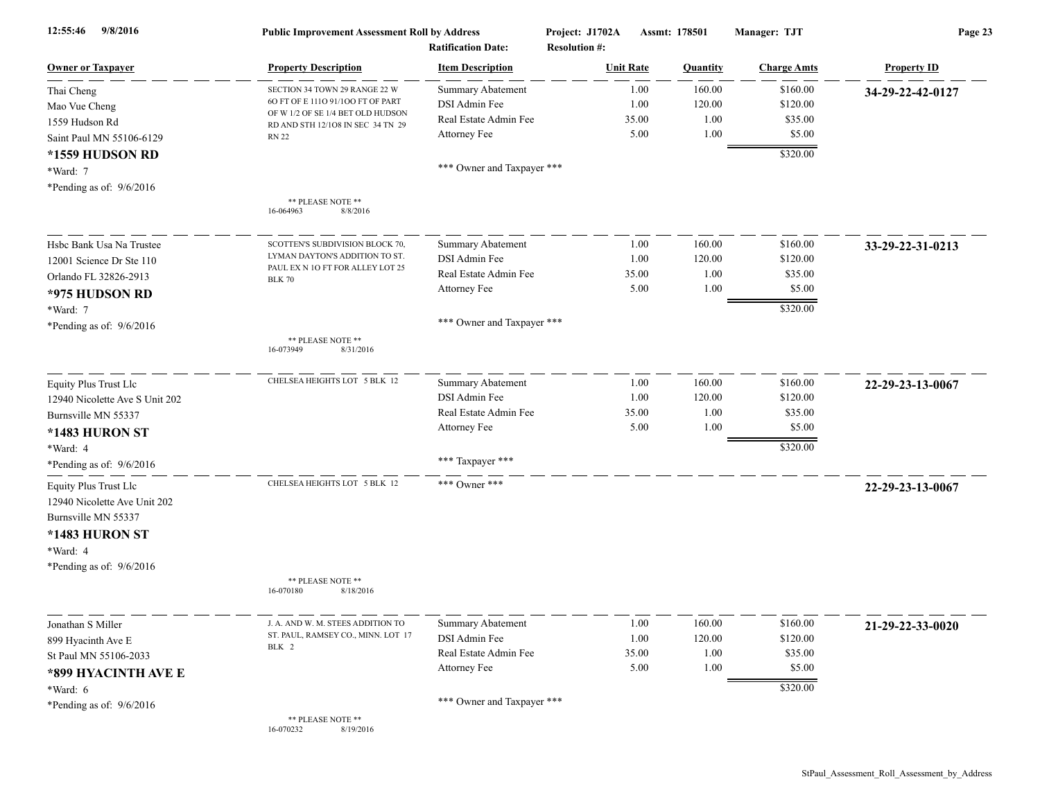12:55:46 9/8/2016 **Public Improvement Assessment Roll by Address** Project: J1702A Assmt: 178501 Manager: TJT

Ratification Date: Resolution #:

| Owner or Taxpayer | Property Description | Item Description | Unit Rate | Quantity | Charge Amts | Property ID |
|---|---|---|---|---|---|---|
| Thai Cheng<br>Mao Vue Cheng<br>1559 Hudson Rd<br>Saint Paul MN 55106-6129<br>**\*1559 HUDSON RD**<br>\*Ward: 7<br>\*Pending as of: 9/6/2016 | SECTION 34 TOWN 29 RANGE 22 W 6O FT OF E 111O 91/1OO FT OF PART OF W 1/2 OF SE 1/4 BET OLD HUDSON RD AND STH 12/1O8 IN SEC 34 TN 29 RN 22<br><br>\*\* PLEASE NOTE \*\*<br>16-064963 8/8/2016 | Summary Abatement<br>DSI Admin Fee<br>Real Estate Admin Fee<br>Attorney Fee<br><br>\*\*\* Owner and Taxpayer \*\*\* | 1.00<br>1.00<br>35.00<br>5.00 | 160.00<br>120.00<br>1.00<br>1.00 | $160.00<br>$120.00<br>$35.00<br>$5.00<br>$320.00 | **34-29-22-42-0127** |
| Hsbc Bank Usa Na Trustee<br>12001 Science Dr Ste 110<br>Orlando FL 32826-2913<br>**\*975 HUDSON RD**<br>\*Ward: 7<br>\*Pending as of: 9/6/2016 | SCOTTEN'S SUBDIVISION BLOCK 70, LYMAN DAYTON'S ADDITION TO ST. PAUL EX N 1O FT FOR ALLEY LOT 25 BLK 70<br><br>\*\* PLEASE NOTE \*\*<br>16-073949 8/31/2016 | Summary Abatement<br>DSI Admin Fee<br>Real Estate Admin Fee<br>Attorney Fee<br><br>\*\*\* Owner and Taxpayer \*\*\* | 1.00<br>1.00<br>35.00<br>5.00 | 160.00<br>120.00<br>1.00<br>1.00 | $160.00<br>$120.00<br>$35.00<br>$5.00<br>$320.00 | **33-29-22-31-0213** |
| Equity Plus Trust Llc<br>12940 Nicolette Ave S Unit 202<br>Burnsville MN 55337<br>**\*1483 HURON ST**<br>\*Ward: 4<br>\*Pending as of: 9/6/2016 | CHELSEA HEIGHTS LOT 5 BLK 12 | Summary Abatement<br>DSI Admin Fee<br>Real Estate Admin Fee<br>Attorney Fee<br><br>\*\*\* Taxpayer \*\*\* | 1.00<br>1.00<br>35.00<br>5.00 | 160.00<br>120.00<br>1.00<br>1.00 | $160.00<br>$120.00<br>$35.00<br>$5.00<br>$320.00 | **22-29-23-13-0067** |
| Equity Plus Trust Llc<br>12940 Nicolette Ave Unit 202<br>Burnsville MN 55337<br>**\*1483 HURON ST**<br>\*Ward: 4<br>\*Pending as of: 9/6/2016 | CHELSEA HEIGHTS LOT 5 BLK 12<br><br>\*\* PLEASE NOTE \*\*<br>16-070180 8/18/2016 | \*\*\* Owner \*\*\* | | | | **22-29-23-13-0067** |
| Jonathan S Miller<br>899 Hyacinth Ave E<br>St Paul MN 55106-2033<br>**\*899 HYACINTH AVE E**<br>\*Ward: 6<br>\*Pending as of: 9/6/2016 | J. A. AND W. M. STEES ADDITION TO ST. PAUL, RAMSEY CO., MINN. LOT 17 BLK 2<br><br>\*\* PLEASE NOTE \*\*<br>16-070232 8/19/2016 | Summary Abatement<br>DSI Admin Fee<br>Real Estate Admin Fee<br>Attorney Fee<br><br>\*\*\* Owner and Taxpayer \*\*\* | 1.00<br>1.00<br>35.00<br>5.00 | 160.00<br>120.00<br>1.00<br>1.00 | $160.00<br>$120.00<br>$35.00<br>$5.00<br>$320.00 | **21-29-22-33-0020** |

StPaul_Assessment_Roll_Assessment_by_Address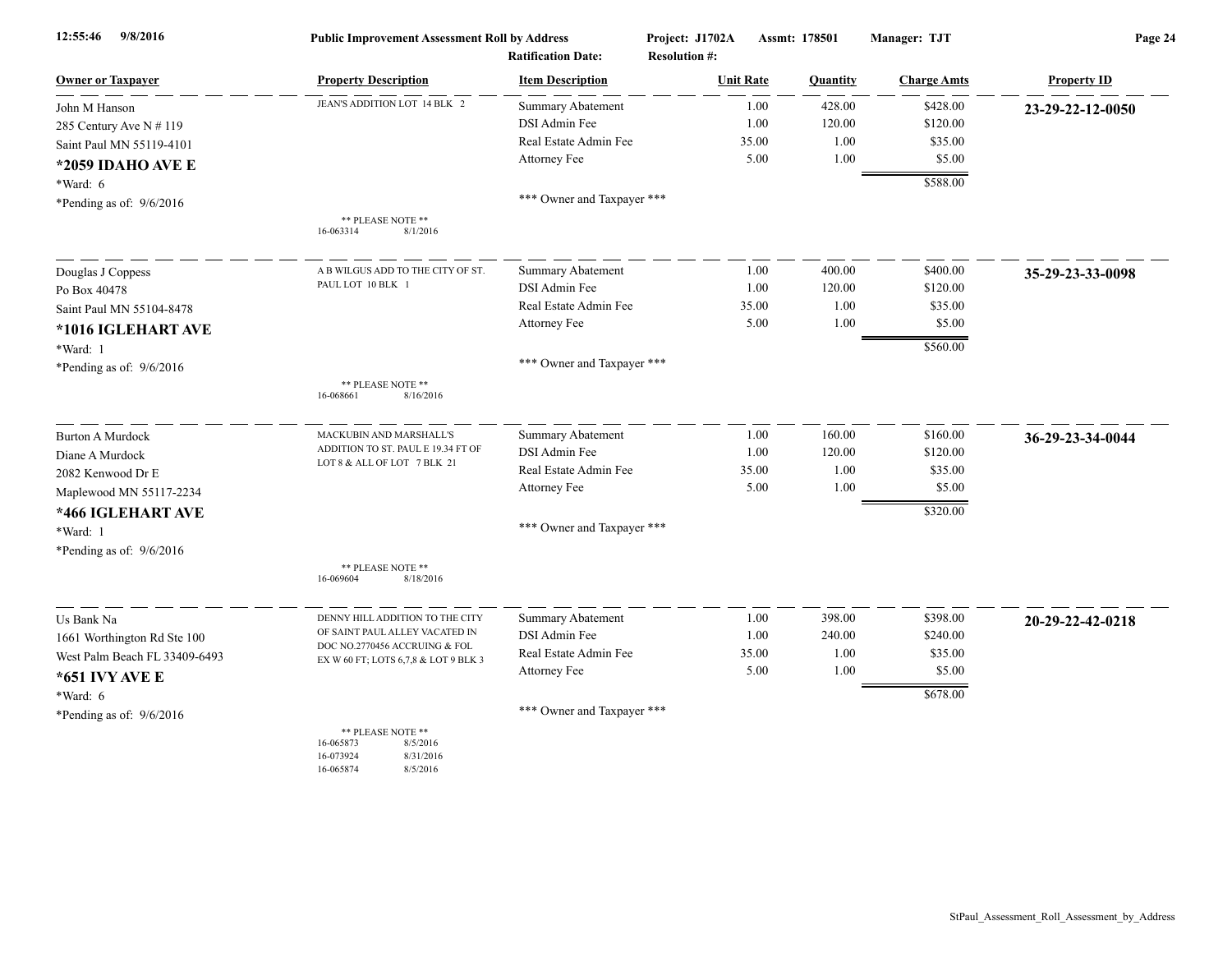Public Improvement Assessment Roll by Address

Project: J1702A Assmt: 178501 Manager: TJT

Ratification Date: Resolution #:

| Owner or Taxpayer | Property Description | Item Description | Unit Rate | Quantity | Charge Amts | Property ID |
|---|---|---|---|---|---|---|
| John M Hanson<br>285 Century Ave N # 119<br>Saint Paul MN 55119-4101<br>**\*2059 IDAHO AVE E**<br>\*Ward: 6<br>\*Pending as of: 9/6/2016 | JEAN'S ADDITION LOT 14 BLK 2<br><br>\*\* PLEASE NOTE \*\*<br>16-063314 8/1/2016 | Summary Abatement<br>DSI Admin Fee<br>Real Estate Admin Fee<br>Attorney Fee<br><br>\*\*\* Owner and Taxpayer \*\*\* | 1.00<br>1.00<br>35.00<br>5.00 | 428.00<br>120.00<br>1.00<br>1.00 | $428.00<br>$120.00<br>$35.00<br>$5.00<br>$588.00 | **23-29-22-12-0050** |
| Douglas J Coppess<br>Po Box 40478<br>Saint Paul MN 55104-8478<br>**\*1016 IGLEHART AVE**<br>\*Ward: 1<br>\*Pending as of: 9/6/2016 | A B WILGUS ADD TO THE CITY OF ST. PAUL LOT 10 BLK 1<br><br>\*\* PLEASE NOTE \*\*<br>16-068661 8/16/2016 | Summary Abatement<br>DSI Admin Fee<br>Real Estate Admin Fee<br>Attorney Fee<br><br>\*\*\* Owner and Taxpayer \*\*\* | 1.00<br>1.00<br>35.00<br>5.00 | 400.00<br>120.00<br>1.00<br>1.00 | $400.00<br>$120.00<br>$35.00<br>$5.00<br>$560.00 | **35-29-23-33-0098** |
| Burton A Murdock<br>Diane A Murdock<br>2082 Kenwood Dr E<br>Maplewood MN 55117-2234<br>**\*466 IGLEHART AVE**<br>\*Ward: 1<br>\*Pending as of: 9/6/2016 | MACKUBIN AND MARSHALL'S ADDITION TO ST. PAUL E 19.34 FT OF LOT 8 & ALL OF LOT 7 BLK 21<br><br>\*\* PLEASE NOTE \*\*<br>16-069604 8/18/2016 | Summary Abatement<br>DSI Admin Fee<br>Real Estate Admin Fee<br>Attorney Fee<br><br>\*\*\* Owner and Taxpayer \*\*\* | 1.00<br>1.00<br>35.00<br>5.00 | 160.00<br>120.00<br>1.00<br>1.00 | $160.00<br>$120.00<br>$35.00<br>$5.00<br>$320.00 | **36-29-23-34-0044** |
| Us Bank Na<br>1661 Worthington Rd Ste 100<br>West Palm Beach FL 33409-6493<br>**\*651 IVY AVE E**<br>\*Ward: 6<br>\*Pending as of: 9/6/2016 | DENNY HILL ADDITION TO THE CITY OF SAINT PAUL ALLEY VACATED IN DOC NO.2770456 ACCRUING & FOL EX W 60 FT; LOTS 6,7,8 & LOT 9 BLK 3<br><br>\*\* PLEASE NOTE \*\*<br>16-065873 8/5/2016<br>16-073924 8/31/2016<br>16-065874 8/5/2016 | Summary Abatement<br>DSI Admin Fee<br>Real Estate Admin Fee<br>Attorney Fee<br><br>\*\*\* Owner and Taxpayer \*\*\* | 1.00<br>1.00<br>35.00<br>5.00 | 398.00<br>240.00<br>1.00<br>1.00 | $398.00<br>$240.00<br>$35.00<br>$5.00<br>$678.00 | **20-29-22-42-0218** |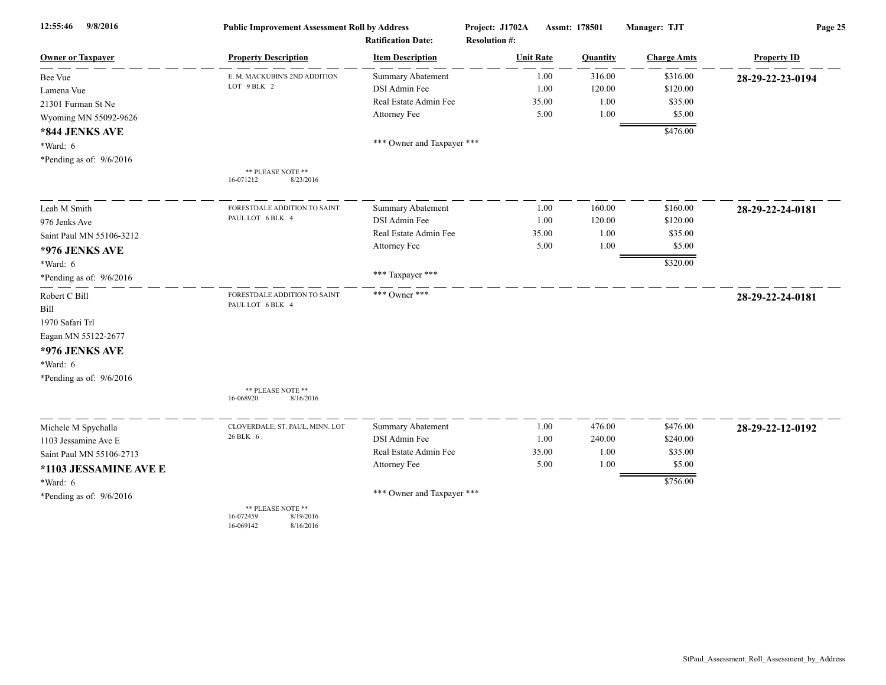**Public Improvement Assessment Roll by Address**

12:55:46 9/8/2016

Project: J1702A Assmt: 178501 Manager: TJT

Ratification Date: Resolution #:

| Owner or Taxpayer | Property Description | Item Description | Unit Rate | Quantity | Charge Amts | Property ID |
|---|---|---|---|---|---|---|
| Bee Vue | E. M. MACKUBIN'S 2ND ADDITION | Summary Abatement | 1.00 | 316.00 | $316.00 | **28-29-22-23-0194** |
| Lamena Vue | LOT 9 BLK 2 | DSI Admin Fee | 1.00 | 120.00 | $120.00 | |
| 21301 Furman St Ne | | Real Estate Admin Fee | 35.00 | 1.00 | $35.00 | |
| Wyoming MN 55092-9626 | | Attorney Fee | 5.00 | 1.00 | $5.00 | |
| **\*844 JENKS AVE** | | | | | $476.00 | |
| \*Ward: 6 | | \*\*\* Owner and Taxpayer \*\*\* | | | | |
| \*Pending as of: 9/6/2016 | \*\* PLEASE NOTE \*\* 16-071212 8/23/2016 | | | | | |
| Leah M Smith | FORESTDALE ADDITION TO SAINT | Summary Abatement | 1.00 | 160.00 | $160.00 | **28-29-22-24-0181** |
| 976 Jenks Ave | PAUL LOT 6 BLK 4 | DSI Admin Fee | 1.00 | 120.00 | $120.00 | |
| Saint Paul MN 55106-3212 | | Real Estate Admin Fee | 35.00 | 1.00 | $35.00 | |
| **\*976 JENKS AVE** | | Attorney Fee | 5.00 | 1.00 | $5.00 | |
| \*Ward: 6 | | | | | $320.00 | |
| \*Pending as of: 9/6/2016 | | \*\*\* Taxpayer \*\*\* | | | | |
| Robert C Bill | FORESTDALE ADDITION TO SAINT | \*\*\* Owner \*\*\* | | | | **28-29-22-24-0181** |
| Bill | PAUL LOT 6 BLK 4 | | | | | |
| 1970 Safari Trl | | | | | | |
| Eagan MN 55122-2677 | | | | | | |
| **\*976 JENKS AVE** | | | | | | |
| \*Ward: 6 | | | | | | |
| \*Pending as of: 9/6/2016 | \*\* PLEASE NOTE \*\* 16-068920 8/16/2016 | | | | | |
| Michele M Spychalla | CLOVERDALE, ST. PAUL, MINN. LOT | Summary Abatement | 1.00 | 476.00 | $476.00 | **28-29-22-12-0192** |
| 1103 Jessamine Ave E | 26 BLK 6 | DSI Admin Fee | 1.00 | 240.00 | $240.00 | |
| Saint Paul MN 55106-2713 | | Real Estate Admin Fee | 35.00 | 1.00 | $35.00 | |
| **\*1103 JESSAMINE AVE E** | | Attorney Fee | 5.00 | 1.00 | $5.00 | |
| \*Ward: 6 | | | | | $756.00 | |
| \*Pending as of: 9/6/2016 | \*\* PLEASE NOTE \*\* 16-072459 8/19/2016; 16-069142 8/16/2016 | \*\*\* Owner and Taxpayer \*\*\* | | | | |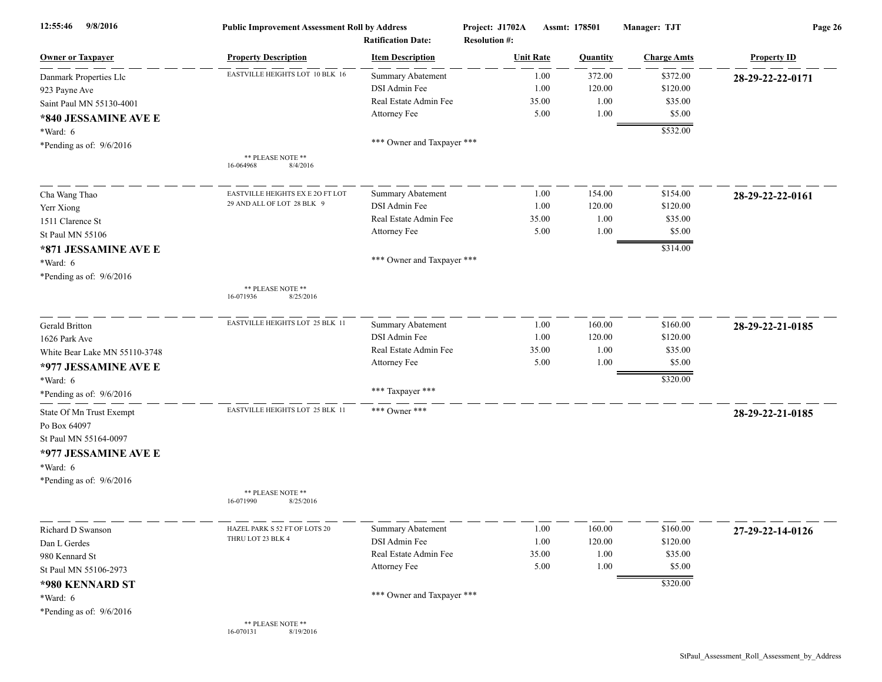12:55:46 9/8/2016 **Public Improvement Assessment Roll by Address** **Project: J1702A** **Assmt: 178501** **Manager: TJT**

**Ratification Date:** **Resolution #:**

| Owner or Taxpayer | Property Description | Item Description | Unit Rate | Quantity | Charge Amts | Property ID |
|---|---|---|---|---|---|---|
| Danmark Properties Llc<br>923 Payne Ave<br>Saint Paul MN 55130-4001<br>**\*840 JESSAMINE AVE E**<br>\*Ward: 6<br>\*Pending as of: 9/6/2016 | EASTVILLE HEIGHTS LOT 10 BLK 16<br><br>** PLEASE NOTE **<br>16-064968 8/4/2016 | Summary Abatement<br>DSI Admin Fee<br>Real Estate Admin Fee<br>Attorney Fee<br><br>\*\*\* Owner and Taxpayer \*\*\* | 1.00<br>1.00<br>35.00<br>5.00 | 372.00<br>120.00<br>1.00<br>1.00 | $372.00<br>$120.00<br>$35.00<br>$5.00<br>$532.00 | **28-29-22-22-0171** |
| Cha Wang Thao<br>Yerr Xiong<br>1511 Clarence St<br>St Paul MN 55106<br>**\*871 JESSAMINE AVE E**<br>\*Ward: 6<br>\*Pending as of: 9/6/2016 | EASTVILLE HEIGHTS EX E 2O FT LOT 29 AND ALL OF LOT 28 BLK 9<br><br>** PLEASE NOTE **<br>16-071936 8/25/2016 | Summary Abatement<br>DSI Admin Fee<br>Real Estate Admin Fee<br>Attorney Fee<br><br>\*\*\* Owner and Taxpayer \*\*\* | 1.00<br>1.00<br>35.00<br>5.00 | 154.00<br>120.00<br>1.00<br>1.00 | $154.00<br>$120.00<br>$35.00<br>$5.00<br>$314.00 | **28-29-22-22-0161** |
| Gerald Britton<br>1626 Park Ave<br>White Bear Lake MN 55110-3748<br>**\*977 JESSAMINE AVE E**<br>\*Ward: 6<br>\*Pending as of: 9/6/2016 | EASTVILLE HEIGHTS LOT 25 BLK 11 | Summary Abatement<br>DSI Admin Fee<br>Real Estate Admin Fee<br>Attorney Fee<br><br>\*\*\* Taxpayer \*\*\* | 1.00<br>1.00<br>35.00<br>5.00 | 160.00<br>120.00<br>1.00<br>1.00 | $160.00<br>$120.00<br>$35.00<br>$5.00<br>$320.00 | **28-29-22-21-0185** |
| State Of Mn Trust Exempt<br>Po Box 64097<br>St Paul MN 55164-0097<br>**\*977 JESSAMINE AVE E**<br>\*Ward: 6<br>\*Pending as of: 9/6/2016 | EASTVILLE HEIGHTS LOT 25 BLK 11<br><br>** PLEASE NOTE **<br>16-071990 8/25/2016 | \*\*\* Owner \*\*\* | | | | **28-29-22-21-0185** |
| Richard D Swanson<br>Dan L Gerdes<br>980 Kennard St<br>St Paul MN 55106-2973<br>**\*980 KENNARD ST**<br>\*Ward: 6<br>\*Pending as of: 9/6/2016 | HAZEL PARK S 52 FT OF LOTS 20 THRU LOT 23 BLK 4<br><br>** PLEASE NOTE **<br>16-070131 8/19/2016 | Summary Abatement<br>DSI Admin Fee<br>Real Estate Admin Fee<br>Attorney Fee<br><br>\*\*\* Owner and Taxpayer \*\*\* | 1.00<br>1.00<br>35.00<br>5.00 | 160.00<br>120.00<br>1.00<br>1.00 | $160.00<br>$120.00<br>$35.00<br>$5.00<br>$320.00 | **27-29-22-14-0126** |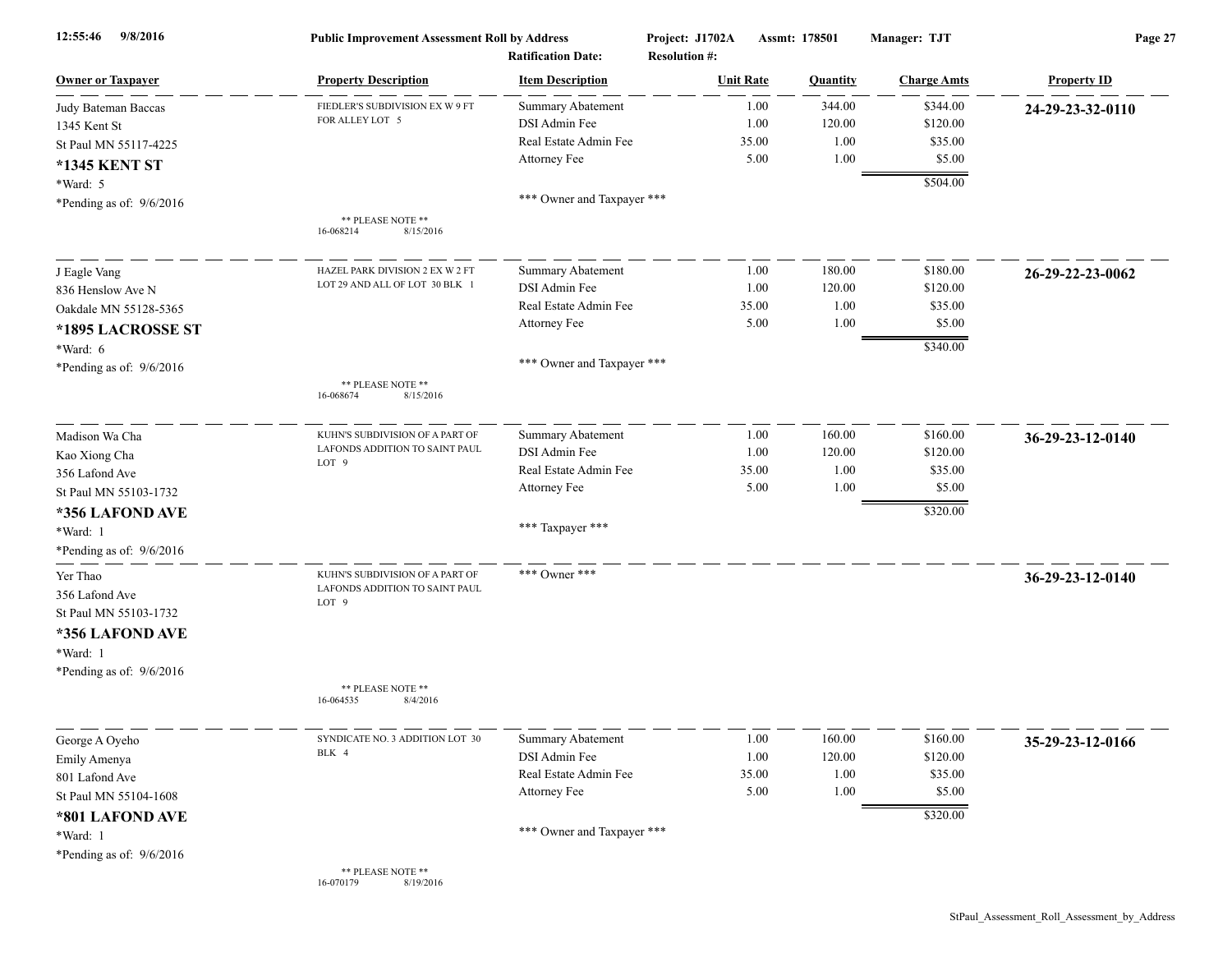**Public Improvement Assessment Roll by Address** | **Project: J1702A** | **Assmt: 178501** | **Manager: TJT**

**Ratification Date:** | **Resolution #:**

| Owner or Taxpayer | Property Description | Item Description | Unit Rate | Quantity | Charge Amts | Property ID |
|---|---|---|---|---|---|---|
| Judy Bateman Baccas<br>1345 Kent St<br>St Paul MN 55117-4225<br>**\*1345 KENT ST**<br>*Ward: 5<br>*Pending as of: 9/6/2016 | FIEDLER'S SUBDIVISION EX W 9 FT FOR ALLEY LOT 5<br><br>** PLEASE NOTE **<br>16-068214 8/15/2016 | Summary Abatement<br>DSI Admin Fee<br>Real Estate Admin Fee<br>Attorney Fee<br><br>*** Owner and Taxpayer *** | 1.00<br>1.00<br>35.00<br>5.00 | 344.00<br>120.00<br>1.00<br>1.00 | $344.00<br>$120.00<br>$35.00<br>$5.00<br>**$504.00** | **24-29-23-32-0110** |
| J Eagle Vang<br>836 Henslow Ave N<br>Oakdale MN 55128-5365<br>**\*1895 LACROSSE ST**<br>*Ward: 6<br>*Pending as of: 9/6/2016 | HAZEL PARK DIVISION 2 EX W 2 FT LOT 29 AND ALL OF LOT 30 BLK 1<br><br>** PLEASE NOTE **<br>16-068674 8/15/2016 | Summary Abatement<br>DSI Admin Fee<br>Real Estate Admin Fee<br>Attorney Fee<br><br>*** Owner and Taxpayer *** | 1.00<br>1.00<br>35.00<br>5.00 | 180.00<br>120.00<br>1.00<br>1.00 | $180.00<br>$120.00<br>$35.00<br>$5.00<br>**$340.00** | **26-29-22-23-0062** |
| Madison Wa Cha<br>Kao Xiong Cha<br>356 Lafond Ave<br>St Paul MN 55103-1732<br>**\*356 LAFOND AVE**<br>*Ward: 1<br>*Pending as of: 9/6/2016 | KUHN'S SUBDIVISION OF A PART OF LAFONDS ADDITION TO SAINT PAUL LOT 9 | Summary Abatement<br>DSI Admin Fee<br>Real Estate Admin Fee<br>Attorney Fee<br><br>*** Taxpayer *** | 1.00<br>1.00<br>35.00<br>5.00 | 160.00<br>120.00<br>1.00<br>1.00 | $160.00<br>$120.00<br>$35.00<br>$5.00<br>**$320.00** | **36-29-23-12-0140** |
| Yer Thao<br>356 Lafond Ave<br>St Paul MN 55103-1732<br>**\*356 LAFOND AVE**<br>*Ward: 1<br>*Pending as of: 9/6/2016 | KUHN'S SUBDIVISION OF A PART OF LAFONDS ADDITION TO SAINT PAUL LOT 9<br><br>** PLEASE NOTE **<br>16-064535 8/4/2016 | *** Owner *** | | | | **36-29-23-12-0140** |
| George A Oyeho<br>Emily Amenya<br>801 Lafond Ave<br>St Paul MN 55104-1608<br>**\*801 LAFOND AVE**<br>*Ward: 1<br>*Pending as of: 9/6/2016 | SYNDICATE NO. 3 ADDITION LOT 30 BLK 4<br><br>** PLEASE NOTE **<br>16-070179 8/19/2016 | Summary Abatement<br>DSI Admin Fee<br>Real Estate Admin Fee<br>Attorney Fee<br><br>*** Owner and Taxpayer *** | 1.00<br>1.00<br>35.00<br>5.00 | 160.00<br>120.00<br>1.00<br>1.00 | $160.00<br>$120.00<br>$35.00<br>$5.00<br>**$320.00** | **35-29-23-12-0166** |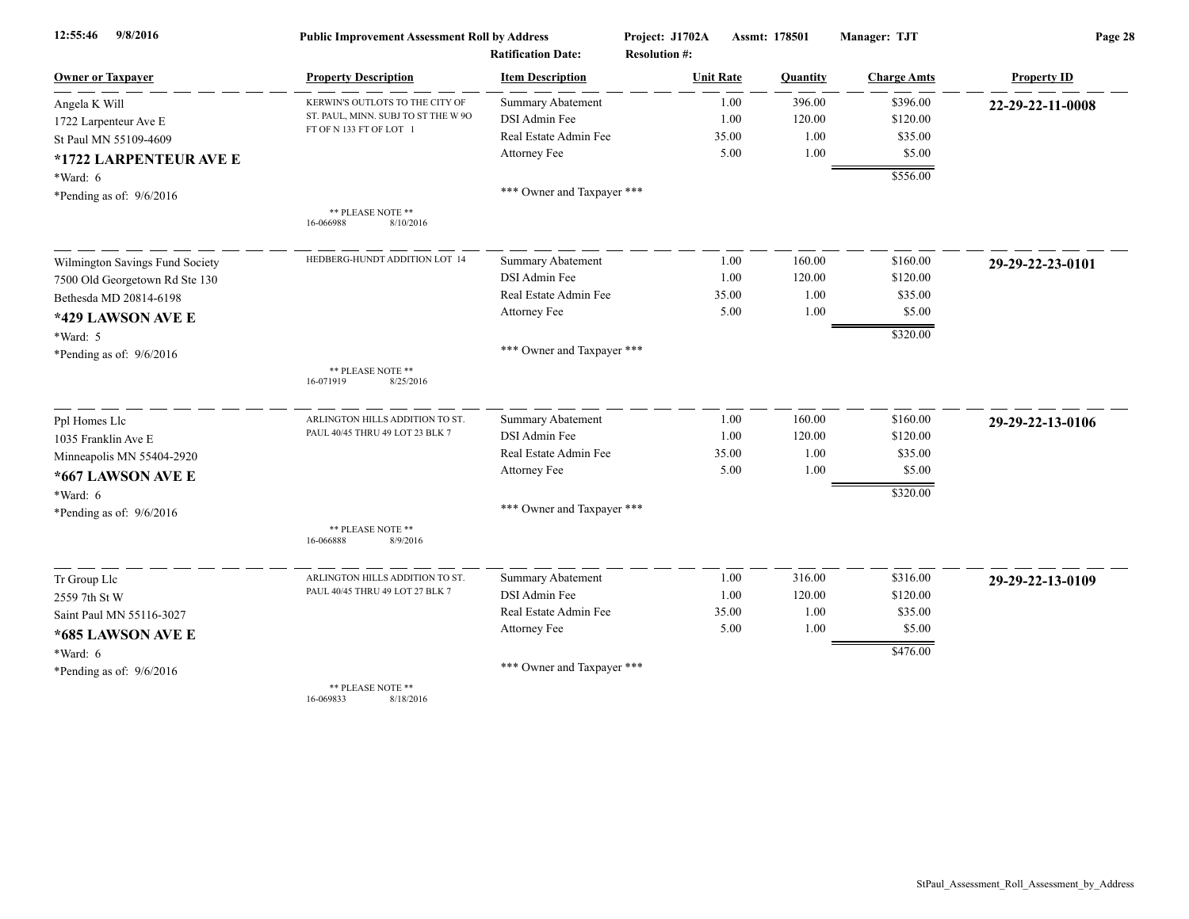**Public Improvement Assessment Roll by Address**

Project: J1702A  Assmt: 178501  Manager: TJT

Ratification Date:  Resolution #:

| Owner or Taxpayer | Property Description | Item Description | Unit Rate | Quantity | Charge Amts | Property ID |
|---|---|---|---|---|---|---|
| Angela K Will<br>1722 Larpenteur Ave E<br>St Paul MN 55109-4609<br>**\*1722 LARPENTEUR AVE E**<br>\*Ward: 6<br>\*Pending as of: 9/6/2016 | KERWIN'S OUTLOTS TO THE CITY OF ST. PAUL, MINN. SUBJ TO ST THE W 9O FT OF N 133 FT OF LOT 1<br><br>\*\* PLEASE NOTE \*\*<br>16-066988 8/10/2016 | Summary Abatement<br>DSI Admin Fee<br>Real Estate Admin Fee<br>Attorney Fee<br><br>\*\*\* Owner and Taxpayer \*\*\* | 1.00<br>1.00<br>35.00<br>5.00 | 396.00<br>120.00<br>1.00<br>1.00 | $396.00<br>$120.00<br>$35.00<br>$5.00<br>**$556.00** | **22-29-22-11-0008** |
| Wilmington Savings Fund Society<br>7500 Old Georgetown Rd Ste 130<br>Bethesda MD 20814-6198<br>**\*429 LAWSON AVE E**<br>\*Ward: 5<br>\*Pending as of: 9/6/2016 | HEDBERG-HUNDT ADDITION LOT 14<br><br>\*\* PLEASE NOTE \*\*<br>16-071919 8/25/2016 | Summary Abatement<br>DSI Admin Fee<br>Real Estate Admin Fee<br>Attorney Fee<br><br>\*\*\* Owner and Taxpayer \*\*\* | 1.00<br>1.00<br>35.00<br>5.00 | 160.00<br>120.00<br>1.00<br>1.00 | $160.00<br>$120.00<br>$35.00<br>$5.00<br>**$320.00** | **29-29-22-23-0101** |
| Ppl Homes Llc<br>1035 Franklin Ave E<br>Minneapolis MN 55404-2920<br>**\*667 LAWSON AVE E**<br>\*Ward: 6<br>\*Pending as of: 9/6/2016 | ARLINGTON HILLS ADDITION TO ST. PAUL 40/45 THRU 49 LOT 23 BLK 7<br><br>\*\* PLEASE NOTE \*\*<br>16-066888 8/9/2016 | Summary Abatement<br>DSI Admin Fee<br>Real Estate Admin Fee<br>Attorney Fee<br><br>\*\*\* Owner and Taxpayer \*\*\* | 1.00<br>1.00<br>35.00<br>5.00 | 160.00<br>120.00<br>1.00<br>1.00 | $160.00<br>$120.00<br>$35.00<br>$5.00<br>**$320.00** | **29-29-22-13-0106** |
| Tr Group Llc<br>2559 7th St W<br>Saint Paul MN 55116-3027<br>**\*685 LAWSON AVE E**<br>\*Ward: 6<br>\*Pending as of: 9/6/2016 | ARLINGTON HILLS ADDITION TO ST. PAUL 40/45 THRU 49 LOT 27 BLK 7<br><br>\*\* PLEASE NOTE \*\*<br>16-069833 8/18/2016 | Summary Abatement<br>DSI Admin Fee<br>Real Estate Admin Fee<br>Attorney Fee<br><br>\*\*\* Owner and Taxpayer \*\*\* | 1.00<br>1.00<br>35.00<br>5.00 | 316.00<br>120.00<br>1.00<br>1.00 | $316.00<br>$120.00<br>$35.00<br>$5.00<br>**$476.00** | **29-29-22-13-0109** |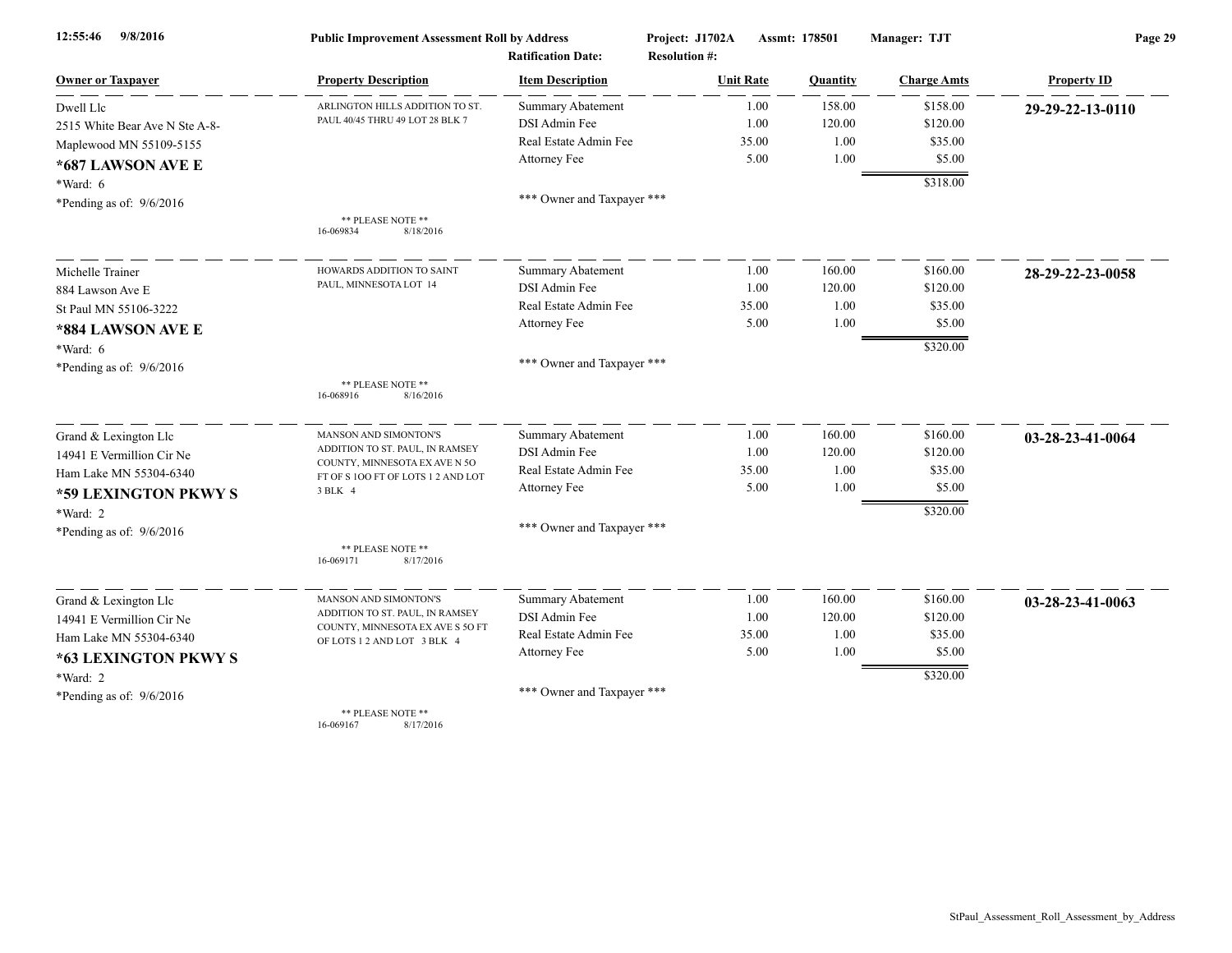**Public Improvement Assessment Roll by Address**

Project: J1702A Assmt: 178501 Manager: TJT

Ratification Date: Resolution #:

| Owner or Taxpayer | Property Description | Item Description | Unit Rate | Quantity | Charge Amts | Property ID |
|---|---|---|---|---|---|---|
| Dwell Llc<br>2515 White Bear Ave N Ste A-8-<br>Maplewood MN 55109-5155<br>**\*687 LAWSON AVE E**<br>\*Ward: 6<br>\*Pending as of: 9/6/2016 | ARLINGTON HILLS ADDITION TO ST. PAUL 40/45 THRU 49 LOT 28 BLK 7<br>** PLEASE NOTE **<br>16-069834 8/18/2016 | Summary Abatement | 1.00 | 158.00 | $158.00 | **29-29-22-13-0110** |
| | | DSI Admin Fee | 1.00 | 120.00 | $120.00 | |
| | | Real Estate Admin Fee | 35.00 | 1.00 | $35.00 | |
| | | Attorney Fee | 5.00 | 1.00 | $5.00 | |
| | | | | | $318.00 | |
| | | *** Owner and Taxpayer *** | | | | |
| Michelle Trainer<br>884 Lawson Ave E<br>St Paul MN 55106-3222<br>**\*884 LAWSON AVE E**<br>\*Ward: 6<br>\*Pending as of: 9/6/2016 | HOWARDS ADDITION TO SAINT PAUL, MINNESOTA LOT 14<br>** PLEASE NOTE **<br>16-068916 8/16/2016 | Summary Abatement | 1.00 | 160.00 | $160.00 | **28-29-22-23-0058** |
| | | DSI Admin Fee | 1.00 | 120.00 | $120.00 | |
| | | Real Estate Admin Fee | 35.00 | 1.00 | $35.00 | |
| | | Attorney Fee | 5.00 | 1.00 | $5.00 | |
| | | | | | $320.00 | |
| | | *** Owner and Taxpayer *** | | | | |
| Grand & Lexington Llc<br>14941 E Vermillion Cir Ne<br>Ham Lake MN 55304-6340<br>**\*59 LEXINGTON PKWY S**<br>\*Ward: 2<br>\*Pending as of: 9/6/2016 | MANSON AND SIMONTON'S ADDITION TO ST. PAUL, IN RAMSEY COUNTY, MINNESOTA EX AVE N 5O FT OF S 1OO FT OF LOTS 1 2 AND LOT 3 BLK 4<br>** PLEASE NOTE **<br>16-069171 8/17/2016 | Summary Abatement | 1.00 | 160.00 | $160.00 | **03-28-23-41-0064** |
| | | DSI Admin Fee | 1.00 | 120.00 | $120.00 | |
| | | Real Estate Admin Fee | 35.00 | 1.00 | $35.00 | |
| | | Attorney Fee | 5.00 | 1.00 | $5.00 | |
| | | | | | $320.00 | |
| | | *** Owner and Taxpayer *** | | | | |
| Grand & Lexington Llc<br>14941 E Vermillion Cir Ne<br>Ham Lake MN 55304-6340<br>**\*63 LEXINGTON PKWY S**<br>\*Ward: 2<br>\*Pending as of: 9/6/2016 | MANSON AND SIMONTON'S ADDITION TO ST. PAUL, IN RAMSEY COUNTY, MINNESOTA EX AVE S 5O FT OF LOTS 1 2 AND LOT 3 BLK 4<br>** PLEASE NOTE **<br>16-069167 8/17/2016 | Summary Abatement | 1.00 | 160.00 | $160.00 | **03-28-23-41-0063** |
| | | DSI Admin Fee | 1.00 | 120.00 | $120.00 | |
| | | Real Estate Admin Fee | 35.00 | 1.00 | $35.00 | |
| | | Attorney Fee | 5.00 | 1.00 | $5.00 | |
| | | | | | $320.00 | |
| | | *** Owner and Taxpayer *** | | | | |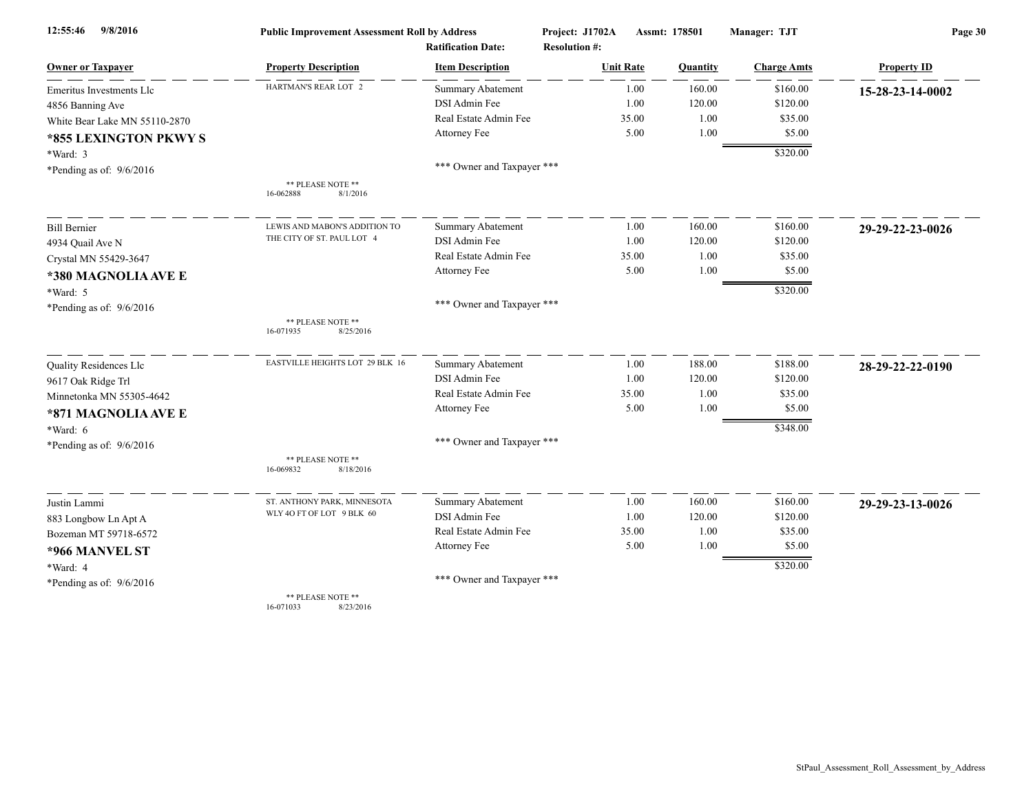**Public Improvement Assessment Roll by Address**

Project: J1702A Assmt: 178501 Manager: TJT

Ratification Date: Resolution #:

| Owner or Taxpayer | Property Description | Item Description | Unit Rate | Quantity | Charge Amts | Property ID |
|---|---|---|---|---|---|---|
| Emeritus Investments Llc | HARTMAN'S REAR LOT 2 | Summary Abatement | 1.00 | 160.00 | $160.00 | **15-28-23-14-0002** |
| 4856 Banning Ave | | DSI Admin Fee | 1.00 | 120.00 | $120.00 | |
| White Bear Lake MN 55110-2870 | | Real Estate Admin Fee | 35.00 | 1.00 | $35.00 | |
| **\*855 LEXINGTON PKWY S** | | Attorney Fee | 5.00 | 1.00 | $5.00 | |
| \*Ward: 3 | | | | | $320.00 | |
| \*Pending as of: 9/6/2016 | | \*\*\* Owner and Taxpayer \*\*\* | | | | |
| | \*\* PLEASE NOTE \*\* 16-062888 8/1/2016 | | | | | |
| Bill Bernier | LEWIS AND MABON'S ADDITION TO THE CITY OF ST. PAUL LOT 4 | Summary Abatement | 1.00 | 160.00 | $160.00 | **29-29-22-23-0026** |
| 4934 Quail Ave N | | DSI Admin Fee | 1.00 | 120.00 | $120.00 | |
| Crystal MN 55429-3647 | | Real Estate Admin Fee | 35.00 | 1.00 | $35.00 | |
| **\*380 MAGNOLIA AVE E** | | Attorney Fee | 5.00 | 1.00 | $5.00 | |
| \*Ward: 5 | | | | | $320.00 | |
| \*Pending as of: 9/6/2016 | | \*\*\* Owner and Taxpayer \*\*\* | | | | |
| | \*\* PLEASE NOTE \*\* 16-071935 8/25/2016 | | | | | |
| Quality Residences Llc | EASTVILLE HEIGHTS LOT 29 BLK 16 | Summary Abatement | 1.00 | 188.00 | $188.00 | **28-29-22-22-0190** |
| 9617 Oak Ridge Trl | | DSI Admin Fee | 1.00 | 120.00 | $120.00 | |
| Minnetonka MN 55305-4642 | | Real Estate Admin Fee | 35.00 | 1.00 | $35.00 | |
| **\*871 MAGNOLIA AVE E** | | Attorney Fee | 5.00 | 1.00 | $5.00 | |
| \*Ward: 6 | | | | | $348.00 | |
| \*Pending as of: 9/6/2016 | | \*\*\* Owner and Taxpayer \*\*\* | | | | |
| | \*\* PLEASE NOTE \*\* 16-069832 8/18/2016 | | | | | |
| Justin Lammi | ST. ANTHONY PARK, MINNESOTA WLY 4O FT OF LOT 9 BLK 60 | Summary Abatement | 1.00 | 160.00 | $160.00 | **29-29-23-13-0026** |
| 883 Longbow Ln Apt A | | DSI Admin Fee | 1.00 | 120.00 | $120.00 | |
| Bozeman MT 59718-6572 | | Real Estate Admin Fee | 35.00 | 1.00 | $35.00 | |
| **\*966 MANVEL ST** | | Attorney Fee | 5.00 | 1.00 | $5.00 | |
| \*Ward: 4 | | | | | $320.00 | |
| \*Pending as of: 9/6/2016 | | \*\*\* Owner and Taxpayer \*\*\* | | | | |
| | \*\* PLEASE NOTE \*\* 16-071033 8/23/2016 | | | | | |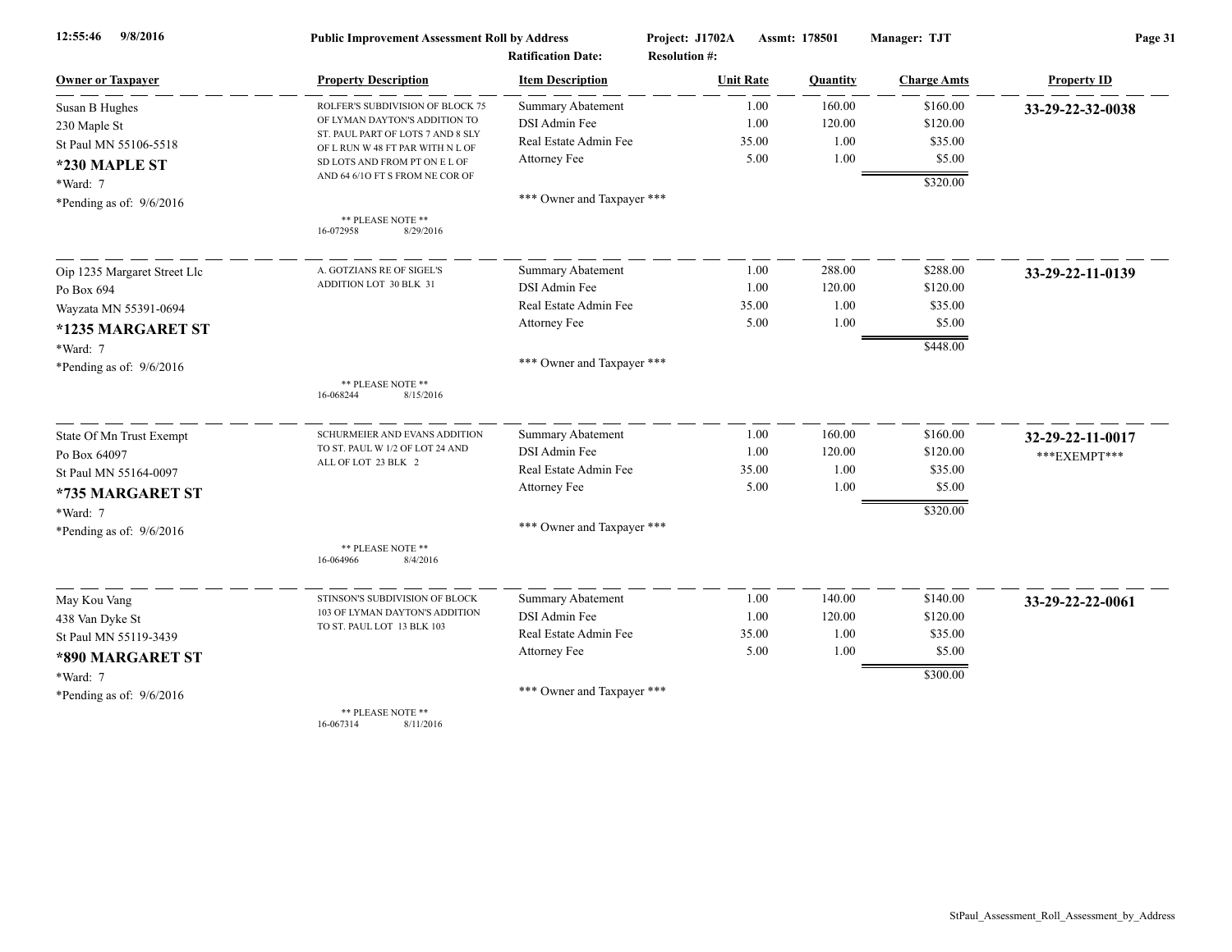12:55:46 9/8/2016 **Public Improvement Assessment Roll by Address** Project: J1702A Assmt: 178501 Manager: TJT

Ratification Date: Resolution #:

| Owner or Taxpayer | Property Description | Item Description | Unit Rate | Quantity | Charge Amts | Property ID |
|---|---|---|---|---|---|---|
| Susan B Hughes<br>230 Maple St<br>St Paul MN 55106-5518<br>**\*230 MAPLE ST**<br>\*Ward: 7<br>\*Pending as of: 9/6/2016 | ROLFER'S SUBDIVISION OF BLOCK 75 OF LYMAN DAYTON'S ADDITION TO ST. PAUL PART OF LOTS 7 AND 8 SLY OF L RUN W 48 FT PAR WITH N L OF SD LOTS AND FROM PT ON E L OF AND 64 6/1O FT S FROM NE COR OF<br>** PLEASE NOTE **<br>16-072958 8/29/2016 | Summary Abatement | 1.00 | 160.00 | $160.00 | **33-29-22-32-0038** |
| | | DSI Admin Fee | 1.00 | 120.00 | $120.00 | |
| | | Real Estate Admin Fee | 35.00 | 1.00 | $35.00 | |
| | | Attorney Fee | 5.00 | 1.00 | $5.00 | |
| | | | | | $320.00 | |
| | | *** Owner and Taxpayer *** | | | | |
| Oip 1235 Margaret Street Llc<br>Po Box 694<br>Wayzata MN 55391-0694<br>**\*1235 MARGARET ST**<br>\*Ward: 7<br>\*Pending as of: 9/6/2016 | A. GOTZIANS RE OF SIGEL'S ADDITION LOT 30 BLK 31<br>** PLEASE NOTE **<br>16-068244 8/15/2016 | Summary Abatement | 1.00 | 288.00 | $288.00 | **33-29-22-11-0139** |
| | | DSI Admin Fee | 1.00 | 120.00 | $120.00 | |
| | | Real Estate Admin Fee | 35.00 | 1.00 | $35.00 | |
| | | Attorney Fee | 5.00 | 1.00 | $5.00 | |
| | | | | | $448.00 | |
| | | *** Owner and Taxpayer *** | | | | |
| State Of Mn Trust Exempt<br>Po Box 64097<br>St Paul MN 55164-0097<br>**\*735 MARGARET ST**<br>\*Ward: 7<br>\*Pending as of: 9/6/2016 | SCHURMEIER AND EVANS ADDITION TO ST. PAUL W 1/2 OF LOT 24 AND ALL OF LOT 23 BLK 2<br>** PLEASE NOTE **<br>16-064966 8/4/2016 | Summary Abatement | 1.00 | 160.00 | $160.00 | **32-29-22-11-0017**<br>***EXEMPT*** |
| | | DSI Admin Fee | 1.00 | 120.00 | $120.00 | |
| | | Real Estate Admin Fee | 35.00 | 1.00 | $35.00 | |
| | | Attorney Fee | 5.00 | 1.00 | $5.00 | |
| | | | | | $320.00 | |
| | | *** Owner and Taxpayer *** | | | | |
| May Kou Vang<br>438 Van Dyke St<br>St Paul MN 55119-3439<br>**\*890 MARGARET ST**<br>\*Ward: 7<br>\*Pending as of: 9/6/2016 | STINSON'S SUBDIVISION OF BLOCK 103 OF LYMAN DAYTON'S ADDITION TO ST. PAUL LOT 13 BLK 103<br>** PLEASE NOTE **<br>16-067314 8/11/2016 | Summary Abatement | 1.00 | 140.00 | $140.00 | **33-29-22-22-0061** |
| | | DSI Admin Fee | 1.00 | 120.00 | $120.00 | |
| | | Real Estate Admin Fee | 35.00 | 1.00 | $35.00 | |
| | | Attorney Fee | 5.00 | 1.00 | $5.00 | |
| | | | | | $300.00 | |
| | | *** Owner and Taxpayer *** | | | | |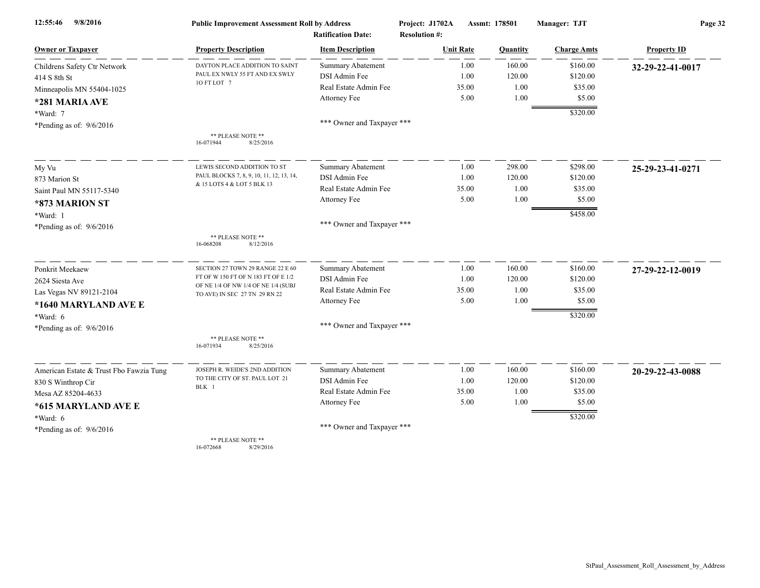**Public Improvement Assessment Roll by Address**

Project: J1702A Assmt: 178501 Manager: TJT

Ratification Date: Resolution #:

| Owner or Taxpayer | Property Description | Item Description | Unit Rate | Quantity | Charge Amts | Property ID |
|---|---|---|---|---|---|---|
| Childrens Safety Ctr Network<br>414 S 8th St<br>Minneapolis MN 55404-1025<br>**\*281 MARIA AVE**<br>\*Ward: 7<br>\*Pending as of: 9/6/2016 | DAYTON PLACE ADDITION TO SAINT PAUL EX NWLY 55 FT AND EX SWLY 1O FT LOT 7<br><br>** PLEASE NOTE **<br>16-071944 8/25/2016 | Summary Abatement | 1.00 | 160.00 | $160.00 | **32-29-22-41-0017** |
| | | DSI Admin Fee | 1.00 | 120.00 | $120.00 | |
| | | Real Estate Admin Fee | 35.00 | 1.00 | $35.00 | |
| | | Attorney Fee | 5.00 | 1.00 | $5.00 | |
| | | | | | $320.00 | |
| | | \*\*\* Owner and Taxpayer \*\*\* | | | | |
| My Vu<br>873 Marion St<br>Saint Paul MN 55117-5340<br>**\*873 MARION ST**<br>\*Ward: 1<br>\*Pending as of: 9/6/2016 | LEWIS SECOND ADDITION TO ST PAUL BLOCKS 7, 8, 9, 10, 11, 12, 13, 14, & 15 LOTS 4 & LOT 5 BLK 13<br><br>** PLEASE NOTE **<br>16-068208 8/12/2016 | Summary Abatement | 1.00 | 298.00 | $298.00 | **25-29-23-41-0271** |
| | | DSI Admin Fee | 1.00 | 120.00 | $120.00 | |
| | | Real Estate Admin Fee | 35.00 | 1.00 | $35.00 | |
| | | Attorney Fee | 5.00 | 1.00 | $5.00 | |
| | | | | | $458.00 | |
| | | \*\*\* Owner and Taxpayer \*\*\* | | | | |
| Ponkrit Meekaew<br>2624 Siesta Ave<br>Las Vegas NV 89121-2104<br>**\*1640 MARYLAND AVE E**<br>\*Ward: 6<br>\*Pending as of: 9/6/2016 | SECTION 27 TOWN 29 RANGE 22 E 60 FT OF W 150 FT OF N 183 FT OF E 1/2 OF NE 1/4 OF NW 1/4 OF NE 1/4 (SUBJ TO AVE) IN SEC 27 TN 29 RN 22<br><br>** PLEASE NOTE **<br>16-071934 8/25/2016 | Summary Abatement | 1.00 | 160.00 | $160.00 | **27-29-22-12-0019** |
| | | DSI Admin Fee | 1.00 | 120.00 | $120.00 | |
| | | Real Estate Admin Fee | 35.00 | 1.00 | $35.00 | |
| | | Attorney Fee | 5.00 | 1.00 | $5.00 | |
| | | | | | $320.00 | |
| | | \*\*\* Owner and Taxpayer \*\*\* | | | | |
| American Estate & Trust Fbo Fawzia Tung<br>830 S Winthrop Cir<br>Mesa AZ 85204-4633<br>**\*615 MARYLAND AVE E**<br>\*Ward: 6<br>\*Pending as of: 9/6/2016 | JOSEPH R. WEIDE'S 2ND ADDITION TO THE CITY OF ST. PAUL LOT 21 BLK 1<br><br>** PLEASE NOTE **<br>16-072668 8/29/2016 | Summary Abatement | 1.00 | 160.00 | $160.00 | **20-29-22-43-0088** |
| | | DSI Admin Fee | 1.00 | 120.00 | $120.00 | |
| | | Real Estate Admin Fee | 35.00 | 1.00 | $35.00 | |
| | | Attorney Fee | 5.00 | 1.00 | $5.00 | |
| | | | | | $320.00 | |
| | | \*\*\* Owner and Taxpayer \*\*\* | | | | |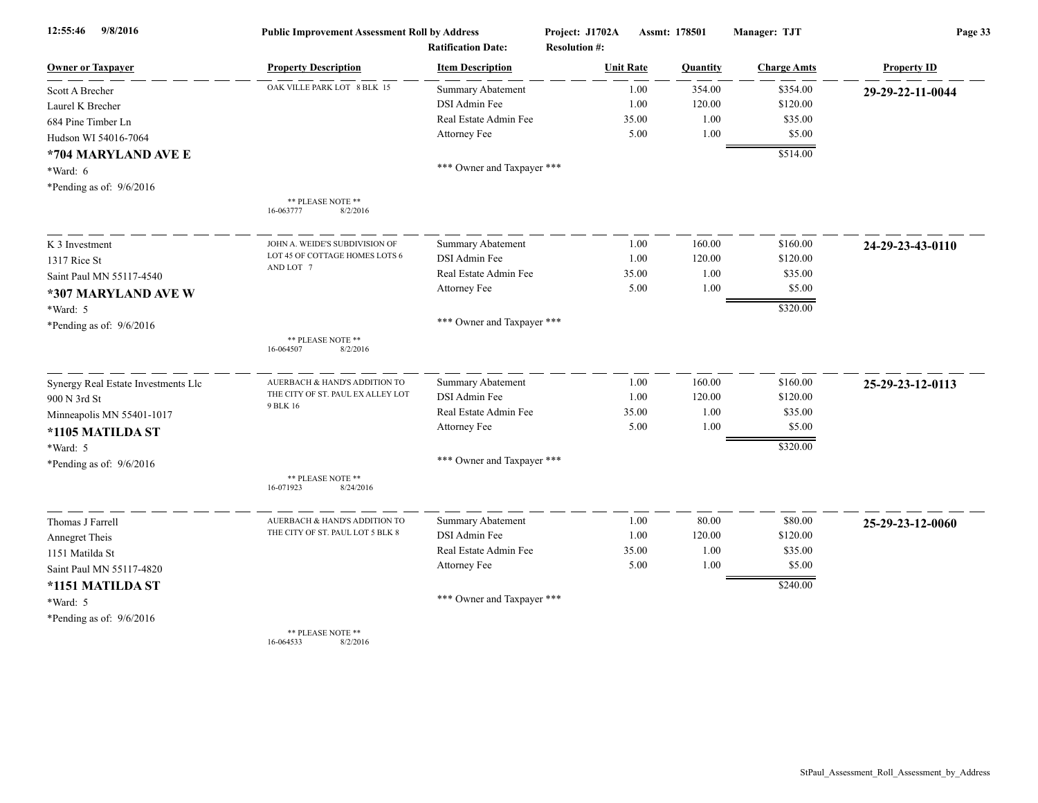**Public Improvement Assessment Roll by Address**

Project: J1702A Assmt: 178501 Manager: TJT

Ratification Date: Resolution #:

| Owner or Taxpayer | Property Description | Item Description | Unit Rate | Quantity | Charge Amts | Property ID |
|---|---|---|---|---|---|---|
| Scott A Brecher<br>Laurel K Brecher<br>684 Pine Timber Ln<br>Hudson WI 54016-7064<br>**\*704 MARYLAND AVE E**<br>\*Ward: 6<br>\*Pending as of: 9/6/2016 | OAK VILLE PARK LOT 8 BLK 15<br>** PLEASE NOTE **<br>16-063777 8/2/2016 | Summary Abatement<br>DSI Admin Fee<br>Real Estate Admin Fee<br>Attorney Fee<br>*** Owner and Taxpayer *** | 1.00<br>1.00<br>35.00<br>5.00 | 354.00<br>120.00<br>1.00<br>1.00 | $354.00<br>$120.00<br>$35.00<br>$5.00<br>$514.00 | **29-29-22-11-0044** |
| K 3 Investment<br>1317 Rice St<br>Saint Paul MN 55117-4540<br>**\*307 MARYLAND AVE W**<br>\*Ward: 5<br>\*Pending as of: 9/6/2016 | JOHN A. WEIDE'S SUBDIVISION OF LOT 45 OF COTTAGE HOMES LOTS 6 AND LOT 7<br>** PLEASE NOTE **<br>16-064507 8/2/2016 | Summary Abatement<br>DSI Admin Fee<br>Real Estate Admin Fee<br>Attorney Fee<br>*** Owner and Taxpayer *** | 1.00<br>1.00<br>35.00<br>5.00 | 160.00<br>120.00<br>1.00<br>1.00 | $160.00<br>$120.00<br>$35.00<br>$5.00<br>$320.00 | **24-29-23-43-0110** |
| Synergy Real Estate Investments Llc<br>900 N 3rd St<br>Minneapolis MN 55401-1017<br>**\*1105 MATILDA ST**<br>\*Ward: 5<br>\*Pending as of: 9/6/2016 | AUERBACH & HAND'S ADDITION TO THE CITY OF ST. PAUL EX ALLEY LOT 9 BLK 16<br>** PLEASE NOTE **<br>16-071923 8/24/2016 | Summary Abatement<br>DSI Admin Fee<br>Real Estate Admin Fee<br>Attorney Fee<br>*** Owner and Taxpayer *** | 1.00<br>1.00<br>35.00<br>5.00 | 160.00<br>120.00<br>1.00<br>1.00 | $160.00<br>$120.00<br>$35.00<br>$5.00<br>$320.00 | **25-29-23-12-0113** |
| Thomas J Farrell<br>Annegret Theis<br>1151 Matilda St<br>Saint Paul MN 55117-4820<br>**\*1151 MATILDA ST**<br>\*Ward: 5<br>\*Pending as of: 9/6/2016 | AUERBACH & HAND'S ADDITION TO THE CITY OF ST. PAUL LOT 5 BLK 8<br>** PLEASE NOTE **<br>16-064533 8/2/2016 | Summary Abatement<br>DSI Admin Fee<br>Real Estate Admin Fee<br>Attorney Fee<br>*** Owner and Taxpayer *** | 1.00<br>1.00<br>35.00<br>5.00 | 80.00<br>120.00<br>1.00<br>1.00 | $80.00<br>$120.00<br>$35.00<br>$5.00<br>$240.00 | **25-29-23-12-0060** |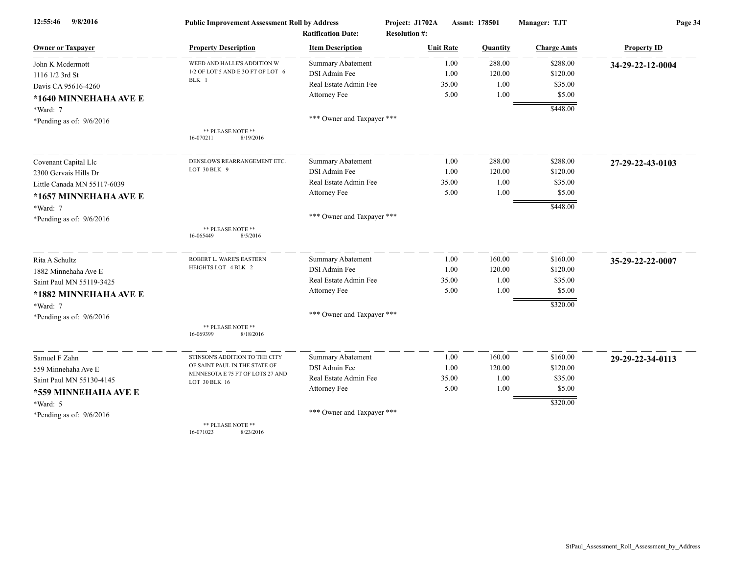**Public Improvement Assessment Roll by Address**

Project: J1702A | Assmt: 178501 | Manager: TJT

Ratification Date: | Resolution #:

| Owner or Taxpayer | Property Description | Item Description | Unit Rate | Quantity | Charge Amts | Property ID |
|---|---|---|---|---|---|---|
| John K Mcdermott<br>1116 1/2 3rd St<br>Davis CA 95616-4260<br>**\*1640 MINNEHAHA AVE E**<br>\*Ward: 7<br>\*Pending as of: 9/6/2016 | WEED AND HALLE'S ADDITION W 1/2 OF LOT 5 AND E 3O FT OF LOT 6 BLK 1<br><br>\*\* PLEASE NOTE \*\*<br>16-070211 8/19/2016 | Summary Abatement<br>DSI Admin Fee<br>Real Estate Admin Fee<br>Attorney Fee<br><br>\*\*\* Owner and Taxpayer \*\*\* | 1.00<br>1.00<br>35.00<br>5.00 | 288.00<br>120.00<br>1.00<br>1.00 | $288.00<br>$120.00<br>$35.00<br>$5.00<br>$448.00 | **34-29-22-12-0004** |
| Covenant Capital Llc<br>2300 Gervais Hills Dr<br>Little Canada MN 55117-6039<br>**\*1657 MINNEHAHA AVE E**<br>\*Ward: 7<br>\*Pending as of: 9/6/2016 | DENSLOWS REARRANGEMENT ETC. LOT 30 BLK 9<br><br>\*\* PLEASE NOTE \*\*<br>16-065449 8/5/2016 | Summary Abatement<br>DSI Admin Fee<br>Real Estate Admin Fee<br>Attorney Fee<br><br>\*\*\* Owner and Taxpayer \*\*\* | 1.00<br>1.00<br>35.00<br>5.00 | 288.00<br>120.00<br>1.00<br>1.00 | $288.00<br>$120.00<br>$35.00<br>$5.00<br>$448.00 | **27-29-22-43-0103** |
| Rita A Schultz<br>1882 Minnehaha Ave E<br>Saint Paul MN 55119-3425<br>**\*1882 MINNEHAHA AVE E**<br>\*Ward: 7<br>\*Pending as of: 9/6/2016 | ROBERT L. WARE'S EASTERN HEIGHTS LOT 4 BLK 2<br><br>\*\* PLEASE NOTE \*\*<br>16-069399 8/18/2016 | Summary Abatement<br>DSI Admin Fee<br>Real Estate Admin Fee<br>Attorney Fee<br><br>\*\*\* Owner and Taxpayer \*\*\* | 1.00<br>1.00<br>35.00<br>5.00 | 160.00<br>120.00<br>1.00<br>1.00 | $160.00<br>$120.00<br>$35.00<br>$5.00<br>$320.00 | **35-29-22-22-0007** |
| Samuel F Zahn<br>559 Minnehaha Ave E<br>Saint Paul MN 55130-4145<br>**\*559 MINNEHAHA AVE E**<br>\*Ward: 5<br>\*Pending as of: 9/6/2016 | STINSON'S ADDITION TO THE CITY OF SAINT PAUL IN THE STATE OF MINNESOTA E 75 FT OF LOTS 27 AND LOT 30 BLK 16<br><br>\*\* PLEASE NOTE \*\*<br>16-071023 8/23/2016 | Summary Abatement<br>DSI Admin Fee<br>Real Estate Admin Fee<br>Attorney Fee<br><br>\*\*\* Owner and Taxpayer \*\*\* | 1.00<br>1.00<br>35.00<br>5.00 | 160.00<br>120.00<br>1.00<br>1.00 | $160.00<br>$120.00<br>$35.00<br>$5.00<br>$320.00 | **29-29-22-34-0113** |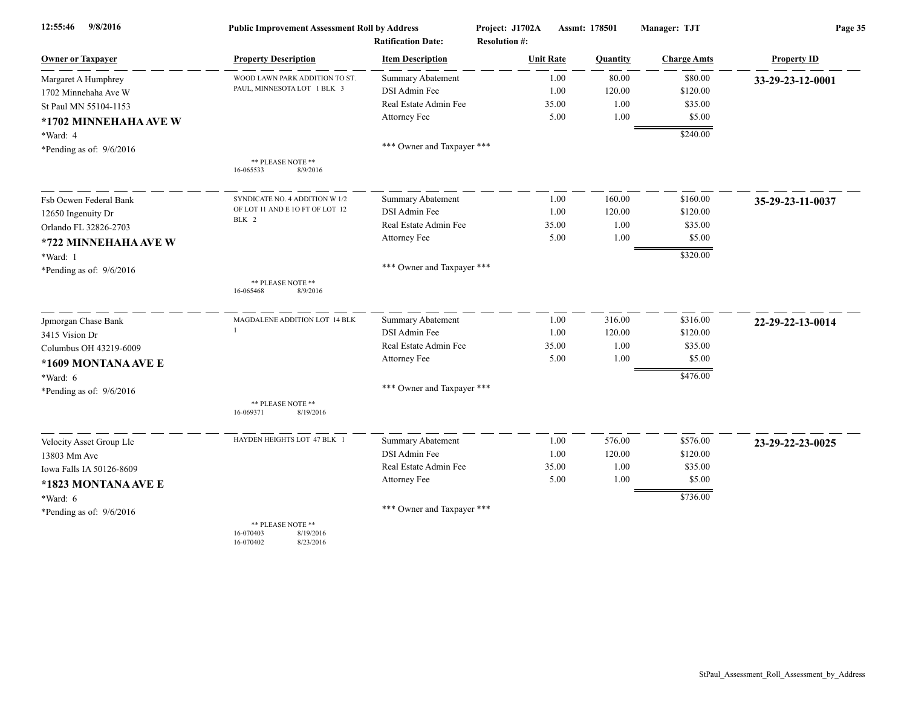**Public Improvement Assessment Roll by Address**

Project: J1702A Assmt: 178501 Manager: TJT

Ratification Date: Resolution #:

| Owner or Taxpayer | Property Description | Item Description | Unit Rate | Quantity | Charge Amts | Property ID |
|---|---|---|---|---|---|---|
| Margaret A Humphrey<br>1702 Minnehaha Ave W<br>St Paul MN 55104-1153<br>**\*1702 MINNEHAHA AVE W**<br>\*Ward: 4<br>\*Pending as of: 9/6/2016 | WOOD LAWN PARK ADDITION TO ST. PAUL, MINNESOTA LOT 1 BLK 3<br>\*\* PLEASE NOTE \*\*<br>16-065533 8/9/2016 | Summary Abatement | 1.00 | 80.00 | $80.00 | **33-29-23-12-0001** |
| | | DSI Admin Fee | 1.00 | 120.00 | $120.00 | |
| | | Real Estate Admin Fee | 35.00 | 1.00 | $35.00 | |
| | | Attorney Fee | 5.00 | 1.00 | $5.00 | |
| | | | | | $240.00 | |
| | | \*\*\* Owner and Taxpayer \*\*\* | | | | |
| Fsb Ocwen Federal Bank<br>12650 Ingenuity Dr<br>Orlando FL 32826-2703<br>**\*722 MINNEHAHA AVE W**<br>\*Ward: 1<br>\*Pending as of: 9/6/2016 | SYNDICATE NO. 4 ADDITION W 1/2 OF LOT 11 AND E 1O FT OF LOT 12 BLK 2<br>\*\* PLEASE NOTE \*\*<br>16-065468 8/9/2016 | Summary Abatement | 1.00 | 160.00 | $160.00 | **35-29-23-11-0037** |
| | | DSI Admin Fee | 1.00 | 120.00 | $120.00 | |
| | | Real Estate Admin Fee | 35.00 | 1.00 | $35.00 | |
| | | Attorney Fee | 5.00 | 1.00 | $5.00 | |
| | | | | | $320.00 | |
| | | \*\*\* Owner and Taxpayer \*\*\* | | | | |
| Jpmorgan Chase Bank<br>3415 Vision Dr<br>Columbus OH 43219-6009<br>**\*1609 MONTANA AVE E**<br>\*Ward: 6<br>\*Pending as of: 9/6/2016 | MAGDALENE ADDITION LOT 14 BLK 1<br>\*\* PLEASE NOTE \*\*<br>16-069371 8/19/2016 | Summary Abatement | 1.00 | 316.00 | $316.00 | **22-29-22-13-0014** |
| | | DSI Admin Fee | 1.00 | 120.00 | $120.00 | |
| | | Real Estate Admin Fee | 35.00 | 1.00 | $35.00 | |
| | | Attorney Fee | 5.00 | 1.00 | $5.00 | |
| | | | | | $476.00 | |
| | | \*\*\* Owner and Taxpayer \*\*\* | | | | |
| Velocity Asset Group Llc<br>13803 Mm Ave<br>Iowa Falls IA 50126-8609<br>**\*1823 MONTANA AVE E**<br>\*Ward: 6<br>\*Pending as of: 9/6/2016 | HAYDEN HEIGHTS LOT 47 BLK 1<br>\*\* PLEASE NOTE \*\*<br>16-070403 8/19/2016<br>16-070402 8/23/2016 | Summary Abatement | 1.00 | 576.00 | $576.00 | **23-29-22-23-0025** |
| | | DSI Admin Fee | 1.00 | 120.00 | $120.00 | |
| | | Real Estate Admin Fee | 35.00 | 1.00 | $35.00 | |
| | | Attorney Fee | 5.00 | 1.00 | $5.00 | |
| | | | | | $736.00 | |
| | | \*\*\* Owner and Taxpayer \*\*\* | | | | |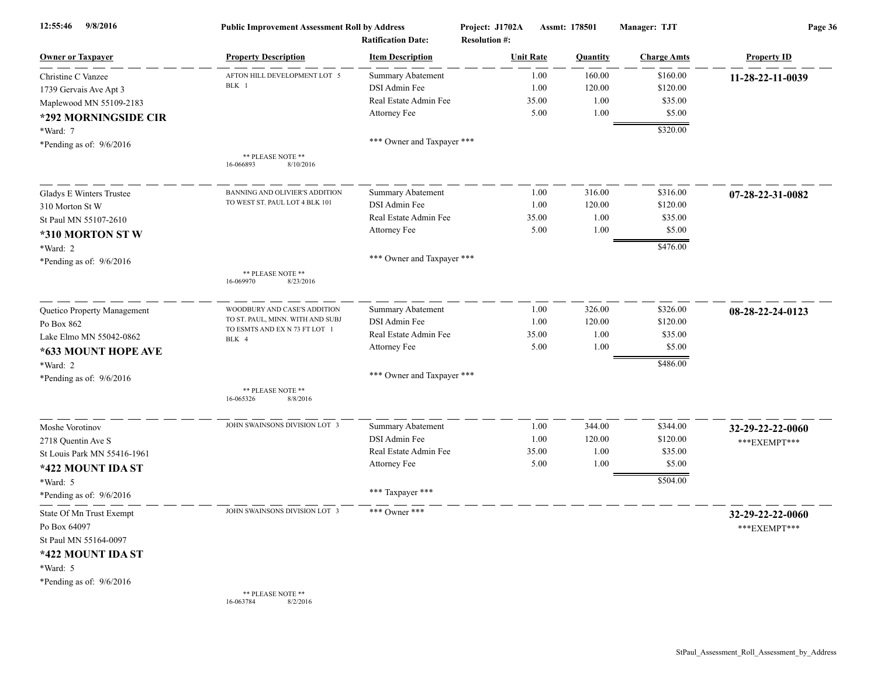| Owner or Taxpayer | Property Description | Item Description | Unit Rate | Quantity | Charge Amts | Property ID |
|---|---|---|---|---|---|---|
| Christine C Vanzee<br>1739 Gervais Ave Apt 3<br>Maplewood MN 55109-2183<br>**\*292 MORNINGSIDE CIR**<br>\*Ward: 7<br>\*Pending as of: 9/6/2016 | AFTON HILL DEVELOPMENT LOT 5 BLK 1<br><br>\*\* PLEASE NOTE \*\*<br>16-066893 8/10/2016 | Summary Abatement | 1.00 | 160.00 | $160.00 | **11-28-22-11-0039** |
| | | DSI Admin Fee | 1.00 | 120.00 | $120.00 | |
| | | Real Estate Admin Fee | 35.00 | 1.00 | $35.00 | |
| | | Attorney Fee | 5.00 | 1.00 | $5.00 | |
| | | | | | $320.00 | |
| | | \*\*\* Owner and Taxpayer \*\*\* | | | | |
| Gladys E Winters Trustee<br>310 Morton St W<br>St Paul MN 55107-2610<br>**\*310 MORTON ST W**<br>\*Ward: 2<br>\*Pending as of: 9/6/2016 | BANNING AND OLIVIER'S ADDITION TO WEST ST. PAUL LOT 4 BLK 101<br><br>\*\* PLEASE NOTE \*\*<br>16-069970 8/23/2016 | Summary Abatement | 1.00 | 316.00 | $316.00 | **07-28-22-31-0082** |
| | | DSI Admin Fee | 1.00 | 120.00 | $120.00 | |
| | | Real Estate Admin Fee | 35.00 | 1.00 | $35.00 | |
| | | Attorney Fee | 5.00 | 1.00 | $5.00 | |
| | | | | | $476.00 | |
| | | \*\*\* Owner and Taxpayer \*\*\* | | | | |
| Quetico Property Management<br>Po Box 862<br>Lake Elmo MN 55042-0862<br>**\*633 MOUNT HOPE AVE**<br>\*Ward: 2<br>\*Pending as of: 9/6/2016 | WOODBURY AND CASE'S ADDITION TO ST. PAUL, MINN. WITH AND SUBJ TO ESMTS AND EX N 73 FT LOT 1 BLK 4<br><br>\*\* PLEASE NOTE \*\*<br>16-065326 8/8/2016 | Summary Abatement | 1.00 | 326.00 | $326.00 | **08-28-22-24-0123** |
| | | DSI Admin Fee | 1.00 | 120.00 | $120.00 | |
| | | Real Estate Admin Fee | 35.00 | 1.00 | $35.00 | |
| | | Attorney Fee | 5.00 | 1.00 | $5.00 | |
| | | | | | $486.00 | |
| | | \*\*\* Owner and Taxpayer \*\*\* | | | | |
| Moshe Vorotinov<br>2718 Quentin Ave S<br>St Louis Park MN 55416-1961<br>**\*422 MOUNT IDA ST**<br>\*Ward: 5<br>\*Pending as of: 9/6/2016 | JOHN SWAINSONS DIVISION LOT 3 | Summary Abatement | 1.00 | 344.00 | $344.00 | **32-29-22-22-0060**<br>\*\*\*EXEMPT\*\*\* |
| | | DSI Admin Fee | 1.00 | 120.00 | $120.00 | |
| | | Real Estate Admin Fee | 35.00 | 1.00 | $35.00 | |
| | | Attorney Fee | 5.00 | 1.00 | $5.00 | |
| | | | | | $504.00 | |
| | | \*\*\* Taxpayer \*\*\* | | | | |
| State Of Mn Trust Exempt<br>Po Box 64097<br>St Paul MN 55164-0097<br>**\*422 MOUNT IDA ST**<br>\*Ward: 5<br>\*Pending as of: 9/6/2016 | JOHN SWAINSONS DIVISION LOT 3<br><br>\*\* PLEASE NOTE \*\*<br>16-063784 8/2/2016 | \*\*\* Owner \*\*\* | | | | **32-29-22-22-0060**<br>\*\*\*EXEMPT\*\*\* |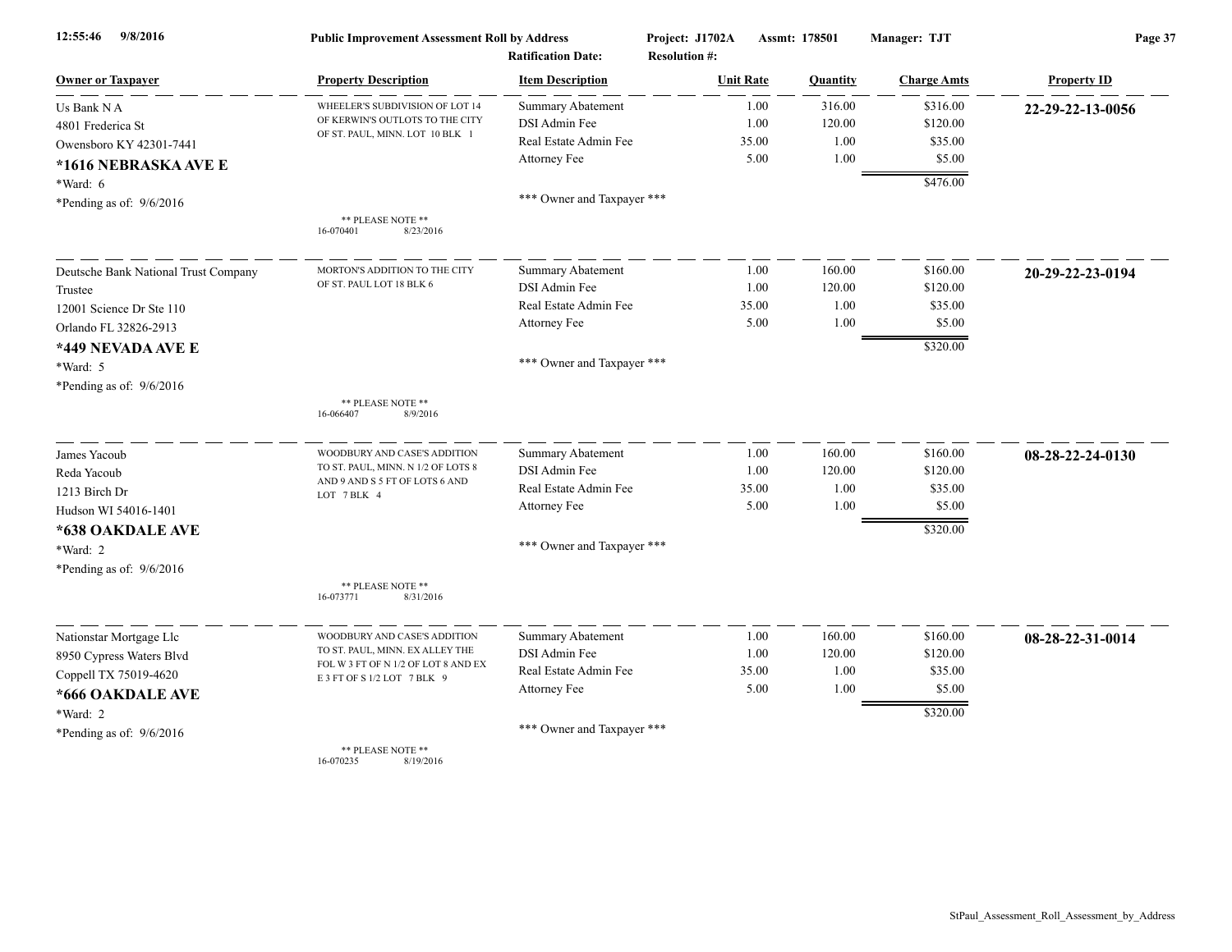**Public Improvement Assessment Roll by Address** | Project: J1702A | Assmt: 178501 | Manager: TJT

Ratification Date: | Resolution #:

| Owner or Taxpayer | Property Description | Item Description | Unit Rate | Quantity | Charge Amts | Property ID |
|---|---|---|---|---|---|---|
| Us Bank N A<br>4801 Frederica St<br>Owensboro KY 42301-7441<br>**\*1616 NEBRASKA AVE E**<br>*Ward: 6<br>*Pending as of: 9/6/2016 | WHEELER'S SUBDIVISION OF LOT 14 OF KERWIN'S OUTLOTS TO THE CITY OF ST. PAUL, MINN. LOT 10 BLK 1<br>** PLEASE NOTE **<br>16-070401 8/23/2016 | Summary Abatement<br>DSI Admin Fee<br>Real Estate Admin Fee<br>Attorney Fee<br>*** Owner and Taxpayer *** | 1.00<br>1.00<br>35.00<br>5.00 | 316.00<br>120.00<br>1.00<br>1.00 | $316.00<br>$120.00<br>$35.00<br>$5.00<br>$476.00 | **22-29-22-13-0056** |
| Deutsche Bank National Trust Company<br>Trustee<br>12001 Science Dr Ste 110<br>Orlando FL 32826-2913<br>**\*449 NEVADA AVE E**<br>*Ward: 5<br>*Pending as of: 9/6/2016 | MORTON'S ADDITION TO THE CITY OF ST. PAUL LOT 18 BLK 6<br>** PLEASE NOTE **<br>16-066407 8/9/2016 | Summary Abatement<br>DSI Admin Fee<br>Real Estate Admin Fee<br>Attorney Fee<br>*** Owner and Taxpayer *** | 1.00<br>1.00<br>35.00<br>5.00 | 160.00<br>120.00<br>1.00<br>1.00 | $160.00<br>$120.00<br>$35.00<br>$5.00<br>$320.00 | **20-29-22-23-0194** |
| James Yacoub<br>Reda Yacoub<br>1213 Birch Dr<br>Hudson WI 54016-1401<br>**\*638 OAKDALE AVE**<br>*Ward: 2<br>*Pending as of: 9/6/2016 | WOODBURY AND CASE'S ADDITION TO ST. PAUL, MINN. N 1/2 OF LOTS 8 AND 9 AND S 5 FT OF LOTS 6 AND LOT 7 BLK 4<br>** PLEASE NOTE **<br>16-073771 8/31/2016 | Summary Abatement<br>DSI Admin Fee<br>Real Estate Admin Fee<br>Attorney Fee<br>*** Owner and Taxpayer *** | 1.00<br>1.00<br>35.00<br>5.00 | 160.00<br>120.00<br>1.00<br>1.00 | $160.00<br>$120.00<br>$35.00<br>$5.00<br>$320.00 | **08-28-22-24-0130** |
| Nationstar Mortgage Llc<br>8950 Cypress Waters Blvd<br>Coppell TX 75019-4620<br>**\*666 OAKDALE AVE**<br>*Ward: 2<br>*Pending as of: 9/6/2016 | WOODBURY AND CASE'S ADDITION TO ST. PAUL, MINN. EX ALLEY THE FOL W 3 FT OF N 1/2 OF LOT 8 AND EX E 3 FT OF S 1/2 LOT 7 BLK 9<br>** PLEASE NOTE **<br>16-070235 8/19/2016 | Summary Abatement<br>DSI Admin Fee<br>Real Estate Admin Fee<br>Attorney Fee<br>*** Owner and Taxpayer *** | 1.00<br>1.00<br>35.00<br>5.00 | 160.00<br>120.00<br>1.00<br>1.00 | $160.00<br>$120.00<br>$35.00<br>$5.00<br>$320.00 | **08-28-22-31-0014** |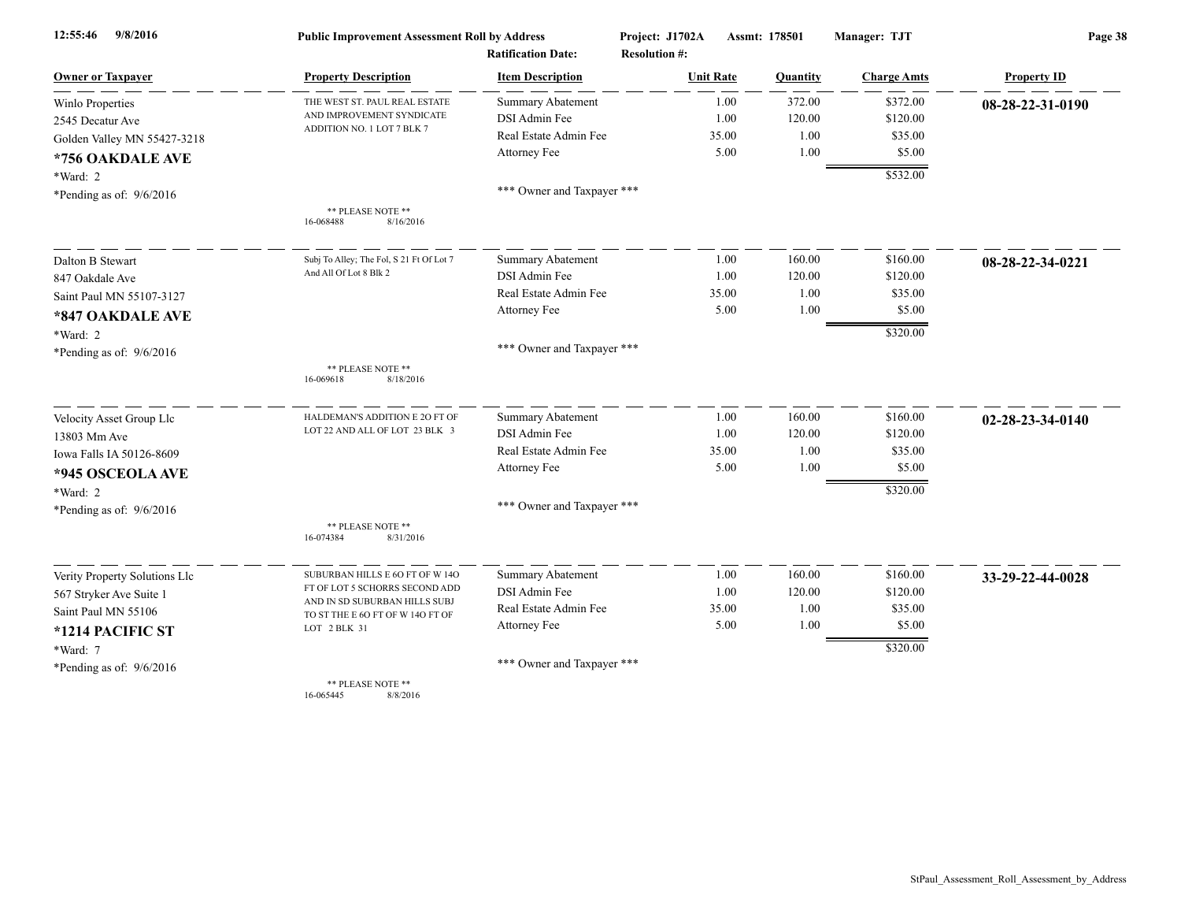**Public Improvement Assessment Roll by Address**

Project: J1702A | Assmt: 178501 | Manager: TJT

Ratification Date: | Resolution #:

| Owner or Taxpayer | Property Description | Item Description | Unit Rate | Quantity | Charge Amts | Property ID |
|---|---|---|---|---|---|---|
| Winlo Properties<br>2545 Decatur Ave<br>Golden Valley MN 55427-3218<br>**\*756 OAKDALE AVE**<br>\*Ward: 2<br>\*Pending as of: 9/6/2016 | THE WEST ST. PAUL REAL ESTATE AND IMPROVEMENT SYNDICATE ADDITION NO. 1 LOT 7 BLK 7<br><br>\*\* PLEASE NOTE \*\*<br>16-068488 8/16/2016 | Summary Abatement<br>DSI Admin Fee<br>Real Estate Admin Fee<br>Attorney Fee<br><br>\*\*\* Owner and Taxpayer \*\*\* | 1.00<br>1.00<br>35.00<br>5.00 | 372.00<br>120.00<br>1.00<br>1.00 | $372.00<br>$120.00<br>$35.00<br>$5.00<br>**$532.00** | **08-28-22-31-0190** |
| Dalton B Stewart<br>847 Oakdale Ave<br>Saint Paul MN 55107-3127<br>**\*847 OAKDALE AVE**<br>\*Ward: 2<br>\*Pending as of: 9/6/2016 | Subj To Alley; The Fol, S 21 Ft Of Lot 7 And All Of Lot 8 Blk 2<br><br>\*\* PLEASE NOTE \*\*<br>16-069618 8/18/2016 | Summary Abatement<br>DSI Admin Fee<br>Real Estate Admin Fee<br>Attorney Fee<br><br>\*\*\* Owner and Taxpayer \*\*\* | 1.00<br>1.00<br>35.00<br>5.00 | 160.00<br>120.00<br>1.00<br>1.00 | $160.00<br>$120.00<br>$35.00<br>$5.00<br>**$320.00** | **08-28-22-34-0221** |
| Velocity Asset Group Llc<br>13803 Mm Ave<br>Iowa Falls IA 50126-8609<br>**\*945 OSCEOLA AVE**<br>\*Ward: 2<br>\*Pending as of: 9/6/2016 | HALDEMAN'S ADDITION E 2O FT OF LOT 22 AND ALL OF LOT 23 BLK 3<br><br>\*\* PLEASE NOTE \*\*<br>16-074384 8/31/2016 | Summary Abatement<br>DSI Admin Fee<br>Real Estate Admin Fee<br>Attorney Fee<br><br>\*\*\* Owner and Taxpayer \*\*\* | 1.00<br>1.00<br>35.00<br>5.00 | 160.00<br>120.00<br>1.00<br>1.00 | $160.00<br>$120.00<br>$35.00<br>$5.00<br>**$320.00** | **02-28-23-34-0140** |
| Verity Property Solutions Llc<br>567 Stryker Ave Suite 1<br>Saint Paul MN 55106<br>**\*1214 PACIFIC ST**<br>\*Ward: 7<br>\*Pending as of: 9/6/2016 | SUBURBAN HILLS E 6O FT OF W 14O FT OF LOT 5 SCHORRS SECOND ADD AND IN SD SUBURBAN HILLS SUBJ TO ST THE E 6O FT OF W 14O FT OF LOT 2 BLK 31<br><br>\*\* PLEASE NOTE \*\*<br>16-065445 8/8/2016 | Summary Abatement<br>DSI Admin Fee<br>Real Estate Admin Fee<br>Attorney Fee<br><br>\*\*\* Owner and Taxpayer \*\*\* | 1.00<br>1.00<br>35.00<br>5.00 | 160.00<br>120.00<br>1.00<br>1.00 | $160.00<br>$120.00<br>$35.00<br>$5.00<br>**$320.00** | **33-29-22-44-0028** |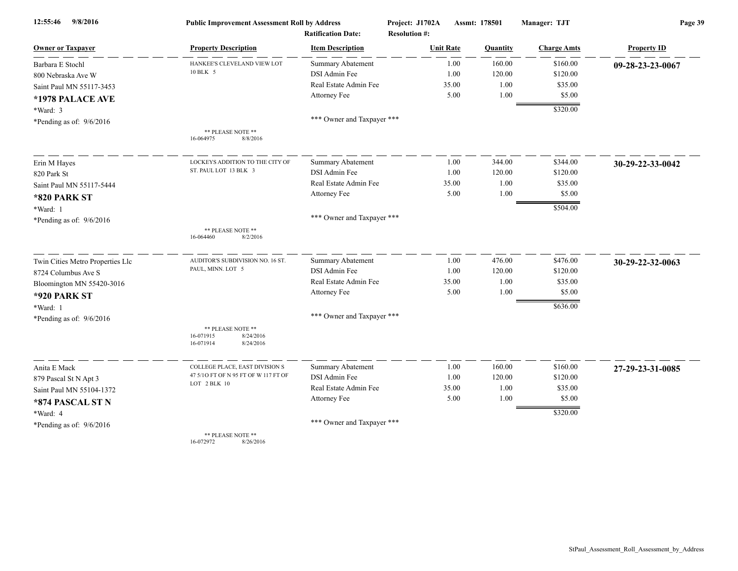**Public Improvement Assessment Roll by Address**

Project: J1702A   Assmt: 178501   Manager: TJT

Ratification Date:   Resolution #:

| Owner or Taxpayer | Property Description | Item Description | Unit Rate | Quantity | Charge Amts | Property ID |
|---|---|---|---|---|---|---|
| Barbara E Stochl<br>800 Nebraska Ave W<br>Saint Paul MN 55117-3453<br>**\*1978 PALACE AVE**<br>\*Ward: 3<br>\*Pending as of: 9/6/2016 | HANKEE'S CLEVELAND VIEW LOT 10 BLK 5<br>** PLEASE NOTE **<br>16-064975 8/8/2016 | Summary Abatement<br>DSI Admin Fee<br>Real Estate Admin Fee<br>Attorney Fee<br>*** Owner and Taxpayer *** | 1.00<br>1.00<br>35.00<br>5.00 | 160.00<br>120.00<br>1.00<br>1.00 | $160.00<br>$120.00<br>$35.00<br>$5.00<br>$320.00 | **09-28-23-23-0067** |
| Erin M Hayes<br>820 Park St<br>Saint Paul MN 55117-5444<br>**\*820 PARK ST**<br>\*Ward: 1<br>\*Pending as of: 9/6/2016 | LOCKEYS ADDITION TO THE CITY OF ST. PAUL LOT 13 BLK 3<br>** PLEASE NOTE **<br>16-064460 8/2/2016 | Summary Abatement<br>DSI Admin Fee<br>Real Estate Admin Fee<br>Attorney Fee<br>*** Owner and Taxpayer *** | 1.00<br>1.00<br>35.00<br>5.00 | 344.00<br>120.00<br>1.00<br>1.00 | $344.00<br>$120.00<br>$35.00<br>$5.00<br>$504.00 | **30-29-22-33-0042** |
| Twin Cities Metro Properties Llc<br>8724 Columbus Ave S<br>Bloomington MN 55420-3016<br>**\*920 PARK ST**<br>\*Ward: 1<br>\*Pending as of: 9/6/2016 | AUDITOR'S SUBDIVISION NO. 16 ST. PAUL, MINN. LOT 5<br>** PLEASE NOTE **<br>16-071915 8/24/2016<br>16-071914 8/24/2016 | Summary Abatement<br>DSI Admin Fee<br>Real Estate Admin Fee<br>Attorney Fee<br>*** Owner and Taxpayer *** | 1.00<br>1.00<br>35.00<br>5.00 | 476.00<br>120.00<br>1.00<br>1.00 | $476.00<br>$120.00<br>$35.00<br>$5.00<br>$636.00 | **30-29-22-32-0063** |
| Anita E Mack<br>879 Pascal St N Apt 3<br>Saint Paul MN 55104-1372<br>**\*874 PASCAL ST N**<br>\*Ward: 4<br>\*Pending as of: 9/6/2016 | COLLEGE PLACE, EAST DIVISION S 47 5/1O FT OF N 95 FT OF W 117 FT OF LOT 2 BLK 10<br>** PLEASE NOTE **<br>16-072972 8/26/2016 | Summary Abatement<br>DSI Admin Fee<br>Real Estate Admin Fee<br>Attorney Fee<br>*** Owner and Taxpayer *** | 1.00<br>1.00<br>35.00<br>5.00 | 160.00<br>120.00<br>1.00<br>1.00 | $160.00<br>$120.00<br>$35.00<br>$5.00<br>$320.00 | **27-29-23-31-0085** |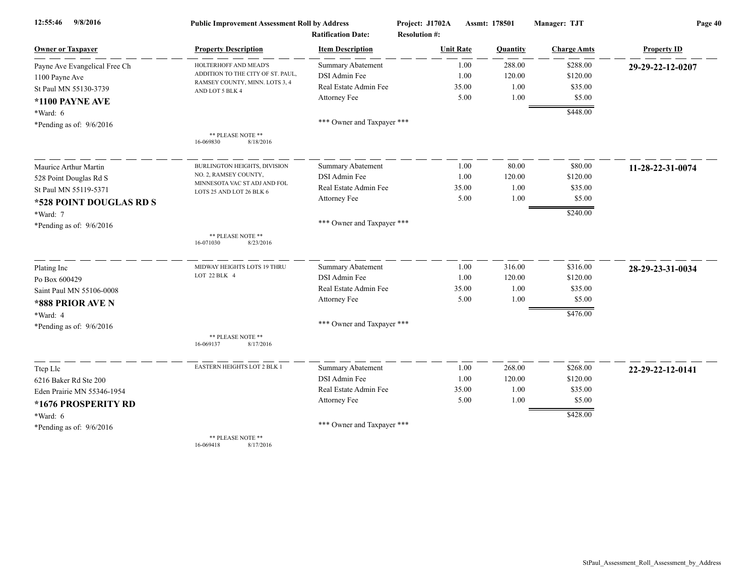**Public Improvement Assessment Roll by Address** — Project: J1702A — Assmt: 178501 — Manager: TJT

Ratification Date: — Resolution #:

| Owner or Taxpayer | Property Description | Item Description | Unit Rate | Quantity | Charge Amts | Property ID |
|---|---|---|---|---|---|---|
| Payne Ave Evangelical Free Ch | HOLTERHOFF AND MEAD'S ADDITION TO THE CITY OF ST. PAUL, RAMSEY COUNTY, MINN. LOTS 3, 4 AND LOT 5 BLK 4 | Summary Abatement | 1.00 | 288.00 | $288.00 | **29-29-22-12-0207** |
| 1100 Payne Ave | | DSI Admin Fee | 1.00 | 120.00 | $120.00 | |
| St Paul MN 55130-3739 | | Real Estate Admin Fee | 35.00 | 1.00 | $35.00 | |
| **\*1100 PAYNE AVE** | | Attorney Fee | 5.00 | 1.00 | $5.00 | |
| \*Ward: 6 | | | | | $448.00 | |
| \*Pending as of: 9/6/2016 | ** PLEASE NOTE ** 16-069830 8/18/2016 | *** Owner and Taxpayer *** | | | | |
| Maurice Arthur Martin | BURLINGTON HEIGHTS, DIVISION NO. 2, RAMSEY COUNTY, MINNESOTA VAC ST ADJ AND FOL LOTS 25 AND LOT 26 BLK 6 | Summary Abatement | 1.00 | 80.00 | $80.00 | **11-28-22-31-0074** |
| 528 Point Douglas Rd S | | DSI Admin Fee | 1.00 | 120.00 | $120.00 | |
| St Paul MN 55119-5371 | | Real Estate Admin Fee | 35.00 | 1.00 | $35.00 | |
| **\*528 POINT DOUGLAS RD S** | | Attorney Fee | 5.00 | 1.00 | $5.00 | |
| \*Ward: 7 | | | | | $240.00 | |
| \*Pending as of: 9/6/2016 | ** PLEASE NOTE ** 16-071030 8/23/2016 | *** Owner and Taxpayer *** | | | | |
| Plating Inc | MIDWAY HEIGHTS LOTS 19 THRU LOT 22 BLK 4 | Summary Abatement | 1.00 | 316.00 | $316.00 | **28-29-23-31-0034** |
| Po Box 600429 | | DSI Admin Fee | 1.00 | 120.00 | $120.00 | |
| Saint Paul MN 55106-0008 | | Real Estate Admin Fee | 35.00 | 1.00 | $35.00 | |
| **\*888 PRIOR AVE N** | | Attorney Fee | 5.00 | 1.00 | $5.00 | |
| \*Ward: 4 | | | | | $476.00 | |
| \*Pending as of: 9/6/2016 | ** PLEASE NOTE ** 16-069137 8/17/2016 | *** Owner and Taxpayer *** | | | | |
| Ttcp Llc | EASTERN HEIGHTS LOT 2 BLK 1 | Summary Abatement | 1.00 | 268.00 | $268.00 | **22-29-22-12-0141** |
| 6216 Baker Rd Ste 200 | | DSI Admin Fee | 1.00 | 120.00 | $120.00 | |
| Eden Prairie MN 55346-1954 | | Real Estate Admin Fee | 35.00 | 1.00 | $35.00 | |
| **\*1676 PROSPERITY RD** | | Attorney Fee | 5.00 | 1.00 | $5.00 | |
| \*Ward: 6 | | | | | $428.00 | |
| \*Pending as of: 9/6/2016 | ** PLEASE NOTE ** 16-069418 8/17/2016 | *** Owner and Taxpayer *** | | | | |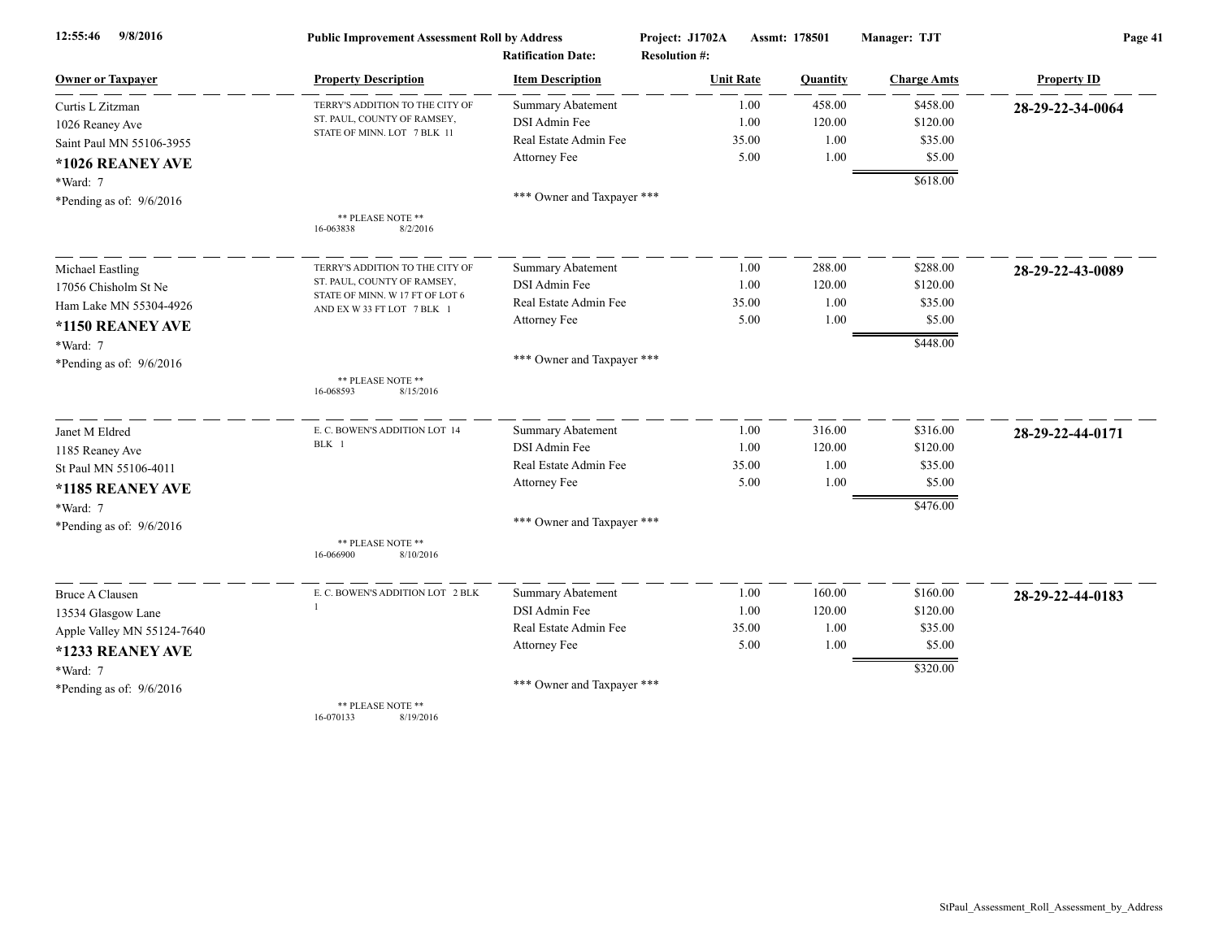12:55:46 9/8/2016 **Public Improvement Assessment Roll by Address** **Project: J1702A** **Assmt: 178501** **Manager: TJT**

**Ratification Date:** **Resolution #:**

| Owner or Taxpayer | Property Description | Item Description | Unit Rate | Quantity | Charge Amts | Property ID |
|---|---|---|---|---|---|---|
| Curtis L Zitzman<br>1026 Reaney Ave<br>Saint Paul MN 55106-3955<br>**\*1026 REANEY AVE**<br>\*Ward: 7<br>\*Pending as of: 9/6/2016 | TERRY'S ADDITION TO THE CITY OF ST. PAUL, COUNTY OF RAMSEY, STATE OF MINN. LOT 7 BLK 11<br>\*\* PLEASE NOTE \*\*<br>16-063838 8/2/2016 | Summary Abatement<br>DSI Admin Fee<br>Real Estate Admin Fee<br>Attorney Fee<br>\*\*\* Owner and Taxpayer \*\*\* | 1.00<br>1.00<br>35.00<br>5.00 | 458.00<br>120.00<br>1.00<br>1.00 | $458.00<br>$120.00<br>$35.00<br>$5.00<br>**$618.00** | **28-29-22-34-0064** |
| Michael Eastling<br>17056 Chisholm St Ne<br>Ham Lake MN 55304-4926<br>**\*1150 REANEY AVE**<br>\*Ward: 7<br>\*Pending as of: 9/6/2016 | TERRY'S ADDITION TO THE CITY OF ST. PAUL, COUNTY OF RAMSEY, STATE OF MINN. W 17 FT OF LOT 6 AND EX W 33 FT LOT 7 BLK 1<br>\*\* PLEASE NOTE \*\*<br>16-068593 8/15/2016 | Summary Abatement<br>DSI Admin Fee<br>Real Estate Admin Fee<br>Attorney Fee<br>\*\*\* Owner and Taxpayer \*\*\* | 1.00<br>1.00<br>35.00<br>5.00 | 288.00<br>120.00<br>1.00<br>1.00 | $288.00<br>$120.00<br>$35.00<br>$5.00<br>**$448.00** | **28-29-22-43-0089** |
| Janet M Eldred<br>1185 Reaney Ave<br>St Paul MN 55106-4011<br>**\*1185 REANEY AVE**<br>\*Ward: 7<br>\*Pending as of: 9/6/2016 | E. C. BOWEN'S ADDITION LOT 14 BLK 1<br>\*\* PLEASE NOTE \*\*<br>16-066900 8/10/2016 | Summary Abatement<br>DSI Admin Fee<br>Real Estate Admin Fee<br>Attorney Fee<br>\*\*\* Owner and Taxpayer \*\*\* | 1.00<br>1.00<br>35.00<br>5.00 | 316.00<br>120.00<br>1.00<br>1.00 | $316.00<br>$120.00<br>$35.00<br>$5.00<br>**$476.00** | **28-29-22-44-0171** |
| Bruce A Clausen<br>13534 Glasgow Lane<br>Apple Valley MN 55124-7640<br>**\*1233 REANEY AVE**<br>\*Ward: 7<br>\*Pending as of: 9/6/2016 | E. C. BOWEN'S ADDITION LOT 2 BLK 1<br>\*\* PLEASE NOTE \*\*<br>16-070133 8/19/2016 | Summary Abatement<br>DSI Admin Fee<br>Real Estate Admin Fee<br>Attorney Fee<br>\*\*\* Owner and Taxpayer \*\*\* | 1.00<br>1.00<br>35.00<br>5.00 | 160.00<br>120.00<br>1.00<br>1.00 | $160.00<br>$120.00<br>$35.00<br>$5.00<br>**$320.00** | **28-29-22-44-0183** |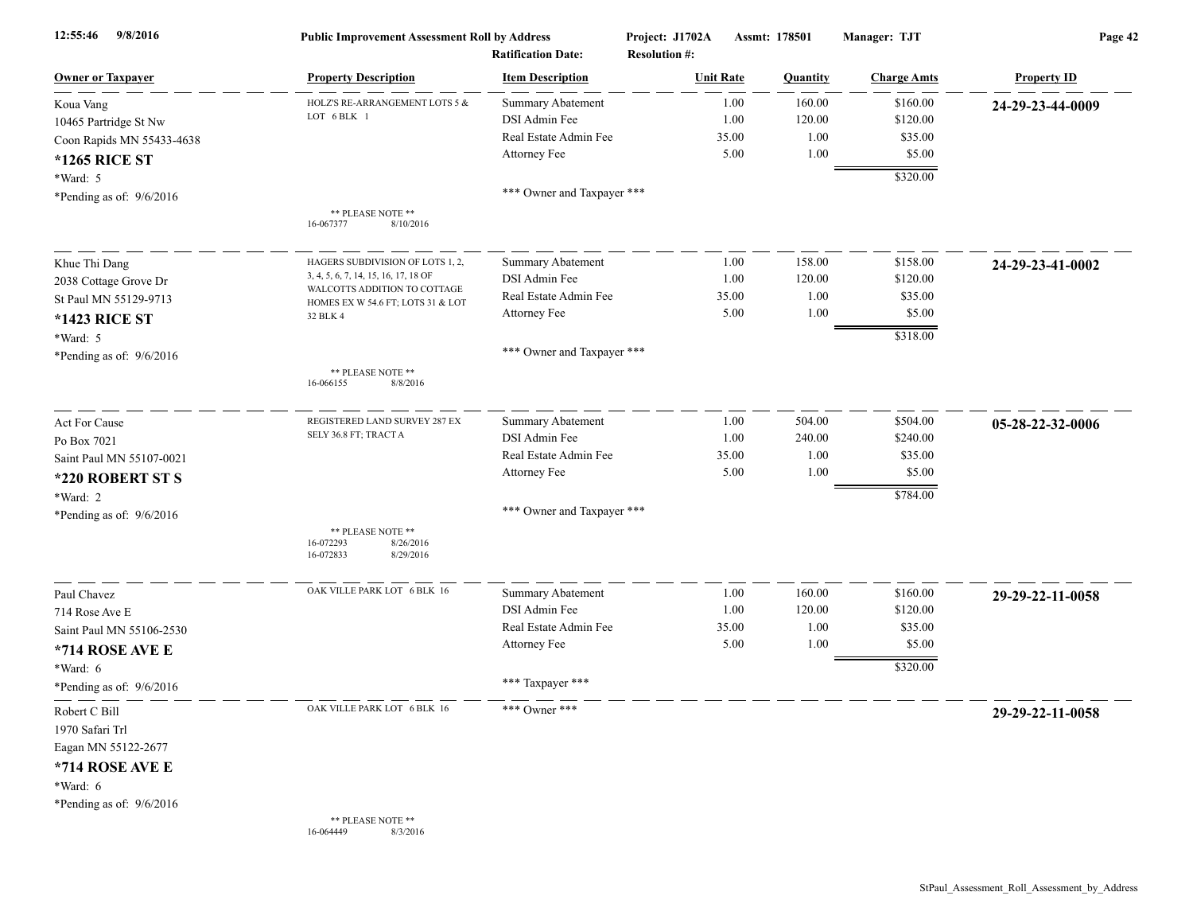**Public Improvement Assessment Roll by Address**

Project: J1702A　Assmt: 178501　Manager: TJT

Ratification Date:　Resolution #:

| Owner or Taxpayer | Property Description | Item Description | Unit Rate | Quantity | Charge Amts | Property ID |
|---|---|---|---|---|---|---|
| Koua Vang<br>10465 Partridge St Nw<br>Coon Rapids MN 55433-4638<br>**\*1265 RICE ST**<br>\*Ward: 5<br>\*Pending as of: 9/6/2016 | HOLZ'S RE-ARRANGEMENT LOTS 5 & LOT 6 BLK 1<br><br>\*\* PLEASE NOTE \*\*<br>16-067377　8/10/2016 | Summary Abatement | 1.00 | 160.00 | $160.00 | **24-29-23-44-0009** |
| | | DSI Admin Fee | 1.00 | 120.00 | $120.00 | |
| | | Real Estate Admin Fee | 35.00 | 1.00 | $35.00 | |
| | | Attorney Fee | 5.00 | 1.00 | $5.00 | |
| | | | | | $320.00 | |
| | | \*\*\* Owner and Taxpayer \*\*\* | | | | |
| Khue Thi Dang<br>2038 Cottage Grove Dr<br>St Paul MN 55129-9713<br>**\*1423 RICE ST**<br>\*Ward: 5<br>\*Pending as of: 9/6/2016 | HAGERS SUBDIVISION OF LOTS 1, 2, 3, 4, 5, 6, 7, 14, 15, 16, 17, 18 OF WALCOTTS ADDITION TO COTTAGE HOMES EX W 54.6 FT; LOTS 31 & LOT 32 BLK 4<br><br>\*\* PLEASE NOTE \*\*<br>16-066155　8/8/2016 | Summary Abatement | 1.00 | 158.00 | $158.00 | **24-29-23-41-0002** |
| | | DSI Admin Fee | 1.00 | 120.00 | $120.00 | |
| | | Real Estate Admin Fee | 35.00 | 1.00 | $35.00 | |
| | | Attorney Fee | 5.00 | 1.00 | $5.00 | |
| | | | | | $318.00 | |
| | | \*\*\* Owner and Taxpayer \*\*\* | | | | |
| Act For Cause<br>Po Box 7021<br>Saint Paul MN 55107-0021<br>**\*220 ROBERT ST S**<br>\*Ward: 2<br>\*Pending as of: 9/6/2016 | REGISTERED LAND SURVEY 287 EX SELY 36.8 FT; TRACT A<br><br>\*\* PLEASE NOTE \*\*<br>16-072293　8/26/2016<br>16-072833　8/29/2016 | Summary Abatement | 1.00 | 504.00 | $504.00 | **05-28-22-32-0006** |
| | | DSI Admin Fee | 1.00 | 240.00 | $240.00 | |
| | | Real Estate Admin Fee | 35.00 | 1.00 | $35.00 | |
| | | Attorney Fee | 5.00 | 1.00 | $5.00 | |
| | | | | | $784.00 | |
| | | \*\*\* Owner and Taxpayer \*\*\* | | | | |
| Paul Chavez<br>714 Rose Ave E<br>Saint Paul MN 55106-2530<br>**\*714 ROSE AVE E**<br>\*Ward: 6<br>\*Pending as of: 9/6/2016 | OAK VILLE PARK LOT 6 BLK 16 | Summary Abatement | 1.00 | 160.00 | $160.00 | **29-29-22-11-0058** |
| | | DSI Admin Fee | 1.00 | 120.00 | $120.00 | |
| | | Real Estate Admin Fee | 35.00 | 1.00 | $35.00 | |
| | | Attorney Fee | 5.00 | 1.00 | $5.00 | |
| | | | | | $320.00 | |
| | | \*\*\* Taxpayer \*\*\* | | | | |
| Robert C Bill<br>1970 Safari Trl<br>Eagan MN 55122-2677<br>**\*714 ROSE AVE E**<br>\*Ward: 6<br>\*Pending as of: 9/6/2016 | OAK VILLE PARK LOT 6 BLK 16<br><br>\*\* PLEASE NOTE \*\*<br>16-064449　8/3/2016 | \*\*\* Owner \*\*\* | | | | **29-29-22-11-0058** |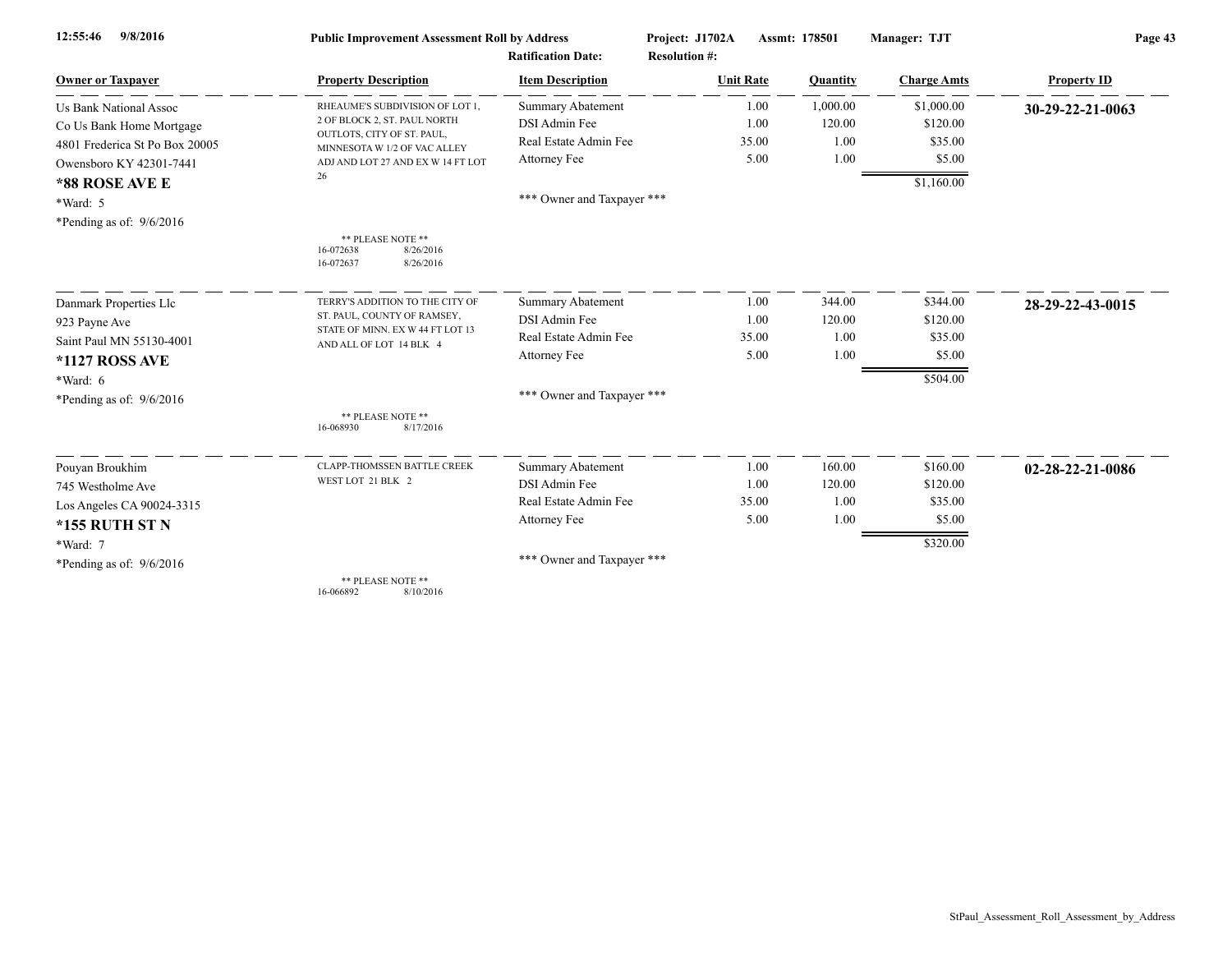**Public Improvement Assessment Roll by Address** — Project: J1702A — Assmt: 178501 — Manager: TJT

Ratification Date: — Resolution #:

| Owner or Taxpayer | Property Description | Item Description | Unit Rate | Quantity | Charge Amts | Property ID |
|---|---|---|---|---|---|---|
| Us Bank National Assoc<br>Co Us Bank Home Mortgage<br>4801 Frederica St Po Box 20005<br>Owensboro KY 42301-7441<br>**\*88 ROSE AVE E**<br>\*Ward: 5<br>\*Pending as of: 9/6/2016 | RHEAUME'S SUBDIVISION OF LOT 1, 2 OF BLOCK 2, ST. PAUL NORTH OUTLOTS, CITY OF ST. PAUL, MINNESOTA W 1/2 OF VAC ALLEY ADJ AND LOT 27 AND EX W 14 FT LOT 26<br><br>\*\* PLEASE NOTE \*\*<br>16-072638 8/26/2016<br>16-072637 8/26/2016 | Summary Abatement | 1.00 | 1,000.00 | $1,000.00 | **30-29-22-21-0063** |
| | | DSI Admin Fee | 1.00 | 120.00 | $120.00 | |
| | | Real Estate Admin Fee | 35.00 | 1.00 | $35.00 | |
| | | Attorney Fee | 5.00 | 1.00 | $5.00 | |
| | | | | | $1,160.00 | |
| | | \*\*\* Owner and Taxpayer \*\*\* | | | | |
| Danmark Properties Llc<br>923 Payne Ave<br>Saint Paul MN 55130-4001<br>**\*1127 ROSS AVE**<br>\*Ward: 6<br>\*Pending as of: 9/6/2016 | TERRY'S ADDITION TO THE CITY OF ST. PAUL, COUNTY OF RAMSEY, STATE OF MINN. EX W 44 FT LOT 13 AND ALL OF LOT 14 BLK 4<br><br>\*\* PLEASE NOTE \*\*<br>16-068930 8/17/2016 | Summary Abatement | 1.00 | 344.00 | $344.00 | **28-29-22-43-0015** |
| | | DSI Admin Fee | 1.00 | 120.00 | $120.00 | |
| | | Real Estate Admin Fee | 35.00 | 1.00 | $35.00 | |
| | | Attorney Fee | 5.00 | 1.00 | $5.00 | |
| | | | | | $504.00 | |
| | | \*\*\* Owner and Taxpayer \*\*\* | | | | |
| Pouyan Broukhim<br>745 Westholme Ave<br>Los Angeles CA 90024-3315<br>**\*155 RUTH ST N**<br>\*Ward: 7<br>\*Pending as of: 9/6/2016 | CLAPP-THOMSSEN BATTLE CREEK WEST LOT 21 BLK 2<br><br>\*\* PLEASE NOTE \*\*<br>16-066892 8/10/2016 | Summary Abatement | 1.00 | 160.00 | $160.00 | **02-28-22-21-0086** |
| | | DSI Admin Fee | 1.00 | 120.00 | $120.00 | |
| | | Real Estate Admin Fee | 35.00 | 1.00 | $35.00 | |
| | | Attorney Fee | 5.00 | 1.00 | $5.00 | |
| | | | | | $320.00 | |
| | | \*\*\* Owner and Taxpayer \*\*\* | | | | |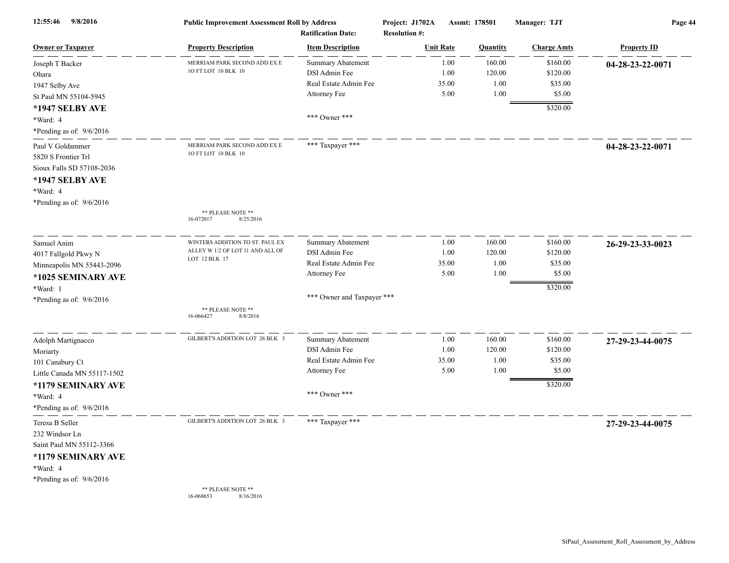**Public Improvement Assessment Roll by Address**

Project: J1702A Assmt: 178501 Manager: TJT

Ratification Date: Resolution #:

12:55:46 9/8/2016

| Owner or Taxpayer | Property Description | Item Description | Unit Rate | Quantity | Charge Amts | Property ID |
|---|---|---|---|---|---|---|
| Joseph T Backer<br>Ohara<br>1947 Selby Ave<br>St Paul MN 55104-5945<br>**\*1947 SELBY AVE**<br>\*Ward: 4<br>\*Pending as of: 9/6/2016 | MERRIAM PARK SECOND ADD EX E 1O FT LOT 10 BLK 10 | Summary Abatement<br>DSI Admin Fee<br>Real Estate Admin Fee<br>Attorney Fee<br><br>\*\*\* Owner \*\*\* | 1.00<br>1.00<br>35.00<br>5.00 | 160.00<br>120.00<br>1.00<br>1.00 | $160.00<br>$120.00<br>$35.00<br>$5.00<br>$320.00 | **04-28-23-22-0071** |
| Paul V Goldammer<br>5820 S Frontier Trl<br>Sioux Falls SD 57108-2036<br>**\*1947 SELBY AVE**<br>\*Ward: 4<br>\*Pending as of: 9/6/2016 | MERRIAM PARK SECOND ADD EX E 1O FT LOT 10 BLK 10<br><br>\*\* PLEASE NOTE \*\*<br>16-072017 8/25/2016 | \*\*\* Taxpayer \*\*\* | | | | **04-28-23-22-0071** |
| Samuel Anim<br>4017 Fallgold Pkwy N<br>Minneapolis MN 55443-2096<br>**\*1025 SEMINARY AVE**<br>\*Ward: 1<br>\*Pending as of: 9/6/2016 | WINTERS ADDITION TO ST. PAUL EX ALLEY W 1/2 OF LOT 11 AND ALL OF LOT 12 BLK 17<br><br>\*\* PLEASE NOTE \*\*<br>16-066427 8/8/2016 | Summary Abatement<br>DSI Admin Fee<br>Real Estate Admin Fee<br>Attorney Fee<br><br>\*\*\* Owner and Taxpayer \*\*\* | 1.00<br>1.00<br>35.00<br>5.00 | 160.00<br>120.00<br>1.00<br>1.00 | $160.00<br>$120.00<br>$35.00<br>$5.00<br>$320.00 | **26-29-23-33-0023** |
| Adolph Martignacco<br>Moriarty<br>101 Canabury Ct<br>Little Canada MN 55117-1502<br>**\*1179 SEMINARY AVE**<br>\*Ward: 4<br>\*Pending as of: 9/6/2016 | GILBERT'S ADDITION LOT 26 BLK 3 | Summary Abatement<br>DSI Admin Fee<br>Real Estate Admin Fee<br>Attorney Fee<br><br>\*\*\* Owner \*\*\* | 1.00<br>1.00<br>35.00<br>5.00 | 160.00<br>120.00<br>1.00<br>1.00 | $160.00<br>$120.00<br>$35.00<br>$5.00<br>$320.00 | **27-29-23-44-0075** |
| Teresa B Seller<br>232 Windsor Ln<br>Saint Paul MN 55112-3366<br>**\*1179 SEMINARY AVE**<br>\*Ward: 4<br>\*Pending as of: 9/6/2016 | GILBERT'S ADDITION LOT 26 BLK 3<br><br>\*\* PLEASE NOTE \*\*<br>16-068653 8/16/2016 | \*\*\* Taxpayer \*\*\* | | | | **27-29-23-44-0075** |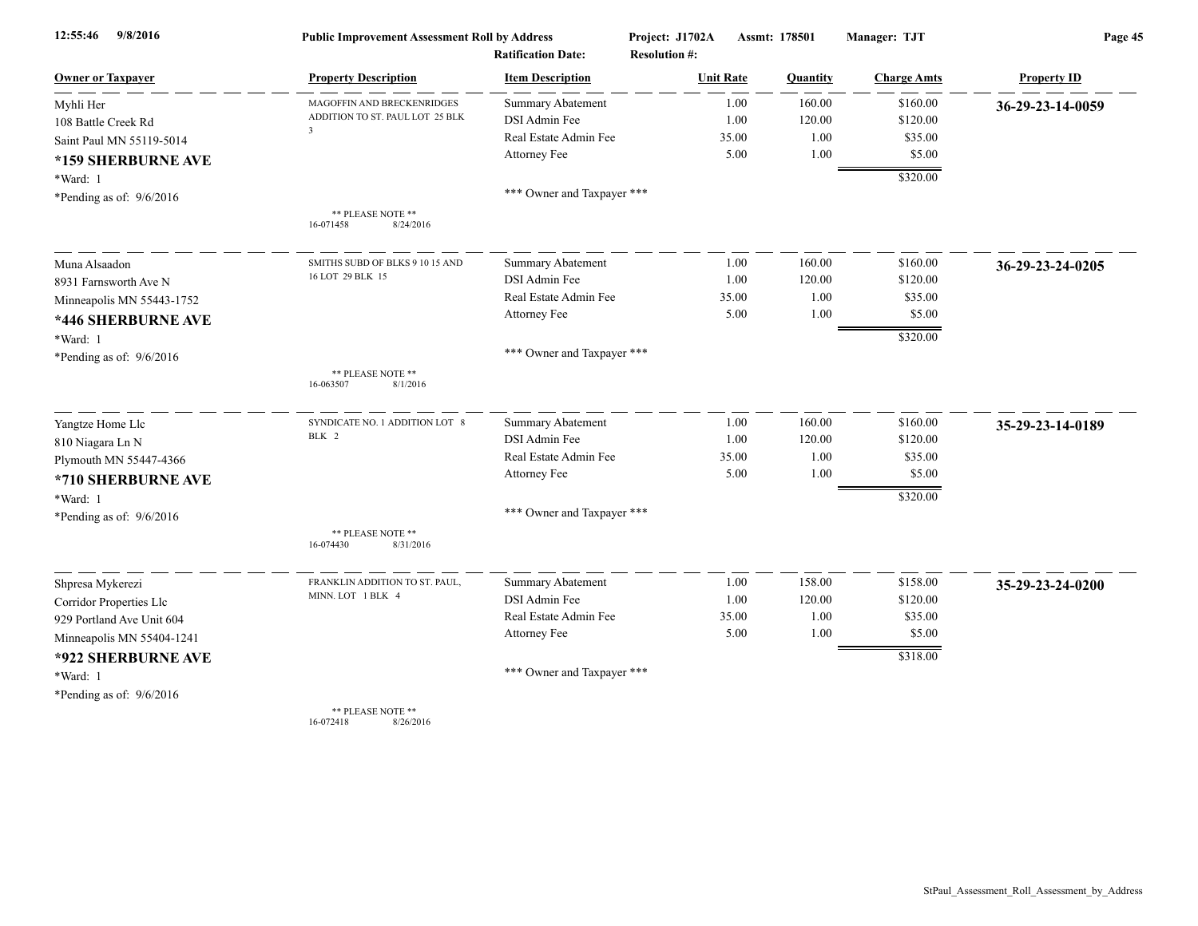**Public Improvement Assessment Roll by Address** — Project: J1702A — Assmt: 178501 — Manager: TJT
Ratification Date: — Resolution #:

| Owner or Taxpayer | Property Description | Item Description | Unit Rate | Quantity | Charge Amts | Property ID |
|---|---|---|---|---|---|---|
| Myhli Her | MAGOFFIN AND BRECKENRIDGES ADDITION TO ST. PAUL LOT 25 BLK 3 | Summary Abatement | 1.00 | 160.00 | $160.00 | **36-29-23-14-0059** |
| 108 Battle Creek Rd | | DSI Admin Fee | 1.00 | 120.00 | $120.00 | |
| Saint Paul MN 55119-5014 | | Real Estate Admin Fee | 35.00 | 1.00 | $35.00 | |
| **\*159 SHERBURNE AVE** | | Attorney Fee | 5.00 | 1.00 | $5.00 | |
| \*Ward: 1 | | | | | $320.00 | |
| \*Pending as of: 9/6/2016 | ** PLEASE NOTE ** 16-071458 8/24/2016 | *** Owner and Taxpayer *** | | | | |
| Muna Alsaadon | SMITHS SUBD OF BLKS 9 10 15 AND 16 LOT 29 BLK 15 | Summary Abatement | 1.00 | 160.00 | $160.00 | **36-29-23-24-0205** |
| 8931 Farnsworth Ave N | | DSI Admin Fee | 1.00 | 120.00 | $120.00 | |
| Minneapolis MN 55443-1752 | | Real Estate Admin Fee | 35.00 | 1.00 | $35.00 | |
| **\*446 SHERBURNE AVE** | | Attorney Fee | 5.00 | 1.00 | $5.00 | |
| \*Ward: 1 | | | | | $320.00 | |
| \*Pending as of: 9/6/2016 | ** PLEASE NOTE ** 16-063507 8/1/2016 | *** Owner and Taxpayer *** | | | | |
| Yangtze Home Llc | SYNDICATE NO. 1 ADDITION LOT 8 BLK 2 | Summary Abatement | 1.00 | 160.00 | $160.00 | **35-29-23-14-0189** |
| 810 Niagara Ln N | | DSI Admin Fee | 1.00 | 120.00 | $120.00 | |
| Plymouth MN 55447-4366 | | Real Estate Admin Fee | 35.00 | 1.00 | $35.00 | |
| **\*710 SHERBURNE AVE** | | Attorney Fee | 5.00 | 1.00 | $5.00 | |
| \*Ward: 1 | | | | | $320.00 | |
| \*Pending as of: 9/6/2016 | ** PLEASE NOTE ** 16-074430 8/31/2016 | *** Owner and Taxpayer *** | | | | |
| Shpresa Mykerezi | FRANKLIN ADDITION TO ST. PAUL, MINN. LOT 1 BLK 4 | Summary Abatement | 1.00 | 158.00 | $158.00 | **35-29-23-24-0200** |
| Corridor Properties Llc | | DSI Admin Fee | 1.00 | 120.00 | $120.00 | |
| 929 Portland Ave Unit 604 | | Real Estate Admin Fee | 35.00 | 1.00 | $35.00 | |
| Minneapolis MN 55404-1241 | | Attorney Fee | 5.00 | 1.00 | $5.00 | |
| **\*922 SHERBURNE AVE** | | | | | $318.00 | |
| \*Ward: 1 | | *** Owner and Taxpayer *** | | | | |
| \*Pending as of: 9/6/2016 | ** PLEASE NOTE ** 16-072418 8/26/2016 | | | | | |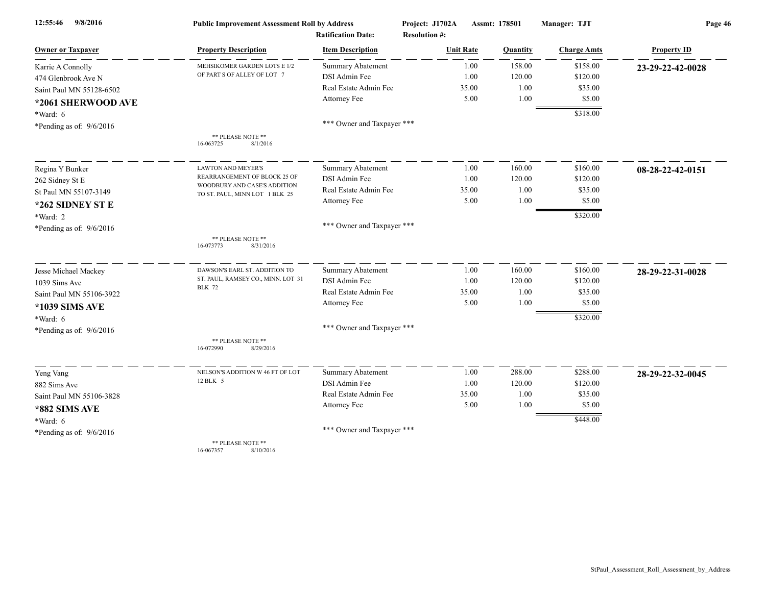12:55:46 9/8/2016 **Public Improvement Assessment Roll by Address** Project: J1702A Assmt: 178501 Manager: TJT

Ratification Date: Resolution #:

| Owner or Taxpayer | Property Description | Item Description | Unit Rate | Quantity | Charge Amts | Property ID |
|---|---|---|---|---|---|---|
| Karrie A Connolly<br>474 Glenbrook Ave N<br>Saint Paul MN 55128-6502<br>**\*2061 SHERWOOD AVE**<br>\*Ward: 6<br>\*Pending as of: 9/6/2016 | MEHSIKOMER GARDEN LOTS E 1/2 OF PART S OF ALLEY OF LOT 7<br><br>** PLEASE NOTE **<br>16-063725 8/1/2016 | Summary Abatement<br>DSI Admin Fee<br>Real Estate Admin Fee<br>Attorney Fee<br><br>\*\*\* Owner and Taxpayer \*\*\* | 1.00<br>1.00<br>35.00<br>5.00 | 158.00<br>120.00<br>1.00<br>1.00 | $158.00<br>$120.00<br>$35.00<br>$5.00<br>$318.00 | **23-29-22-42-0028** |
| Regina Y Bunker<br>262 Sidney St E<br>St Paul MN 55107-3149<br>**\*262 SIDNEY ST E**<br>\*Ward: 2<br>\*Pending as of: 9/6/2016 | LAWTON AND MEYER'S REARRANGEMENT OF BLOCK 25 OF WOODBURY AND CASE'S ADDITION TO ST. PAUL, MINN LOT 1 BLK 25<br><br>** PLEASE NOTE **<br>16-073773 8/31/2016 | Summary Abatement<br>DSI Admin Fee<br>Real Estate Admin Fee<br>Attorney Fee<br><br>\*\*\* Owner and Taxpayer \*\*\* | 1.00<br>1.00<br>35.00<br>5.00 | 160.00<br>120.00<br>1.00<br>1.00 | $160.00<br>$120.00<br>$35.00<br>$5.00<br>$320.00 | **08-28-22-42-0151** |
| Jesse Michael Mackey<br>1039 Sims Ave<br>Saint Paul MN 55106-3922<br>**\*1039 SIMS AVE**<br>\*Ward: 6<br>\*Pending as of: 9/6/2016 | DAWSON'S EARL ST. ADDITION TO ST. PAUL, RAMSEY CO., MINN. LOT 31 BLK 72<br><br>** PLEASE NOTE **<br>16-072990 8/29/2016 | Summary Abatement<br>DSI Admin Fee<br>Real Estate Admin Fee<br>Attorney Fee<br><br>\*\*\* Owner and Taxpayer \*\*\* | 1.00<br>1.00<br>35.00<br>5.00 | 160.00<br>120.00<br>1.00<br>1.00 | $160.00<br>$120.00<br>$35.00<br>$5.00<br>$320.00 | **28-29-22-31-0028** |
| Yeng Vang<br>882 Sims Ave<br>Saint Paul MN 55106-3828<br>**\*882 SIMS AVE**<br>\*Ward: 6<br>\*Pending as of: 9/6/2016 | NELSON'S ADDITION W 46 FT OF LOT 12 BLK 5<br><br>** PLEASE NOTE **<br>16-067357 8/10/2016 | Summary Abatement<br>DSI Admin Fee<br>Real Estate Admin Fee<br>Attorney Fee<br><br>\*\*\* Owner and Taxpayer \*\*\* | 1.00<br>1.00<br>35.00<br>5.00 | 288.00<br>120.00<br>1.00<br>1.00 | $288.00<br>$120.00<br>$35.00<br>$5.00<br>$448.00 | **28-29-22-32-0045** |

StPaul_Assessment_Roll_Assessment_by_Address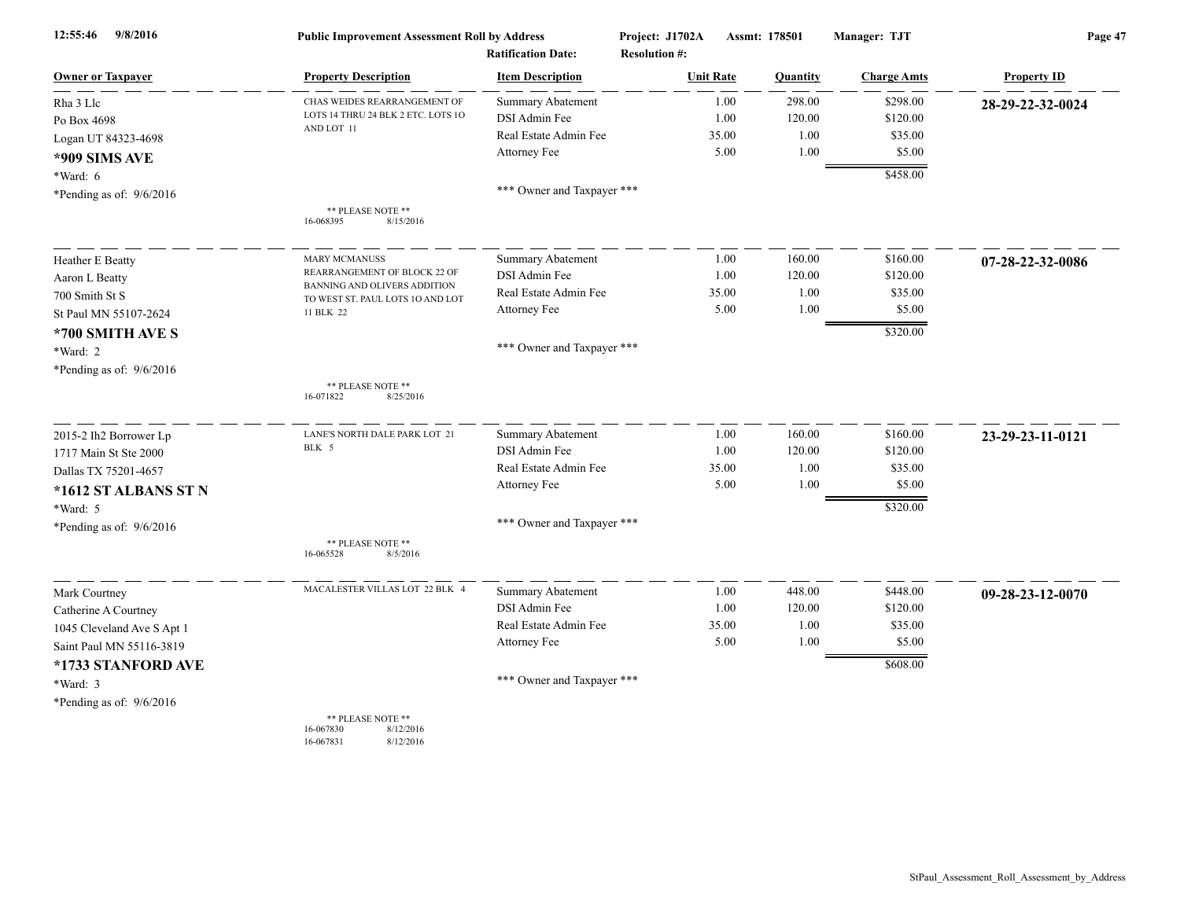**Public Improvement Assessment Roll by Address**

Project: J1702A Assmt: 178501 Manager: TJT

Ratification Date: Resolution #:

| Owner or Taxpayer | Property Description | Item Description | Unit Rate | Quantity | Charge Amts | Property ID |
|---|---|---|---|---|---|---|
| Rha 3 Llc<br>Po Box 4698<br>Logan UT 84323-4698<br>**\*909 SIMS AVE**<br>\*Ward: 6<br>\*Pending as of: 9/6/2016 | CHAS WEIDES REARRANGEMENT OF LOTS 14 THRU 24 BLK 2 ETC. LOTS 1O AND LOT 11<br>** PLEASE NOTE **<br>16-068395 8/15/2016 | Summary Abatement<br>DSI Admin Fee<br>Real Estate Admin Fee<br>Attorney Fee<br>*** Owner and Taxpayer *** | 1.00<br>1.00<br>35.00<br>5.00 | 298.00<br>120.00<br>1.00<br>1.00 | $298.00<br>$120.00<br>$35.00<br>$5.00<br>$458.00 | **28-29-22-32-0024** |
| Heather E Beatty<br>Aaron L Beatty<br>700 Smith St S<br>St Paul MN 55107-2624<br>**\*700 SMITH AVE S**<br>\*Ward: 2<br>\*Pending as of: 9/6/2016 | MARY MCMANUSS REARRANGEMENT OF BLOCK 22 OF BANNING AND OLIVERS ADDITION TO WEST ST. PAUL LOTS 1O AND LOT 11 BLK 22<br>** PLEASE NOTE **<br>16-071822 8/25/2016 | Summary Abatement<br>DSI Admin Fee<br>Real Estate Admin Fee<br>Attorney Fee<br>*** Owner and Taxpayer *** | 1.00<br>1.00<br>35.00<br>5.00 | 160.00<br>120.00<br>1.00<br>1.00 | $160.00<br>$120.00<br>$35.00<br>$5.00<br>$320.00 | **07-28-22-32-0086** |
| 2015-2 Ih2 Borrower Lp<br>1717 Main St Ste 2000<br>Dallas TX 75201-4657<br>**\*1612 ST ALBANS ST N**<br>\*Ward: 5<br>\*Pending as of: 9/6/2016 | LANE'S NORTH DALE PARK LOT 21 BLK 5<br>** PLEASE NOTE **<br>16-065528 8/5/2016 | Summary Abatement<br>DSI Admin Fee<br>Real Estate Admin Fee<br>Attorney Fee<br>*** Owner and Taxpayer *** | 1.00<br>1.00<br>35.00<br>5.00 | 160.00<br>120.00<br>1.00<br>1.00 | $160.00<br>$120.00<br>$35.00<br>$5.00<br>$320.00 | **23-29-23-11-0121** |
| Mark Courtney<br>Catherine A Courtney<br>1045 Cleveland Ave S Apt 1<br>Saint Paul MN 55116-3819<br>**\*1733 STANFORD AVE**<br>\*Ward: 3<br>\*Pending as of: 9/6/2016 | MACALESTER VILLAS LOT 22 BLK 4<br>** PLEASE NOTE **<br>16-067830 8/12/2016<br>16-067831 8/12/2016 | Summary Abatement<br>DSI Admin Fee<br>Real Estate Admin Fee<br>Attorney Fee<br>*** Owner and Taxpayer *** | 1.00<br>1.00<br>35.00<br>5.00 | 448.00<br>120.00<br>1.00<br>1.00 | $448.00<br>$120.00<br>$35.00<br>$5.00<br>$608.00 | **09-28-23-12-0070** |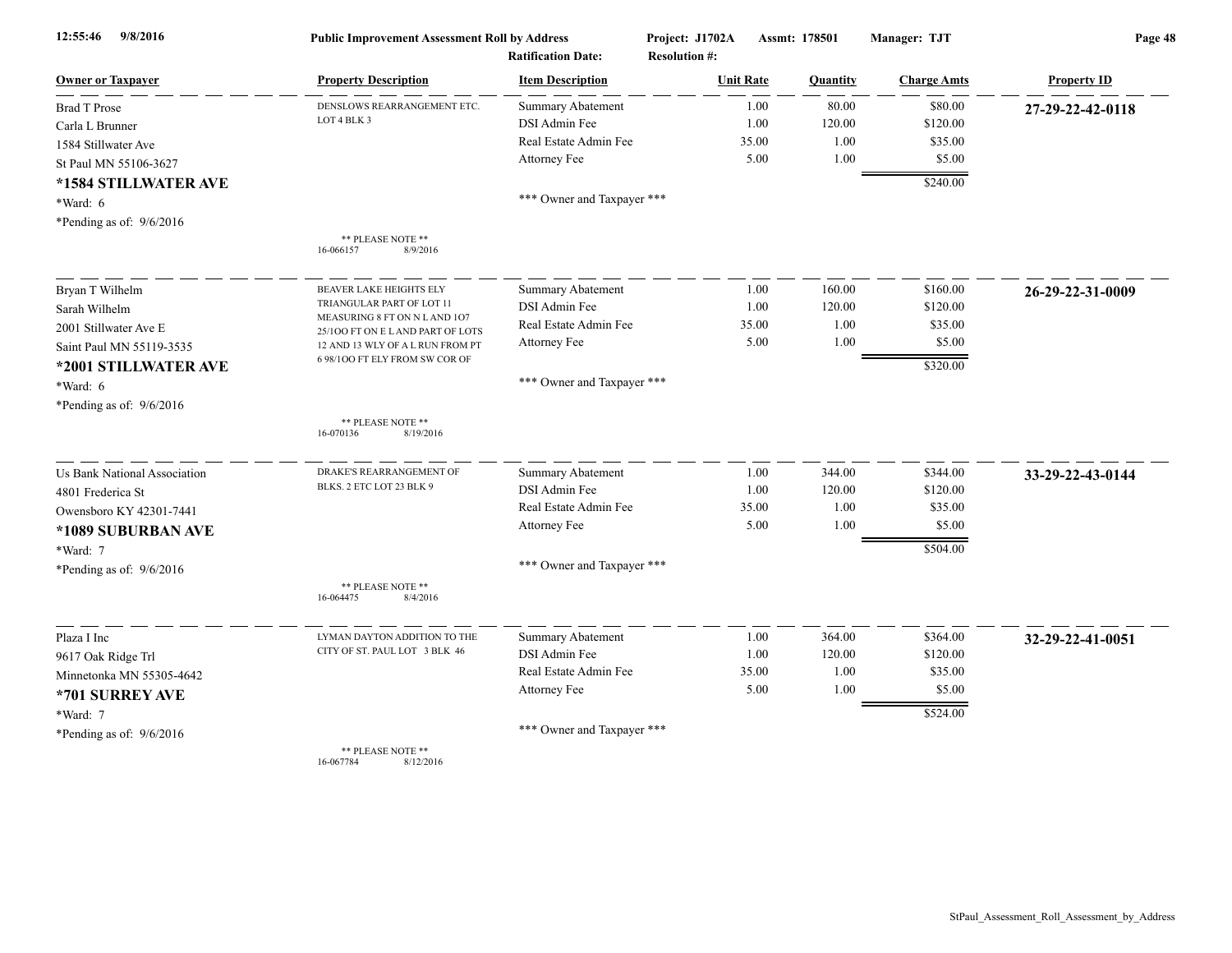**Public Improvement Assessment Roll by Address** | Project: J1702A | Assmt: 178501 | Manager: TJT
Ratification Date: | Resolution #:

| Owner or Taxpayer | Property Description | Item Description | Unit Rate | Quantity | Charge Amts | Property ID |
|---|---|---|---|---|---|---|
| Brad T Prose<br>Carla L Brunner<br>1584 Stillwater Ave<br>St Paul MN 55106-3627<br>**\*1584 STILLWATER AVE**<br>\*Ward: 6<br>\*Pending as of: 9/6/2016 | DENSLOWS REARRANGEMENT ETC. LOT 4 BLK 3<br><br>** PLEASE NOTE **<br>16-066157 8/9/2016 | Summary Abatement<br>DSI Admin Fee<br>Real Estate Admin Fee<br>Attorney Fee<br><br>\*\*\* Owner and Taxpayer \*\*\* | 1.00<br>1.00<br>35.00<br>5.00 | 80.00<br>120.00<br>1.00<br>1.00 | $80.00<br>$120.00<br>$35.00<br>$5.00<br>$240.00 | **27-29-22-42-0118** |
| Bryan T Wilhelm<br>Sarah Wilhelm<br>2001 Stillwater Ave E<br>Saint Paul MN 55119-3535<br>**\*2001 STILLWATER AVE**<br>\*Ward: 6<br>\*Pending as of: 9/6/2016 | BEAVER LAKE HEIGHTS ELY TRIANGULAR PART OF LOT 11 MEASURING 8 FT ON N L AND 1O7 25/1OO FT ON E L AND PART OF LOTS 12 AND 13 WLY OF A L RUN FROM PT 6 98/1OO FT ELY FROM SW COR OF<br><br>** PLEASE NOTE **<br>16-070136 8/19/2016 | Summary Abatement<br>DSI Admin Fee<br>Real Estate Admin Fee<br>Attorney Fee<br><br>\*\*\* Owner and Taxpayer \*\*\* | 1.00<br>1.00<br>35.00<br>5.00 | 160.00<br>120.00<br>1.00<br>1.00 | $160.00<br>$120.00<br>$35.00<br>$5.00<br>$320.00 | **26-29-22-31-0009** |
| Us Bank National Association<br>4801 Frederica St<br>Owensboro KY 42301-7441<br>**\*1089 SUBURBAN AVE**<br>\*Ward: 7<br>\*Pending as of: 9/6/2016 | DRAKE'S REARRANGEMENT OF BLKS. 2 ETC LOT 23 BLK 9<br><br>** PLEASE NOTE **<br>16-064475 8/4/2016 | Summary Abatement<br>DSI Admin Fee<br>Real Estate Admin Fee<br>Attorney Fee<br><br>\*\*\* Owner and Taxpayer \*\*\* | 1.00<br>1.00<br>35.00<br>5.00 | 344.00<br>120.00<br>1.00<br>1.00 | $344.00<br>$120.00<br>$35.00<br>$5.00<br>$504.00 | **33-29-22-43-0144** |
| Plaza I Inc<br>9617 Oak Ridge Trl<br>Minnetonka MN 55305-4642<br>**\*701 SURREY AVE**<br>\*Ward: 7<br>\*Pending as of: 9/6/2016 | LYMAN DAYTON ADDITION TO THE CITY OF ST. PAUL LOT 3 BLK 46<br><br>** PLEASE NOTE **<br>16-067784 8/12/2016 | Summary Abatement<br>DSI Admin Fee<br>Real Estate Admin Fee<br>Attorney Fee<br><br>\*\*\* Owner and Taxpayer \*\*\* | 1.00<br>1.00<br>35.00<br>5.00 | 364.00<br>120.00<br>1.00<br>1.00 | $364.00<br>$120.00<br>$35.00<br>$5.00<br>$524.00 | **32-29-22-41-0051** |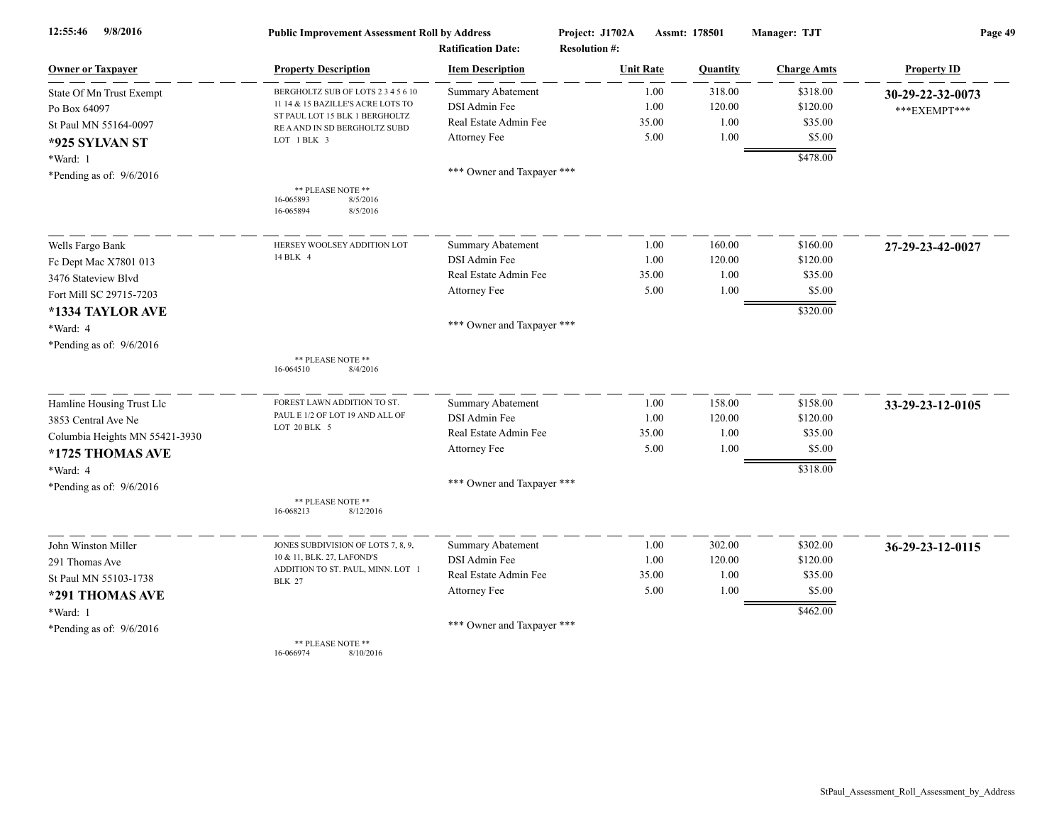**Public Improvement Assessment Roll by Address** — Project: J1702A — Assmt: 178501 — Manager: TJT

Ratification Date: — Resolution #:

| Owner or Taxpayer | Property Description | Item Description | Unit Rate | Quantity | Charge Amts | Property ID |
|---|---|---|---|---|---|---|
| State Of Mn Trust Exempt<br>Po Box 64097<br>St Paul MN 55164-0097<br>**\*925 SYLVAN ST**<br>\*Ward: 1<br>\*Pending as of: 9/6/2016 | BERGHOLTZ SUB OF LOTS 2 3 4 5 6 10 11 14 & 15 BAZILLE'S ACRE LOTS TO ST PAUL LOT 15 BLK 1 BERGHOLTZ RE A AND IN SD BERGHOLTZ SUBD LOT 1 BLK 3<br>\*\* PLEASE NOTE \*\*<br>16-065893 8/5/2016<br>16-065894 8/5/2016 | Summary Abatement<br>DSI Admin Fee<br>Real Estate Admin Fee<br>Attorney Fee<br>\*\*\* Owner and Taxpayer \*\*\* | 1.00<br>1.00<br>35.00<br>5.00 | 318.00<br>120.00<br>1.00<br>1.00 | $318.00<br>$120.00<br>$35.00<br>$5.00<br>**$478.00** | **30-29-22-32-0073**<br>\*\*\*EXEMPT\*\*\* |
| Wells Fargo Bank<br>Fc Dept Mac X7801 013<br>3476 Stateview Blvd<br>Fort Mill SC 29715-7203<br>**\*1334 TAYLOR AVE**<br>\*Ward: 4<br>\*Pending as of: 9/6/2016 | HERSEY WOOLSEY ADDITION LOT 14 BLK 4<br>\*\* PLEASE NOTE \*\*<br>16-064510 8/4/2016 | Summary Abatement<br>DSI Admin Fee<br>Real Estate Admin Fee<br>Attorney Fee<br>\*\*\* Owner and Taxpayer \*\*\* | 1.00<br>1.00<br>35.00<br>5.00 | 160.00<br>120.00<br>1.00<br>1.00 | $160.00<br>$120.00<br>$35.00<br>$5.00<br>**$320.00** | **27-29-23-42-0027** |
| Hamline Housing Trust Llc<br>3853 Central Ave Ne<br>Columbia Heights MN 55421-3930<br>**\*1725 THOMAS AVE**<br>\*Ward: 4<br>\*Pending as of: 9/6/2016 | FOREST LAWN ADDITION TO ST. PAUL E 1/2 OF LOT 19 AND ALL OF LOT 20 BLK 5<br>\*\* PLEASE NOTE \*\*<br>16-068213 8/12/2016 | Summary Abatement<br>DSI Admin Fee<br>Real Estate Admin Fee<br>Attorney Fee<br>\*\*\* Owner and Taxpayer \*\*\* | 1.00<br>1.00<br>35.00<br>5.00 | 158.00<br>120.00<br>1.00<br>1.00 | $158.00<br>$120.00<br>$35.00<br>$5.00<br>**$318.00** | **33-29-23-12-0105** |
| John Winston Miller<br>291 Thomas Ave<br>St Paul MN 55103-1738<br>**\*291 THOMAS AVE**<br>\*Ward: 1<br>\*Pending as of: 9/6/2016 | JONES SUBDIVISION OF LOTS 7, 8, 9, 10 & 11, BLK. 27, LAFOND'S ADDITION TO ST. PAUL, MINN. LOT 1 BLK 27<br>\*\* PLEASE NOTE \*\*<br>16-066974 8/10/2016 | Summary Abatement<br>DSI Admin Fee<br>Real Estate Admin Fee<br>Attorney Fee<br>\*\*\* Owner and Taxpayer \*\*\* | 1.00<br>1.00<br>35.00<br>5.00 | 302.00<br>120.00<br>1.00<br>1.00 | $302.00<br>$120.00<br>$35.00<br>$5.00<br>**$462.00** | **36-29-23-12-0115** |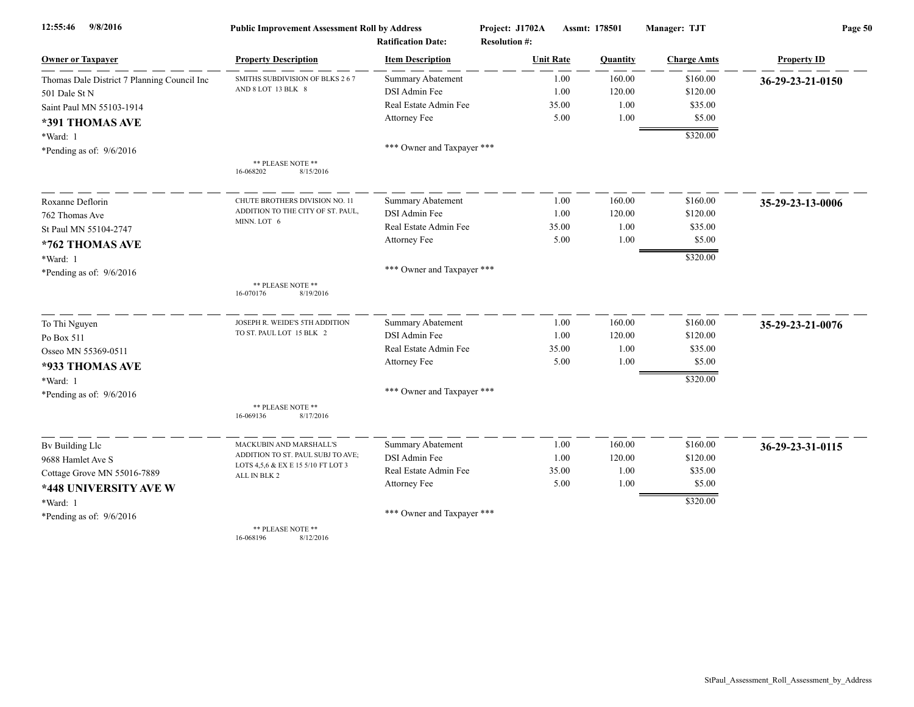**Public Improvement Assessment Roll by Address**

Project: J1702A Assmt: 178501 Manager: TJT

Ratification Date: Resolution #:

| Owner or Taxpayer | Property Description | Item Description | Unit Rate | Quantity | Charge Amts | Property ID |
|---|---|---|---|---|---|---|
| Thomas Dale District 7 Planning Council Inc | SMITHS SUBDIVISION OF BLKS 2 6 7 AND 8 LOT 13 BLK 8 | Summary Abatement | 1.00 | 160.00 | $160.00 | **36-29-23-21-0150** |
| 501 Dale St N | | DSI Admin Fee | 1.00 | 120.00 | $120.00 | |
| Saint Paul MN 55103-1914 | | Real Estate Admin Fee | 35.00 | 1.00 | $35.00 | |
| **\*391 THOMAS AVE** | | Attorney Fee | 5.00 | 1.00 | $5.00 | |
| \*Ward: 1 | | | | | $320.00 | |
| \*Pending as of: 9/6/2016 | | \*\*\* Owner and Taxpayer \*\*\* | | | | |
| | \*\* PLEASE NOTE \*\* 16-068202 8/15/2016 | | | | | |
| Roxanne Deflorin | CHUTE BROTHERS DIVISION NO. 11 ADDITION TO THE CITY OF ST. PAUL, MINN. LOT 6 | Summary Abatement | 1.00 | 160.00 | $160.00 | **35-29-23-13-0006** |
| 762 Thomas Ave | | DSI Admin Fee | 1.00 | 120.00 | $120.00 | |
| St Paul MN 55104-2747 | | Real Estate Admin Fee | 35.00 | 1.00 | $35.00 | |
| **\*762 THOMAS AVE** | | Attorney Fee | 5.00 | 1.00 | $5.00 | |
| \*Ward: 1 | | | | | $320.00 | |
| \*Pending as of: 9/6/2016 | | \*\*\* Owner and Taxpayer \*\*\* | | | | |
| | \*\* PLEASE NOTE \*\* 16-070176 8/19/2016 | | | | | |
| To Thi Nguyen | JOSEPH R. WEIDE'S 5TH ADDITION TO ST. PAUL LOT 15 BLK 2 | Summary Abatement | 1.00 | 160.00 | $160.00 | **35-29-23-21-0076** |
| Po Box 511 | | DSI Admin Fee | 1.00 | 120.00 | $120.00 | |
| Osseo MN 55369-0511 | | Real Estate Admin Fee | 35.00 | 1.00 | $35.00 | |
| **\*933 THOMAS AVE** | | Attorney Fee | 5.00 | 1.00 | $5.00 | |
| \*Ward: 1 | | | | | $320.00 | |
| \*Pending as of: 9/6/2016 | | \*\*\* Owner and Taxpayer \*\*\* | | | | |
| | \*\* PLEASE NOTE \*\* 16-069136 8/17/2016 | | | | | |
| Bv Building Llc | MACKUBIN AND MARSHALL'S ADDITION TO ST. PAUL SUBJ TO AVE; LOTS 4,5,6 & EX E 15 5/10 FT LOT 3 ALL IN BLK 2 | Summary Abatement | 1.00 | 160.00 | $160.00 | **36-29-23-31-0115** |
| 9688 Hamlet Ave S | | DSI Admin Fee | 1.00 | 120.00 | $120.00 | |
| Cottage Grove MN 55016-7889 | | Real Estate Admin Fee | 35.00 | 1.00 | $35.00 | |
| **\*448 UNIVERSITY AVE W** | | Attorney Fee | 5.00 | 1.00 | $5.00 | |
| \*Ward: 1 | | | | | $320.00 | |
| \*Pending as of: 9/6/2016 | | \*\*\* Owner and Taxpayer \*\*\* | | | | |
| | \*\* PLEASE NOTE \*\* 16-068196 8/12/2016 | | | | | |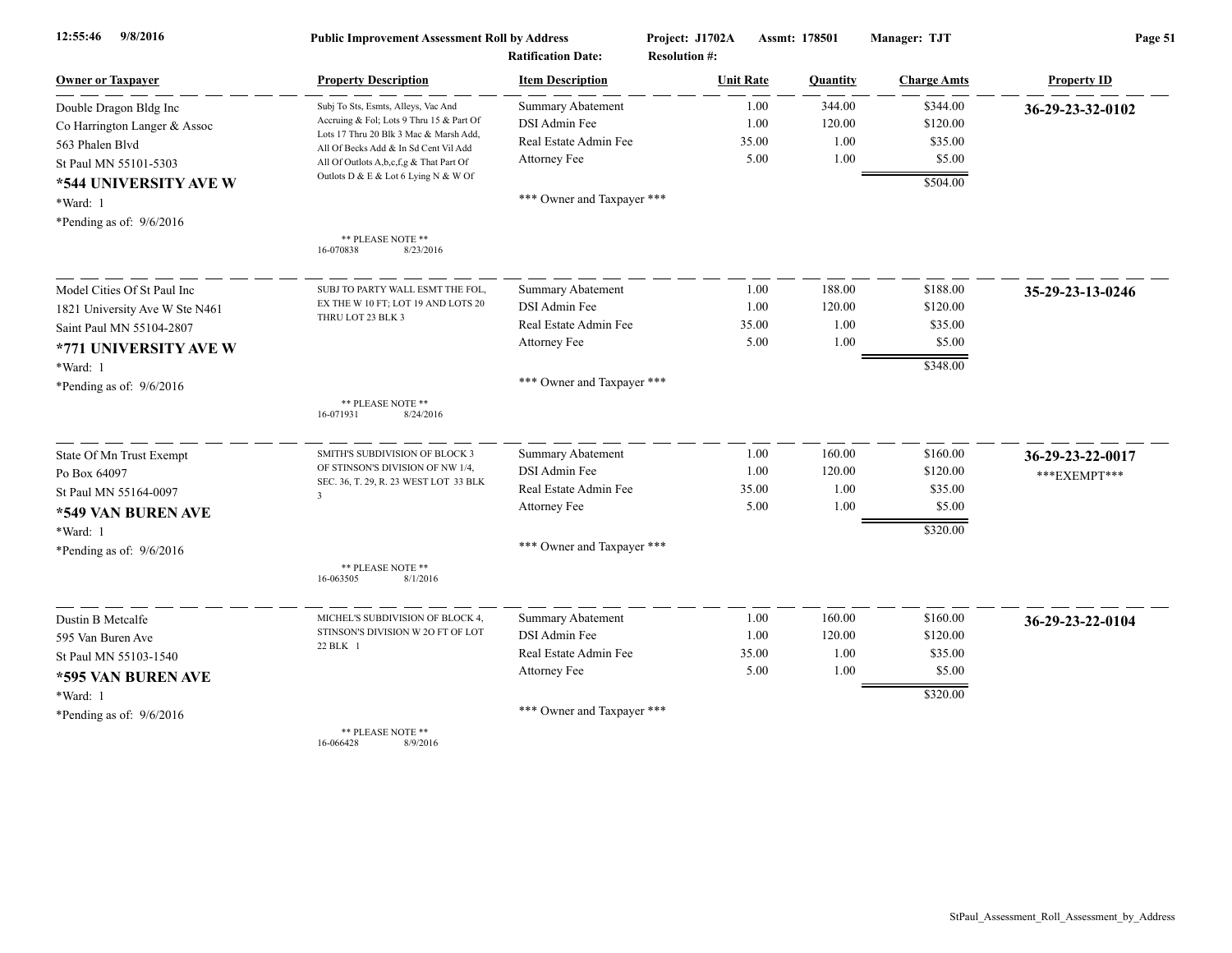**Public Improvement Assessment Roll by Address**

Project: J1702A | Assmt: 178501 | Manager: TJT

Ratification Date: | Resolution #:

| Owner or Taxpayer | Property Description | Item Description | Unit Rate | Quantity | Charge Amts | Property ID |
|---|---|---|---|---|---|---|
| Double Dragon Bldg Inc<br>Co Harrington Langer & Assoc<br>563 Phalen Blvd<br>St Paul MN 55101-5303<br>**\*544 UNIVERSITY AVE W**<br>\*Ward: 1<br>\*Pending as of: 9/6/2016 | Subj To Sts, Esmts, Alleys, Vac And Accruing & Fol; Lots 9 Thru 15 & Part Of Lots 17 Thru 20 Blk 3 Mac & Marsh Add, All Of Becks Add & In Sd Cent Vil Add All Of Outlots A,b,c,f,g & That Part Of Outlots D & E & Lot 6 Lying N & W Of<br>\*\* PLEASE NOTE \*\*<br>16-070838 8/23/2016 | Summary Abatement<br>DSI Admin Fee<br>Real Estate Admin Fee<br>Attorney Fee<br>\*\*\* Owner and Taxpayer \*\*\* | 1.00<br>1.00<br>35.00<br>5.00 | 344.00<br>120.00<br>1.00<br>1.00 | $344.00<br>$120.00<br>$35.00<br>$5.00<br>**$504.00** | **36-29-23-32-0102** |
| Model Cities Of St Paul Inc<br>1821 University Ave W Ste N461<br>Saint Paul MN 55104-2807<br>**\*771 UNIVERSITY AVE W**<br>\*Ward: 1<br>\*Pending as of: 9/6/2016 | SUBJ TO PARTY WALL ESMT THE FOL, EX THE W 10 FT; LOT 19 AND LOTS 20 THRU LOT 23 BLK 3<br>\*\* PLEASE NOTE \*\*<br>16-071931 8/24/2016 | Summary Abatement<br>DSI Admin Fee<br>Real Estate Admin Fee<br>Attorney Fee<br>\*\*\* Owner and Taxpayer \*\*\* | 1.00<br>1.00<br>35.00<br>5.00 | 188.00<br>120.00<br>1.00<br>1.00 | $188.00<br>$120.00<br>$35.00<br>$5.00<br>**$348.00** | **35-29-23-13-0246** |
| State Of Mn Trust Exempt<br>Po Box 64097<br>St Paul MN 55164-0097<br>**\*549 VAN BUREN AVE**<br>\*Ward: 1<br>\*Pending as of: 9/6/2016 | SMITH'S SUBDIVISION OF BLOCK 3 OF STINSON'S DIVISION OF NW 1/4, SEC. 36, T. 29, R. 23 WEST LOT 33 BLK 3<br>\*\* PLEASE NOTE \*\*<br>16-063505 8/1/2016 | Summary Abatement<br>DSI Admin Fee<br>Real Estate Admin Fee<br>Attorney Fee<br>\*\*\* Owner and Taxpayer \*\*\* | 1.00<br>1.00<br>35.00<br>5.00 | 160.00<br>120.00<br>1.00<br>1.00 | $160.00<br>$120.00<br>$35.00<br>$5.00<br>**$320.00** | **36-29-23-22-0017**<br>\*\*\*EXEMPT\*\*\* |
| Dustin B Metcalfe<br>595 Van Buren Ave<br>St Paul MN 55103-1540<br>**\*595 VAN BUREN AVE**<br>\*Ward: 1<br>\*Pending as of: 9/6/2016 | MICHEL'S SUBDIVISION OF BLOCK 4, STINSON'S DIVISION W 2O FT OF LOT 22 BLK 1<br>\*\* PLEASE NOTE \*\*<br>16-066428 8/9/2016 | Summary Abatement<br>DSI Admin Fee<br>Real Estate Admin Fee<br>Attorney Fee<br>\*\*\* Owner and Taxpayer \*\*\* | 1.00<br>1.00<br>35.00<br>5.00 | 160.00<br>120.00<br>1.00<br>1.00 | $160.00<br>$120.00<br>$35.00<br>$5.00<br>**$320.00** | **36-29-23-22-0104** |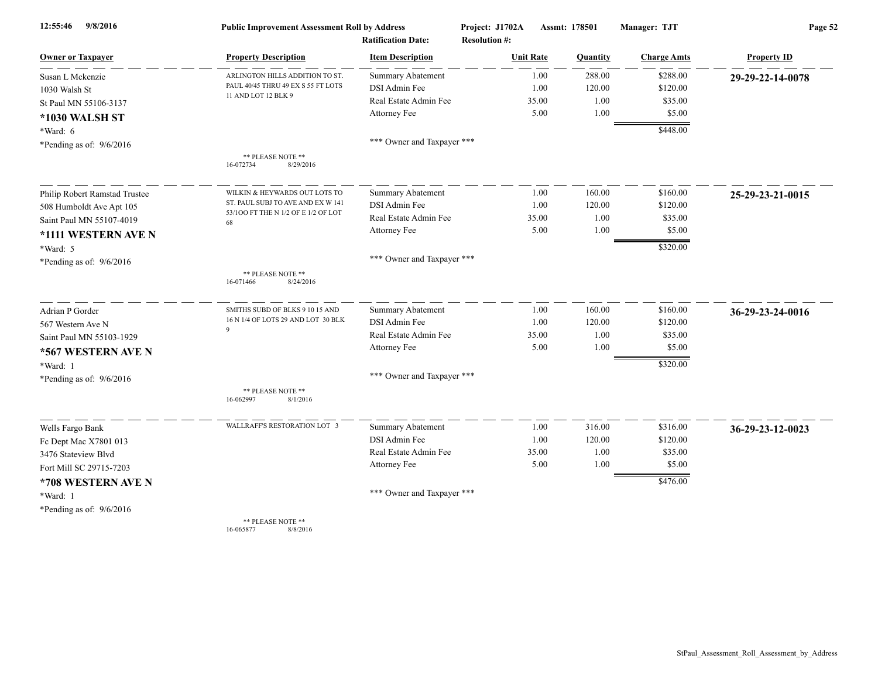**Public Improvement Assessment Roll by Address** — Project: J1702A — Assmt: 178501 — Manager: TJT — Ratification Date: — Resolution #:

| Owner or Taxpayer | Property Description | Item Description | Unit Rate | Quantity | Charge Amts | Property ID |
|---|---|---|---|---|---|---|
| Susan L Mckenzie<br>1030 Walsh St<br>St Paul MN 55106-3137<br>**\*1030 WALSH ST**<br>\*Ward: 6<br>\*Pending as of: 9/6/2016 | ARLINGTON HILLS ADDITION TO ST. PAUL 40/45 THRU 49 EX S 55 FT LOTS 11 AND LOT 12 BLK 9<br>** PLEASE NOTE **<br>16-072734 8/29/2016 | Summary Abatement | 1.00 | 288.00 | $288.00 | **29-29-22-14-0078** |
| | | DSI Admin Fee | 1.00 | 120.00 | $120.00 | |
| | | Real Estate Admin Fee | 35.00 | 1.00 | $35.00 | |
| | | Attorney Fee | 5.00 | 1.00 | $5.00 | |
| | | | | | $448.00 | |
| | | *** Owner and Taxpayer *** | | | | |
| Philip Robert Ramstad Trustee<br>508 Humboldt Ave Apt 105<br>Saint Paul MN 55107-4019<br>**\*1111 WESTERN AVE N**<br>\*Ward: 5<br>\*Pending as of: 9/6/2016 | WILKIN & HEYWARDS OUT LOTS TO ST. PAUL SUBJ TO AVE AND EX W 141 53/1OO FT THE N 1/2 OF E 1/2 OF LOT 68<br>** PLEASE NOTE **<br>16-071466 8/24/2016 | Summary Abatement | 1.00 | 160.00 | $160.00 | **25-29-23-21-0015** |
| | | DSI Admin Fee | 1.00 | 120.00 | $120.00 | |
| | | Real Estate Admin Fee | 35.00 | 1.00 | $35.00 | |
| | | Attorney Fee | 5.00 | 1.00 | $5.00 | |
| | | | | | $320.00 | |
| | | *** Owner and Taxpayer *** | | | | |
| Adrian P Gorder<br>567 Western Ave N<br>Saint Paul MN 55103-1929<br>**\*567 WESTERN AVE N**<br>\*Ward: 1<br>\*Pending as of: 9/6/2016 | SMITHS SUBD OF BLKS 9 10 15 AND 16 N 1/4 OF LOTS 29 AND LOT 30 BLK 9<br>** PLEASE NOTE **<br>16-062997 8/1/2016 | Summary Abatement | 1.00 | 160.00 | $160.00 | **36-29-23-24-0016** |
| | | DSI Admin Fee | 1.00 | 120.00 | $120.00 | |
| | | Real Estate Admin Fee | 35.00 | 1.00 | $35.00 | |
| | | Attorney Fee | 5.00 | 1.00 | $5.00 | |
| | | | | | $320.00 | |
| | | *** Owner and Taxpayer *** | | | | |
| Wells Fargo Bank<br>Fc Dept Mac X7801 013<br>3476 Stateview Blvd<br>Fort Mill SC 29715-7203<br>**\*708 WESTERN AVE N**<br>\*Ward: 1<br>\*Pending as of: 9/6/2016 | WALLRAFF'S RESTORATION LOT 3<br>** PLEASE NOTE **<br>16-065877 8/8/2016 | Summary Abatement | 1.00 | 316.00 | $316.00 | **36-29-23-12-0023** |
| | | DSI Admin Fee | 1.00 | 120.00 | $120.00 | |
| | | Real Estate Admin Fee | 35.00 | 1.00 | $35.00 | |
| | | Attorney Fee | 5.00 | 1.00 | $5.00 | |
| | | | | | $476.00 | |
| | | *** Owner and Taxpayer *** | | | | |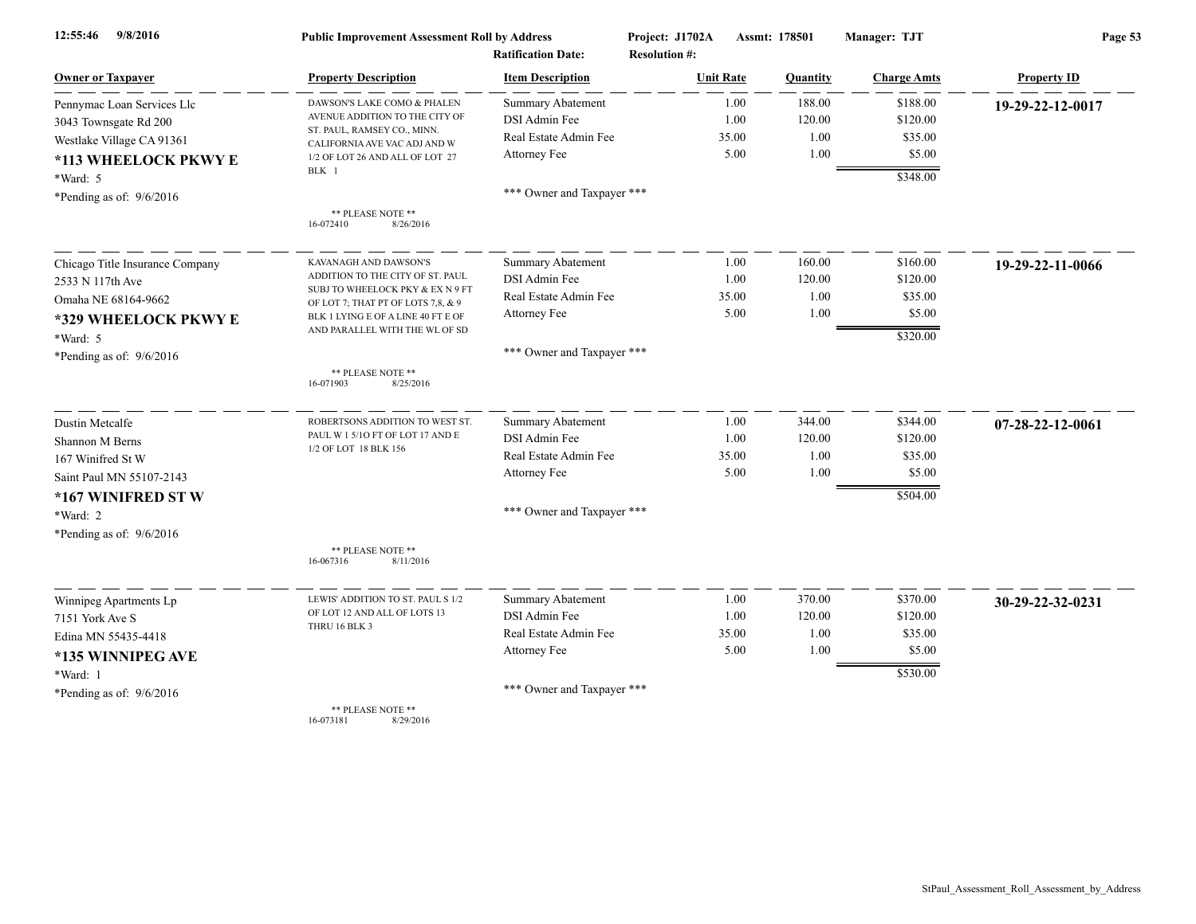**Public Improvement Assessment Roll by Address**

**Project: J1702A** **Assmt: 178501** **Manager: TJT**

**Ratification Date:** **Resolution #:**

| Owner or Taxpayer | Property Description | Item Description | Unit Rate | Quantity | Charge Amts | Property ID |
|---|---|---|---|---|---|---|
| Pennymac Loan Services Llc<br>3043 Towngsate Rd 200<br>Westlake Village CA 91361<br>**\*113 WHEELOCK PKWY E**<br>\*Ward: 5<br>\*Pending as of: 9/6/2016 | DAWSON'S LAKE COMO & PHALEN AVENUE ADDITION TO THE CITY OF ST. PAUL, RAMSEY CO., MINN. CALIFORNIA AVE VAC ADJ AND W 1/2 OF LOT 26 AND ALL OF LOT 27 BLK 1<br>\*\* PLEASE NOTE \*\*<br>16-072410 8/26/2016 | Summary Abatement<br>DSI Admin Fee<br>Real Estate Admin Fee<br>Attorney Fee<br>\*\*\* Owner and Taxpayer \*\*\* | 1.00<br>1.00<br>35.00<br>5.00 | 188.00<br>120.00<br>1.00<br>1.00 | $188.00<br>$120.00<br>$35.00<br>$5.00<br>$348.00 | **19-29-22-12-0017** |
| Chicago Title Insurance Company<br>2533 N 117th Ave<br>Omaha NE 68164-9662<br>**\*329 WHEELOCK PKWY E**<br>\*Ward: 5<br>\*Pending as of: 9/6/2016 | KAVANAGH AND DAWSON'S ADDITION TO THE CITY OF ST. PAUL SUBJ TO WHEELOCK PKY & EX N 9 FT OF LOT 7; THAT PT OF LOTS 7,8, & 9 BLK 1 LYING E OF A LINE 40 FT E OF AND PARALLEL WITH THE WL OF SD<br>\*\* PLEASE NOTE \*\*<br>16-071903 8/25/2016 | Summary Abatement<br>DSI Admin Fee<br>Real Estate Admin Fee<br>Attorney Fee<br>\*\*\* Owner and Taxpayer \*\*\* | 1.00<br>1.00<br>35.00<br>5.00 | 160.00<br>120.00<br>1.00<br>1.00 | $160.00<br>$120.00<br>$35.00<br>$5.00<br>$320.00 | **19-29-22-11-0066** |
| Dustin Metcalfe<br>Shannon M Berns<br>167 Winifred St W<br>Saint Paul MN 55107-2143<br>**\*167 WINIFRED ST W**<br>\*Ward: 2<br>\*Pending as of: 9/6/2016 | ROBERTSONS ADDITION TO WEST ST. PAUL W 1 5/1O FT OF LOT 17 AND E 1/2 OF LOT 18 BLK 156<br>\*\* PLEASE NOTE \*\*<br>16-067316 8/11/2016 | Summary Abatement<br>DSI Admin Fee<br>Real Estate Admin Fee<br>Attorney Fee<br>\*\*\* Owner and Taxpayer \*\*\* | 1.00<br>1.00<br>35.00<br>5.00 | 344.00<br>120.00<br>1.00<br>1.00 | $344.00<br>$120.00<br>$35.00<br>$5.00<br>$504.00 | **07-28-22-12-0061** |
| Winnipeg Apartments Lp<br>7151 York Ave S<br>Edina MN 55435-4418<br>**\*135 WINNIPEG AVE**<br>\*Ward: 1<br>\*Pending as of: 9/6/2016 | LEWIS' ADDITION TO ST. PAUL S 1/2 OF LOT 12 AND ALL OF LOTS 13 THRU 16 BLK 3<br>\*\* PLEASE NOTE \*\*<br>16-073181 8/29/2016 | Summary Abatement<br>DSI Admin Fee<br>Real Estate Admin Fee<br>Attorney Fee<br>\*\*\* Owner and Taxpayer \*\*\* | 1.00<br>1.00<br>35.00<br>5.00 | 370.00<br>120.00<br>1.00<br>1.00 | $370.00<br>$120.00<br>$35.00<br>$5.00<br>$530.00 | **30-29-22-32-0231** |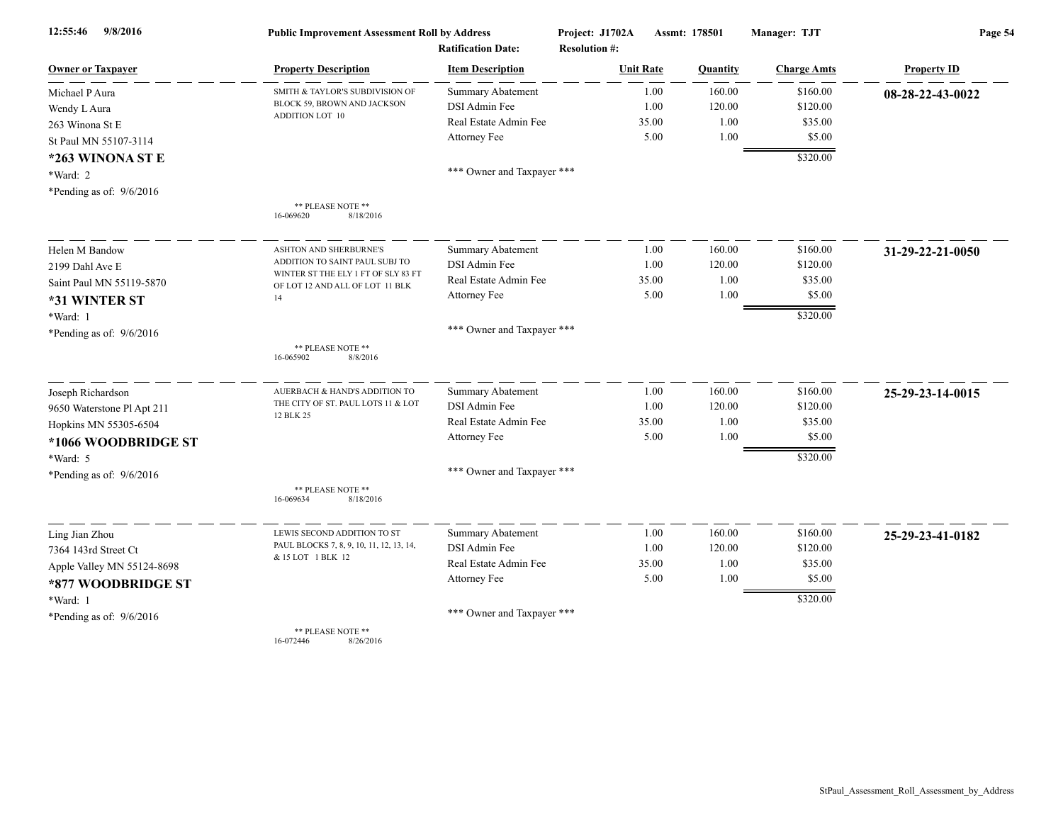**Public Improvement Assessment Roll by Address** — Project: J1702A — Assmt: 178501 — Manager: TJT — Ratification Date: — Resolution #:

| Owner or Taxpayer | Property Description | Item Description | Unit Rate | Quantity | Charge Amts | Property ID |
|---|---|---|---|---|---|---|
| Michael P Aura<br>Wendy L Aura<br>263 Winona St E<br>St Paul MN 55107-3114<br>**\*263 WINONA ST E**<br>\*Ward: 2<br>\*Pending as of: 9/6/2016 | SMITH & TAYLOR'S SUBDIVISION OF BLOCK 59, BROWN AND JACKSON ADDITION LOT 10<br><br>\*\* PLEASE NOTE \*\*<br>16-069620 8/18/2016 | Summary Abatement<br>DSI Admin Fee<br>Real Estate Admin Fee<br>Attorney Fee<br><br>\*\*\* Owner and Taxpayer \*\*\* | 1.00<br>1.00<br>35.00<br>5.00 | 160.00<br>120.00<br>1.00<br>1.00 | $160.00<br>$120.00<br>$35.00<br>$5.00<br>$320.00 | **08-28-22-43-0022** |
| Helen M Bandow<br>2199 Dahl Ave E<br>Saint Paul MN 55119-5870<br>**\*31 WINTER ST**<br>\*Ward: 1<br>\*Pending as of: 9/6/2016 | ASHTON AND SHERBURNE'S ADDITION TO SAINT PAUL SUBJ TO WINTER ST THE ELY 1 FT OF SLY 83 FT OF LOT 12 AND ALL OF LOT 11 BLK 14<br><br>\*\* PLEASE NOTE \*\*<br>16-065902 8/8/2016 | Summary Abatement<br>DSI Admin Fee<br>Real Estate Admin Fee<br>Attorney Fee<br><br>\*\*\* Owner and Taxpayer \*\*\* | 1.00<br>1.00<br>35.00<br>5.00 | 160.00<br>120.00<br>1.00<br>1.00 | $160.00<br>$120.00<br>$35.00<br>$5.00<br>$320.00 | **31-29-22-21-0050** |
| Joseph Richardson<br>9650 Waterstone Pl Apt 211<br>Hopkins MN 55305-6504<br>**\*1066 WOODBRIDGE ST**<br>\*Ward: 5<br>\*Pending as of: 9/6/2016 | AUERBACH & HAND'S ADDITION TO THE CITY OF ST. PAUL LOTS 11 & LOT 12 BLK 25<br><br>\*\* PLEASE NOTE \*\*<br>16-069634 8/18/2016 | Summary Abatement<br>DSI Admin Fee<br>Real Estate Admin Fee<br>Attorney Fee<br><br>\*\*\* Owner and Taxpayer \*\*\* | 1.00<br>1.00<br>35.00<br>5.00 | 160.00<br>120.00<br>1.00<br>1.00 | $160.00<br>$120.00<br>$35.00<br>$5.00<br>$320.00 | **25-29-23-14-0015** |
| Ling Jian Zhou<br>7364 143rd Street Ct<br>Apple Valley MN 55124-8698<br>**\*877 WOODBRIDGE ST**<br>\*Ward: 1<br>\*Pending as of: 9/6/2016 | LEWIS SECOND ADDITION TO ST PAUL BLOCKS 7, 8, 9, 10, 11, 12, 13, 14, & 15 LOT 1 BLK 12<br><br>\*\* PLEASE NOTE \*\*<br>16-072446 8/26/2016 | Summary Abatement<br>DSI Admin Fee<br>Real Estate Admin Fee<br>Attorney Fee<br><br>\*\*\* Owner and Taxpayer \*\*\* | 1.00<br>1.00<br>35.00<br>5.00 | 160.00<br>120.00<br>1.00<br>1.00 | $160.00<br>$120.00<br>$35.00<br>$5.00<br>$320.00 | **25-29-23-41-0182** |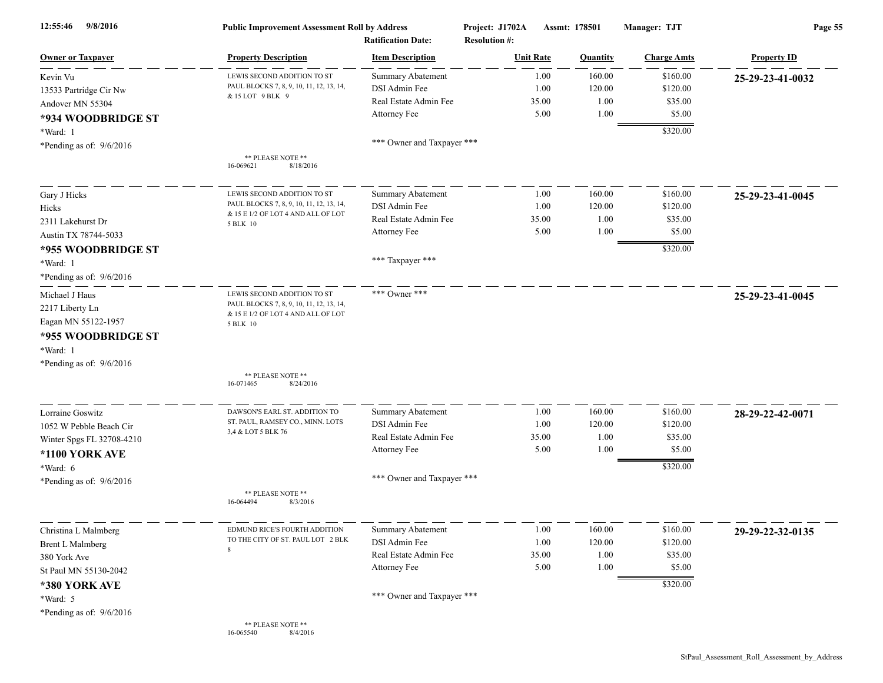**Public Improvement Assessment Roll by Address** — Project: J1702A — Assmt: 178501 — Manager: TJT
Ratification Date: — Resolution #:

| Owner or Taxpayer | Property Description | Item Description | Unit Rate | Quantity | Charge Amts | Property ID |
|---|---|---|---|---|---|---|
| Kevin Vu<br>13533 Partridge Cir Nw<br>Andover MN 55304<br>**\*934 WOODBRIDGE ST**<br>\*Ward: 1<br>\*Pending as of: 9/6/2016 | LEWIS SECOND ADDITION TO ST PAUL BLOCKS 7, 8, 9, 10, 11, 12, 13, 14, & 15 LOT 9 BLK 9<br>\*\* PLEASE NOTE \*\*<br>16-069621 8/18/2016 | Summary Abatement<br>DSI Admin Fee<br>Real Estate Admin Fee<br>Attorney Fee<br><br>\*\*\* Owner and Taxpayer \*\*\* | 1.00<br>1.00<br>35.00<br>5.00 | 160.00<br>120.00<br>1.00<br>1.00 | $160.00<br>$120.00<br>$35.00<br>$5.00<br>**$320.00** | **25-29-23-41-0032** |
| Gary J Hicks<br>Hicks<br>2311 Lakehurst Dr<br>Austin TX 78744-5033<br>**\*955 WOODBRIDGE ST**<br>\*Ward: 1<br>\*Pending as of: 9/6/2016 | LEWIS SECOND ADDITION TO ST PAUL BLOCKS 7, 8, 9, 10, 11, 12, 13, 14, & 15 E 1/2 OF LOT 4 AND ALL OF LOT 5 BLK 10 | Summary Abatement<br>DSI Admin Fee<br>Real Estate Admin Fee<br>Attorney Fee<br><br>\*\*\* Taxpayer \*\*\* | 1.00<br>1.00<br>35.00<br>5.00 | 160.00<br>120.00<br>1.00<br>1.00 | $160.00<br>$120.00<br>$35.00<br>$5.00<br>**$320.00** | **25-29-23-41-0045** |
| Michael J Haus<br>2217 Liberty Ln<br>Eagan MN 55122-1957<br>**\*955 WOODBRIDGE ST**<br>\*Ward: 1<br>\*Pending as of: 9/6/2016 | LEWIS SECOND ADDITION TO ST PAUL BLOCKS 7, 8, 9, 10, 11, 12, 13, 14, & 15 E 1/2 OF LOT 4 AND ALL OF LOT 5 BLK 10<br>\*\* PLEASE NOTE \*\*<br>16-071465 8/24/2016 | \*\*\* Owner \*\*\* | | | | **25-29-23-41-0045** |
| Lorraine Goswitz<br>1052 W Pebble Beach Cir<br>Winter Spgs FL 32708-4210<br>**\*1100 YORK AVE**<br>\*Ward: 6<br>\*Pending as of: 9/6/2016 | DAWSON'S EARL ST. ADDITION TO ST. PAUL, RAMSEY CO., MINN. LOTS 3,4 & LOT 5 BLK 76<br>\*\* PLEASE NOTE \*\*<br>16-064494 8/3/2016 | Summary Abatement<br>DSI Admin Fee<br>Real Estate Admin Fee<br>Attorney Fee<br><br>\*\*\* Owner and Taxpayer \*\*\* | 1.00<br>1.00<br>35.00<br>5.00 | 160.00<br>120.00<br>1.00<br>1.00 | $160.00<br>$120.00<br>$35.00<br>$5.00<br>**$320.00** | **28-29-22-42-0071** |
| Christina L Malmberg<br>Brent L Malmberg<br>380 York Ave<br>St Paul MN 55130-2042<br>**\*380 YORK AVE**<br>\*Ward: 5<br>\*Pending as of: 9/6/2016 | EDMUND RICE'S FOURTH ADDITION TO THE CITY OF ST. PAUL LOT 2 BLK 8<br>\*\* PLEASE NOTE \*\*<br>16-065540 8/4/2016 | Summary Abatement<br>DSI Admin Fee<br>Real Estate Admin Fee<br>Attorney Fee<br><br>\*\*\* Owner and Taxpayer \*\*\* | 1.00<br>1.00<br>35.00<br>5.00 | 160.00<br>120.00<br>1.00<br>1.00 | $160.00<br>$120.00<br>$35.00<br>$5.00<br>**$320.00** | **29-29-22-32-0135** |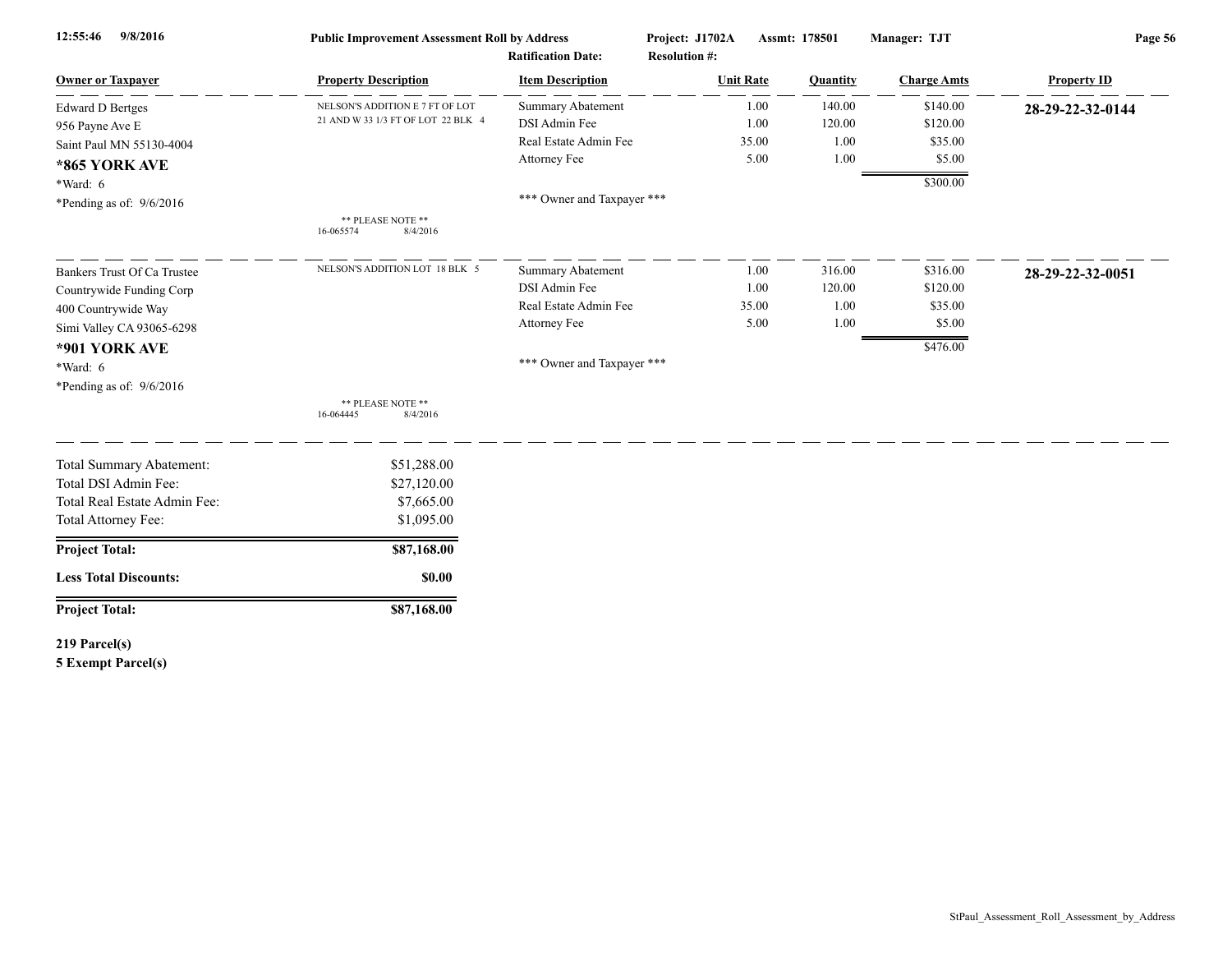**Public Improvement Assessment Roll by Address**

Project: J1702A Assmt: 178501 Manager: TJT

Ratification Date: Resolution #:

| Owner or Taxpayer | Property Description | Item Description | Unit Rate | Quantity | Charge Amts | Property ID |
|---|---|---|---|---|---|---|
| Edward D Bertges<br>956 Payne Ave E<br>Saint Paul MN 55130-4004<br>**\*865 YORK AVE**<br>\*Ward: 6<br>\*Pending as of: 9/6/2016 | NELSON'S ADDITION E 7 FT OF LOT 21 AND W 33 1/3 FT OF LOT 22 BLK 4<br>** PLEASE NOTE **<br>16-065574 8/4/2016 | Summary Abatement<br>DSI Admin Fee<br>Real Estate Admin Fee<br>Attorney Fee<br>*** Owner and Taxpayer *** | 1.00<br>1.00<br>35.00<br>5.00 | 140.00<br>120.00<br>1.00<br>1.00 | $140.00<br>$120.00<br>$35.00<br>$5.00<br>$300.00 | **28-29-22-32-0144** |
| Bankers Trust Of Ca Trustee<br>Countrywide Funding Corp<br>400 Countrywide Way<br>Simi Valley CA 93065-6298<br>**\*901 YORK AVE**<br>\*Ward: 6<br>\*Pending as of: 9/6/2016 | NELSON'S ADDITION LOT 18 BLK 5<br>** PLEASE NOTE **<br>16-064445 8/4/2016 | Summary Abatement<br>DSI Admin Fee<br>Real Estate Admin Fee<br>Attorney Fee<br>*** Owner and Taxpayer *** | 1.00<br>1.00<br>35.00<br>5.00 | 316.00<br>120.00<br>1.00<br>1.00 | $316.00<br>$120.00<br>$35.00<br>$5.00<br>$476.00 | **28-29-22-32-0051** |

| | |
|---|---|
| Total Summary Abatement: | $51,288.00 |
| Total DSI Admin Fee: | $27,120.00 |
| Total Real Estate Admin Fee: | $7,665.00 |
| Total Attorney Fee: | $1,095.00 |
| **Project Total:** | **$87,168.00** |
| **Less Total Discounts:** | **$0.00** |
| **Project Total:** | **$87,168.00** |

**219 Parcel(s)**
**5 Exempt Parcel(s)**